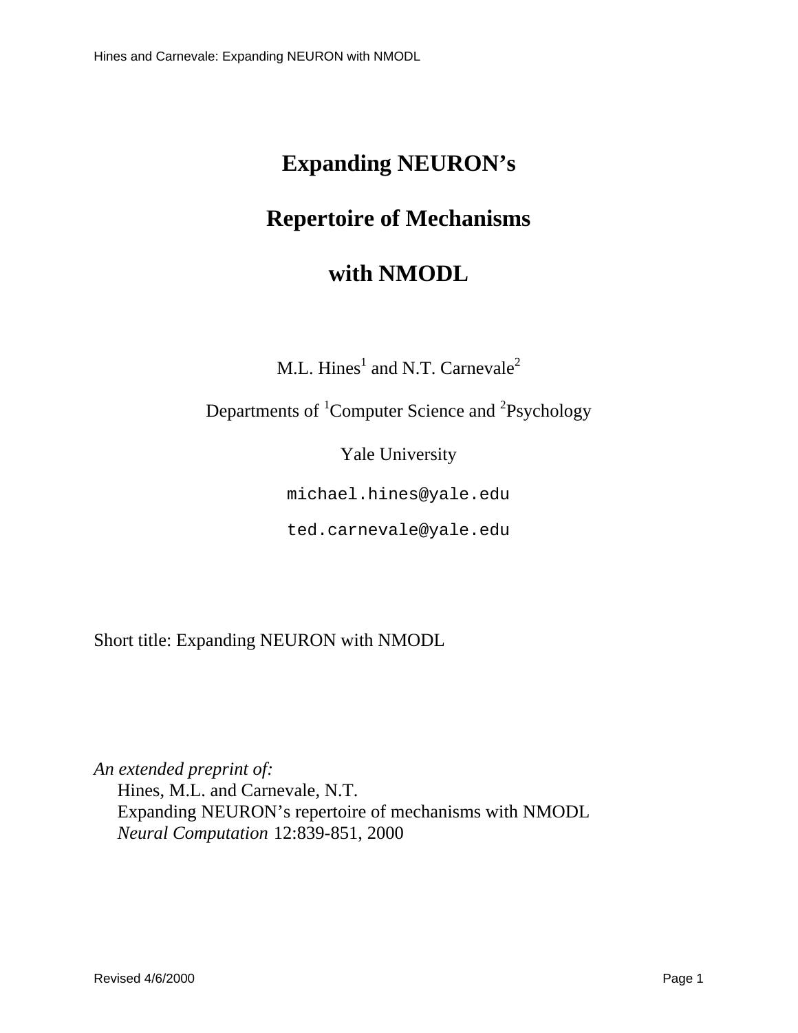# Expanding NEURON's Repertoire of Mechanisms with NMODL

M.L. Hines[1] and N.T. Carnevale[2]

Departments of [1]Computer Science and [2]Psychology

Yale University

`michael.hines@yale.edu`

`ted.carnevale@yale.edu`

Short title: Expanding NEURON with NMODL

*An extended preprint of:*

Hines, M.L. and Carnevale, N.T.
Expanding NEURON's repertoire of mechanisms with NMODL
*Neural Computation* 12:839-851, 2000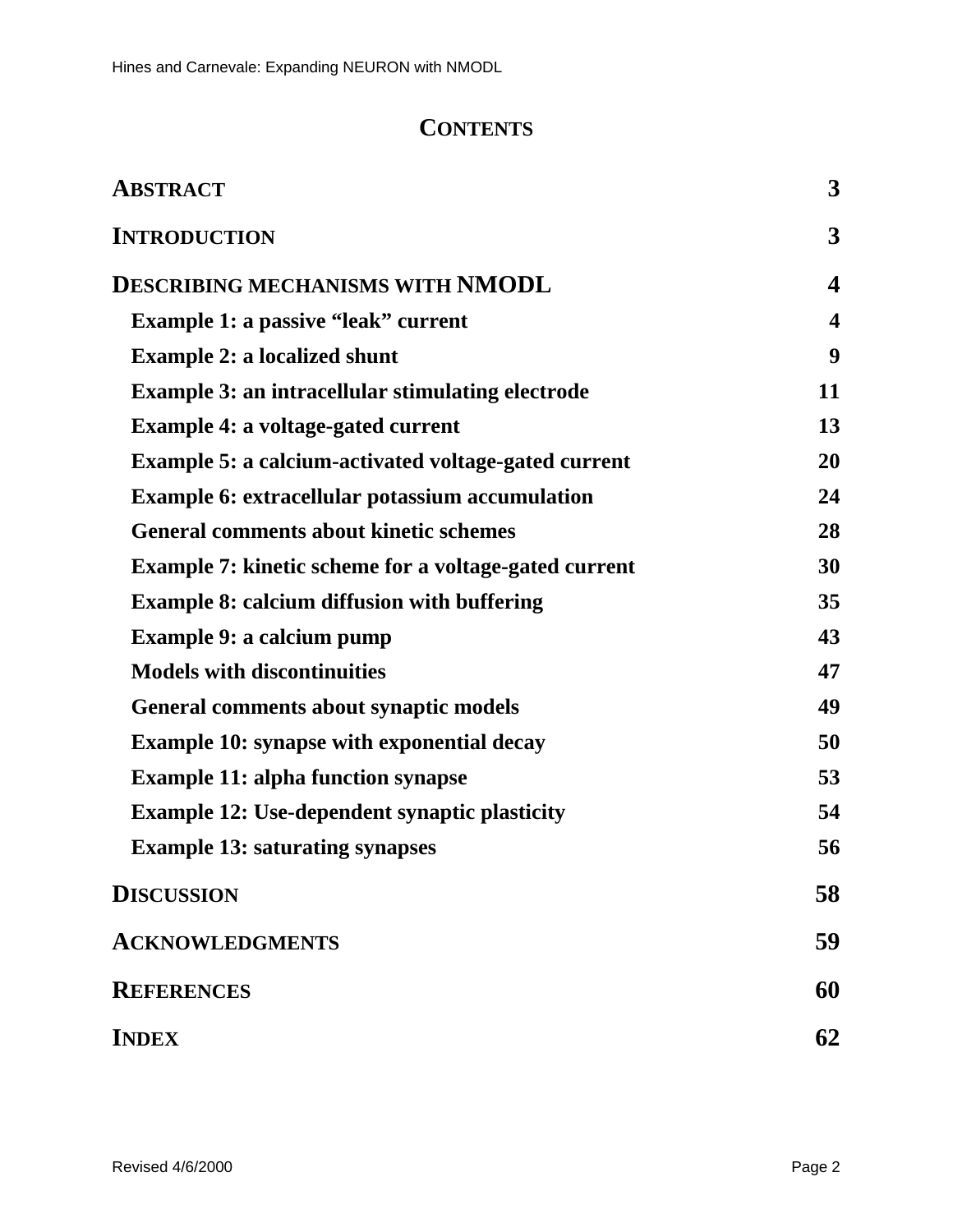# CONTENTS

| | |
|---|---|
| **ABSTRACT** | **3** |
| **INTRODUCTION** | **3** |
| **DESCRIBING MECHANISMS WITH NMODL** | **4** |
| **Example 1: a passive “leak” current** | **4** |
| **Example 2: a localized shunt** | **9** |
| **Example 3: an intracellular stimulating electrode** | **11** |
| **Example 4: a voltage-gated current** | **13** |
| **Example 5: a calcium-activated voltage-gated current** | **20** |
| **Example 6: extracellular potassium accumulation** | **24** |
| **General comments about kinetic schemes** | **28** |
| **Example 7: kinetic scheme for a voltage-gated current** | **30** |
| **Example 8: calcium diffusion with buffering** | **35** |
| **Example 9: a calcium pump** | **43** |
| **Models with discontinuities** | **47** |
| **General comments about synaptic models** | **49** |
| **Example 10: synapse with exponential decay** | **50** |
| **Example 11: alpha function synapse** | **53** |
| **Example 12: Use-dependent synaptic plasticity** | **54** |
| **Example 13: saturating synapses** | **56** |
| **DISCUSSION** | **58** |
| **ACKNOWLEDGMENTS** | **59** |
| **REFERENCES** | **60** |
| **INDEX** | **62** |

Revised 4/6/2000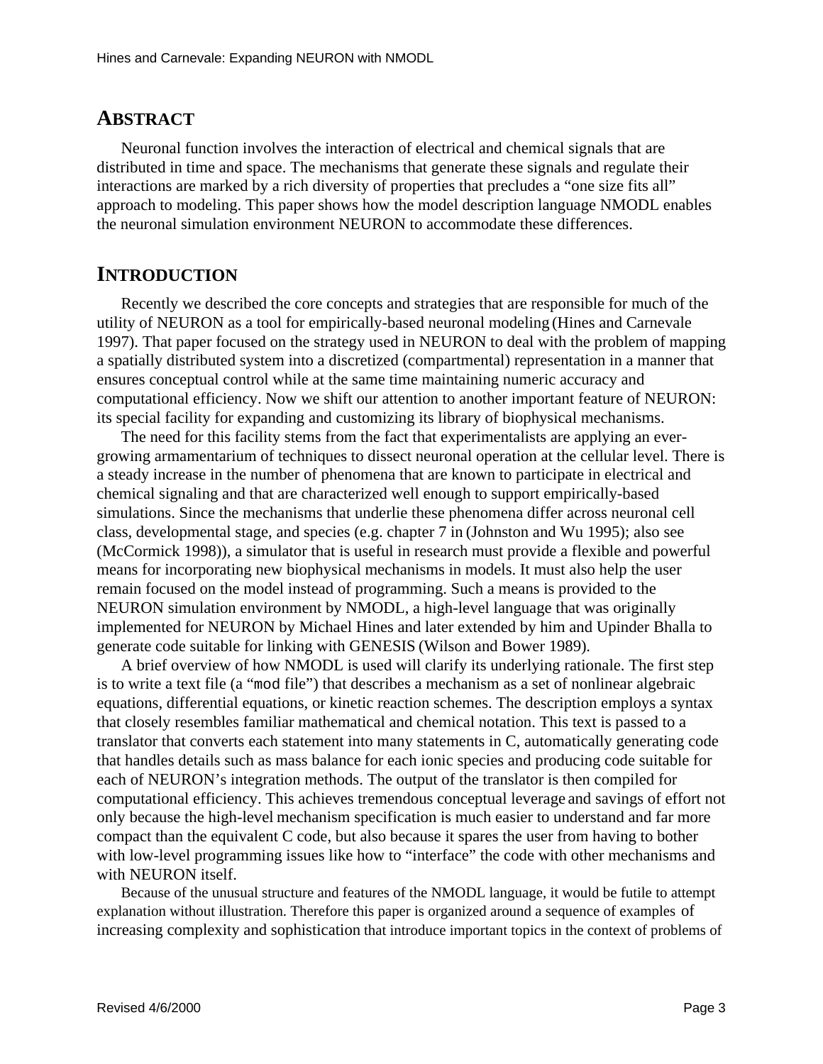## ABSTRACT

Neuronal function involves the interaction of electrical and chemical signals that are distributed in time and space. The mechanisms that generate these signals and regulate their interactions are marked by a rich diversity of properties that precludes a "one size fits all" approach to modeling. This paper shows how the model description language NMODL enables the neuronal simulation environment NEURON to accommodate these differences.

## INTRODUCTION

Recently we described the core concepts and strategies that are responsible for much of the utility of NEURON as a tool for empirically-based neuronal modeling (Hines and Carnevale 1997). That paper focused on the strategy used in NEURON to deal with the problem of mapping a spatially distributed system into a discretized (compartmental) representation in a manner that ensures conceptual control while at the same time maintaining numeric accuracy and computational efficiency. Now we shift our attention to another important feature of NEURON: its special facility for expanding and customizing its library of biophysical mechanisms.

The need for this facility stems from the fact that experimentalists are applying an ever-growing armamentarium of techniques to dissect neuronal operation at the cellular level. There is a steady increase in the number of phenomena that are known to participate in electrical and chemical signaling and that are characterized well enough to support empirically-based simulations. Since the mechanisms that underlie these phenomena differ across neuronal cell class, developmental stage, and species (e.g. chapter 7 in (Johnston and Wu 1995); also see (McCormick 1998)), a simulator that is useful in research must provide a flexible and powerful means for incorporating new biophysical mechanisms in models. It must also help the user remain focused on the model instead of programming. Such a means is provided to the NEURON simulation environment by NMODL, a high-level language that was originally implemented for NEURON by Michael Hines and later extended by him and Upinder Bhalla to generate code suitable for linking with GENESIS (Wilson and Bower 1989).

A brief overview of how NMODL is used will clarify its underlying rationale. The first step is to write a text file (a "`mod` file") that describes a mechanism as a set of nonlinear algebraic equations, differential equations, or kinetic reaction schemes. The description employs a syntax that closely resembles familiar mathematical and chemical notation. This text is passed to a translator that converts each statement into many statements in C, automatically generating code that handles details such as mass balance for each ionic species and producing code suitable for each of NEURON's integration methods. The output of the translator is then compiled for computational efficiency. This achieves tremendous conceptual leverage and savings of effort not only because the high-level mechanism specification is much easier to understand and far more compact than the equivalent C code, but also because it spares the user from having to bother with low-level programming issues like how to "interface" the code with other mechanisms and with NEURON itself.

Because of the unusual structure and features of the NMODL language, it would be futile to attempt explanation without illustration. Therefore this paper is organized around a sequence of examples of increasing complexity and sophistication that introduce important topics in the context of problems of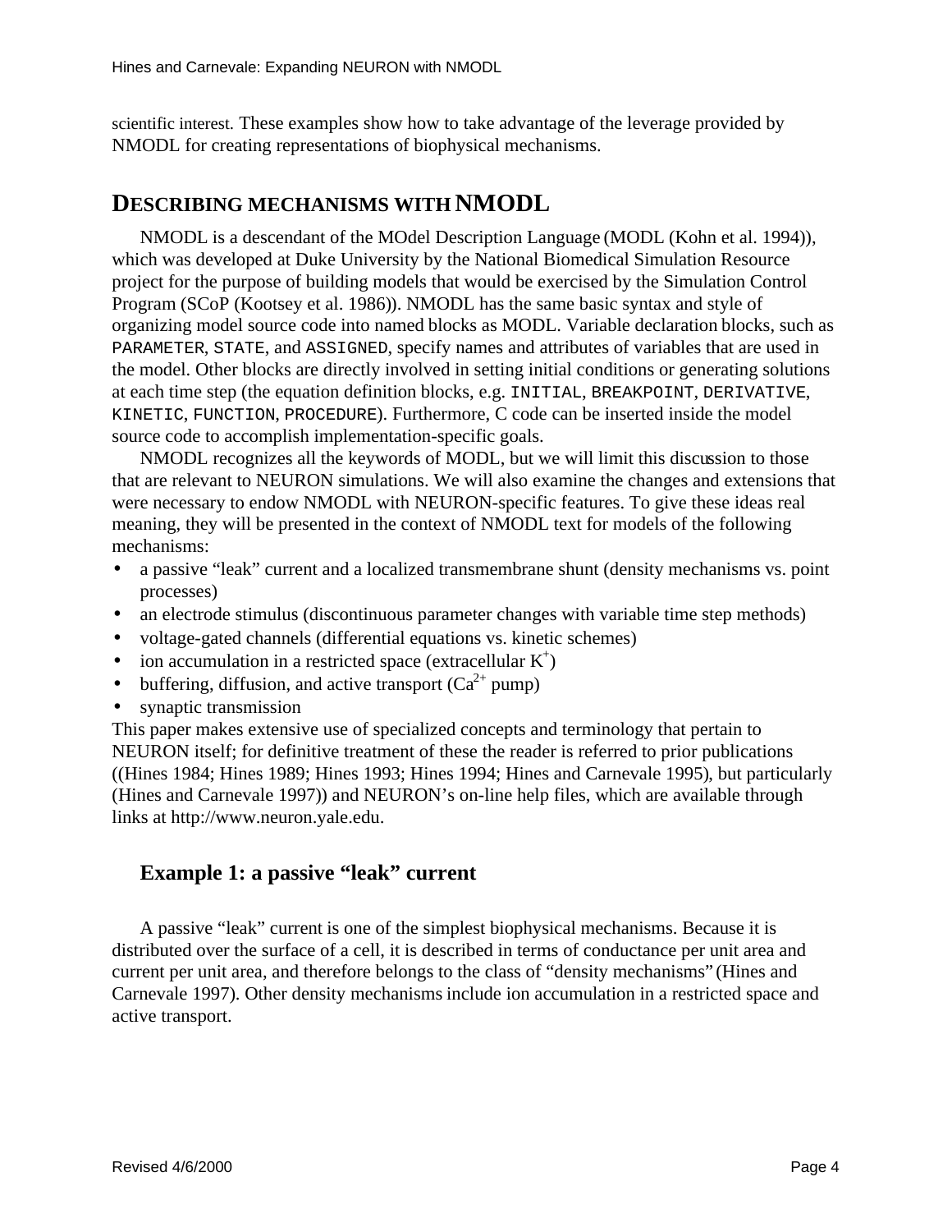scientific interest. These examples show how to take advantage of the leverage provided by NMODL for creating representations of biophysical mechanisms.

## DESCRIBING MECHANISMS WITH NMODL

NMODL is a descendant of the MOdel Description Language (MODL (Kohn et al. 1994)), which was developed at Duke University by the National Biomedical Simulation Resource project for the purpose of building models that would be exercised by the Simulation Control Program (SCoP (Kootsey et al. 1986)). NMODL has the same basic syntax and style of organizing model source code into named blocks as MODL. Variable declaration blocks, such as `PARAMETER`, `STATE`, and `ASSIGNED`, specify names and attributes of variables that are used in the model. Other blocks are directly involved in setting initial conditions or generating solutions at each time step (the equation definition blocks, e.g. `INITIAL`, `BREAKPOINT`, `DERIVATIVE`, `KINETIC`, `FUNCTION`, `PROCEDURE`). Furthermore, C code can be inserted inside the model source code to accomplish implementation-specific goals.

NMODL recognizes all the keywords of MODL, but we will limit this discussion to those that are relevant to NEURON simulations. We will also examine the changes and extensions that were necessary to endow NMODL with NEURON-specific features. To give these ideas real meaning, they will be presented in the context of NMODL text for models of the following mechanisms:

- a passive "leak" current and a localized transmembrane shunt (density mechanisms vs. point processes)
- an electrode stimulus (discontinuous parameter changes with variable time step methods)
- voltage-gated channels (differential equations vs. kinetic schemes)
- ion accumulation in a restricted space (extracellular $K^+$)
- buffering, diffusion, and active transport ($Ca^{2+}$ pump)
- synaptic transmission

This paper makes extensive use of specialized concepts and terminology that pertain to NEURON itself; for definitive treatment of these the reader is referred to prior publications ((Hines 1984; Hines 1989; Hines 1993; Hines 1994; Hines and Carnevale 1995), but particularly (Hines and Carnevale 1997)) and NEURON's on-line help files, which are available through links at http://www.neuron.yale.edu.

### Example 1: a passive "leak" current

A passive "leak" current is one of the simplest biophysical mechanisms. Because it is distributed over the surface of a cell, it is described in terms of conductance per unit area and current per unit area, and therefore belongs to the class of "density mechanisms" (Hines and Carnevale 1997). Other density mechanisms include ion accumulation in a restricted space and active transport.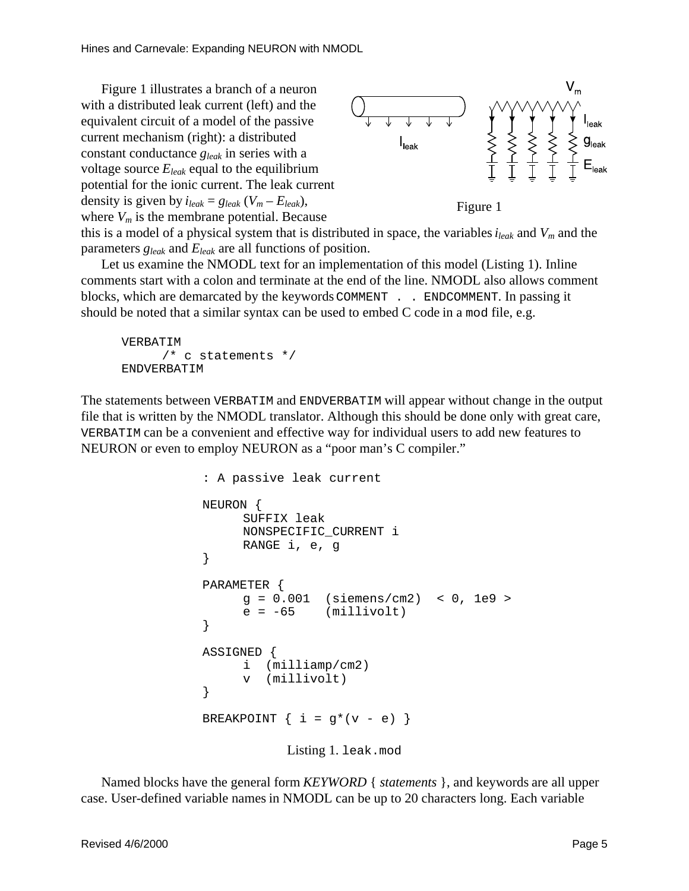Figure 1 illustrates a branch of a neuron with a distributed leak current (left) and the equivalent circuit of a model of the passive current mechanism (right): a distributed constant conductance $g_{leak}$ in series with a voltage source $E_{leak}$ equal to the equilibrium potential for the ionic current. The leak current density is given by $i_{leak} = g_{leak}\,(V_m - E_{leak})$, where $V_m$ is the membrane potential. Because this is a model of a physical system that is distributed in space, the variables $i_{leak}$ and $V_m$ and the parameters $g_{leak}$ and $E_{leak}$ are all functions of position.

Figure 1

Let us examine the NMODL text for an implementation of this model (Listing 1). Inline comments start with a colon and terminate at the end of the line. NMODL also allows comment blocks, which are demarcated by the keywords `COMMENT . . ENDCOMMENT`. In passing it should be noted that a similar syntax can be used to embed C code in a `mod` file, e.g.

```
VERBATIM
      /* c statements */
ENDVERBATIM
```

The statements between `VERBATIM` and `ENDVERBATIM` will appear without change in the output file that is written by the NMODL translator. Although this should be done only with great care, `VERBATIM` can be a convenient and effective way for individual users to add new features to NEURON or even to employ NEURON as a "poor man's C compiler."

```
: A passive leak current

NEURON {
      SUFFIX leak
      NONSPECIFIC_CURRENT i
      RANGE i, e, g
}

PARAMETER {
      g = 0.001  (siemens/cm2)  < 0, 1e9 >
      e = -65    (millivolt)
}

ASSIGNED {
      i  (milliamp/cm2)
      v  (millivolt)
}

BREAKPOINT { i = g*(v - e) }
```

Listing 1. `leak.mod`

Named blocks have the general form *KEYWORD* { *statements* }, and keywords are all upper case. User-defined variable names in NMODL can be up to 20 characters long. Each variable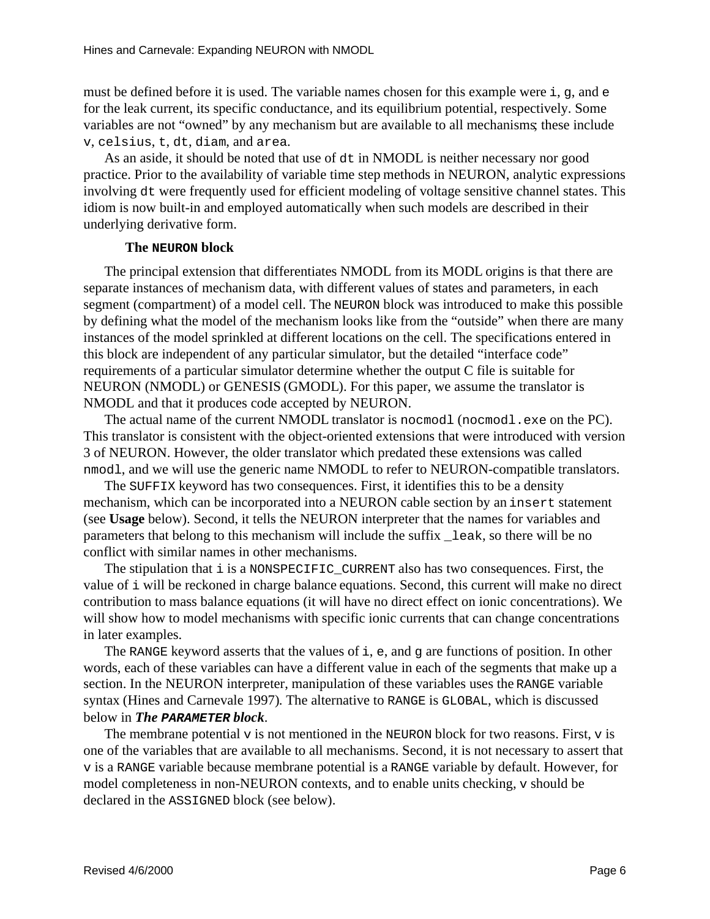must be defined before it is used. The variable names chosen for this example were `i`, `g`, and `e` for the leak current, its specific conductance, and its equilibrium potential, respectively. Some variables are not "owned" by any mechanism but are available to all mechanisms; these include `v`, `celsius`, `t`, `dt`, `diam`, and `area`.

As an aside, it should be noted that use of `dt` in NMODL is neither necessary nor good practice. Prior to the availability of variable time step methods in NEURON, analytic expressions involving `dt` were frequently used for efficient modeling of voltage sensitive channel states. This idiom is now built-in and employed automatically when such models are described in their underlying derivative form.

### The `NEURON` block

The principal extension that differentiates NMODL from its MODL origins is that there are separate instances of mechanism data, with different values of states and parameters, in each segment (compartment) of a model cell. The `NEURON` block was introduced to make this possible by defining what the model of the mechanism looks like from the "outside" when there are many instances of the model sprinkled at different locations on the cell. The specifications entered in this block are independent of any particular simulator, but the detailed "interface code" requirements of a particular simulator determine whether the output C file is suitable for NEURON (NMODL) or GENESIS (GMODL). For this paper, we assume the translator is NMODL and that it produces code accepted by NEURON.

The actual name of the current NMODL translator is `nocmodl` (`nocmodl.exe` on the PC). This translator is consistent with the object-oriented extensions that were introduced with version 3 of NEURON. However, the older translator which predated these extensions was called `nmodl`, and we will use the generic name NMODL to refer to NEURON-compatible translators.

The `SUFFIX` keyword has two consequences. First, it identifies this to be a density mechanism, which can be incorporated into a NEURON cable section by an `insert` statement (see **Usage** below). Second, it tells the NEURON interpreter that the names for variables and parameters that belong to this mechanism will include the suffix `_leak`, so there will be no conflict with similar names in other mechanisms.

The stipulation that `i` is a `NONSPECIFIC_CURRENT` also has two consequences. First, the value of `i` will be reckoned in charge balance equations. Second, this current will make no direct contribution to mass balance equations (it will have no direct effect on ionic concentrations). We will show how to model mechanisms with specific ionic currents that can change concentrations in later examples.

The `RANGE` keyword asserts that the values of `i`, `e`, and `g` are functions of position. In other words, each of these variables can have a different value in each of the segments that make up a section. In the NEURON interpreter, manipulation of these variables uses the `RANGE` variable syntax (Hines and Carnevale 1997). The alternative to `RANGE` is `GLOBAL`, which is discussed below in ***The `PARAMETER` block***.

The membrane potential `v` is not mentioned in the `NEURON` block for two reasons. First, `v` is one of the variables that are available to all mechanisms. Second, it is not necessary to assert that `v` is a `RANGE` variable because membrane potential is a `RANGE` variable by default. However, for model completeness in non-NEURON contexts, and to enable units checking, `v` should be declared in the `ASSIGNED` block (see below).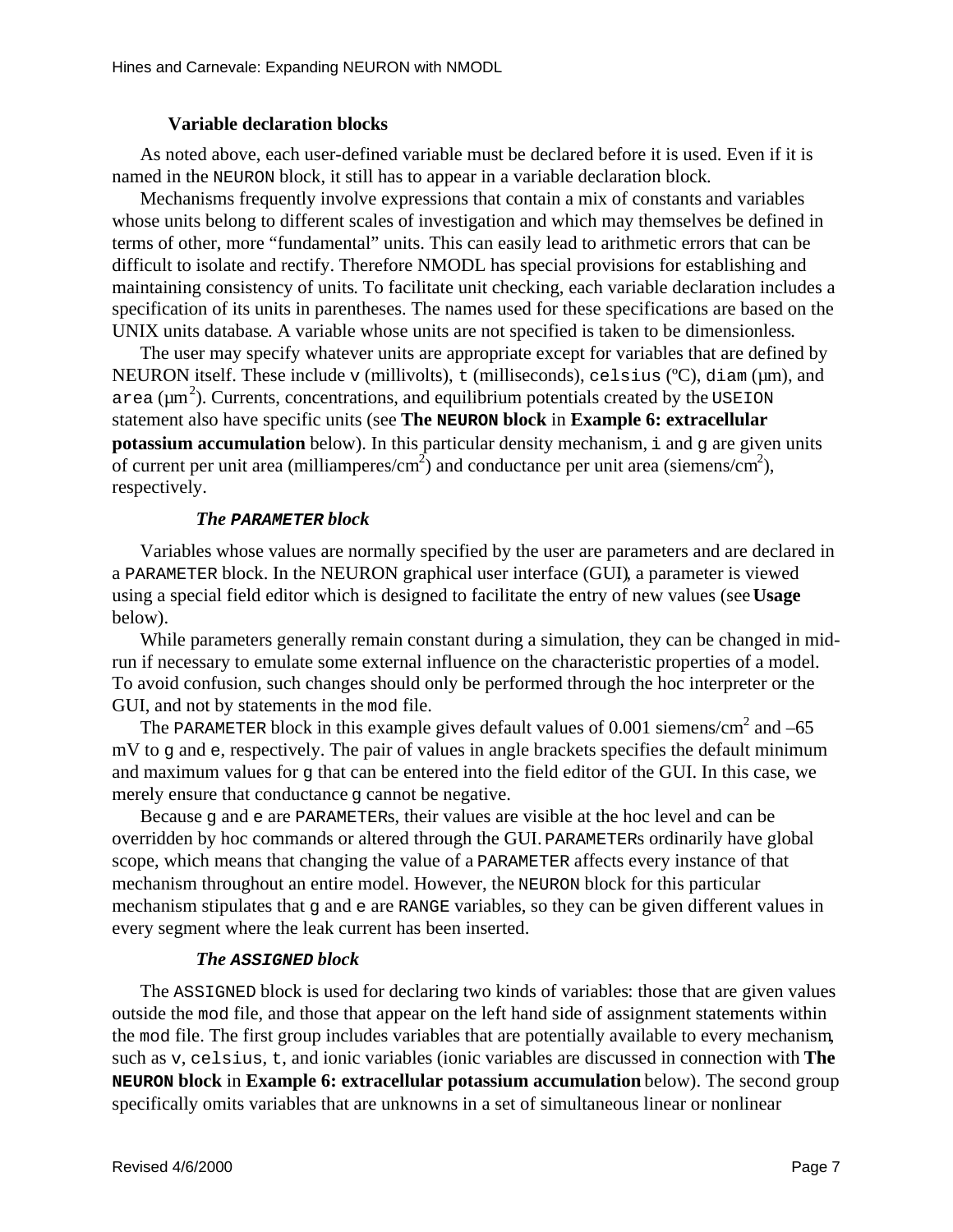### Variable declaration blocks

As noted above, each user-defined variable must be declared before it is used. Even if it is named in the `NEURON` block, it still has to appear in a variable declaration block.

Mechanisms frequently involve expressions that contain a mix of constants and variables whose units belong to different scales of investigation and which may themselves be defined in terms of other, more "fundamental" units. This can easily lead to arithmetic errors that can be difficult to isolate and rectify. Therefore NMODL has special provisions for establishing and maintaining consistency of units. To facilitate unit checking, each variable declaration includes a specification of its units in parentheses. The names used for these specifications are based on the UNIX units database. A variable whose units are not specified is taken to be dimensionless.

The user may specify whatever units are appropriate except for variables that are defined by NEURON itself. These include `v` (millivolts), `t` (milliseconds), `celsius` (ºC), `diam` (µm), and `area` (µm$^2$). Currents, concentrations, and equilibrium potentials created by the `USEION` statement also have specific units (see **The `NEURON` block** in **Example 6: extracellular potassium accumulation** below). In this particular density mechanism, `i` and `g` are given units of current per unit area (milliamperes/cm$^2$) and conductance per unit area (siemens/cm$^2$), respectively.

#### *The `PARAMETER` block*

Variables whose values are normally specified by the user are parameters and are declared in a `PARAMETER` block. In the NEURON graphical user interface (GUI), a parameter is viewed using a special field editor which is designed to facilitate the entry of new values (see **Usage** below).

While parameters generally remain constant during a simulation, they can be changed in mid-run if necessary to emulate some external influence on the characteristic properties of a model. To avoid confusion, such changes should only be performed through the hoc interpreter or the GUI, and not by statements in the `mod` file.

The `PARAMETER` block in this example gives default values of 0.001 siemens/cm$^2$ and –65 mV to `g` and `e`, respectively. The pair of values in angle brackets specifies the default minimum and maximum values for `g` that can be entered into the field editor of the GUI. In this case, we merely ensure that conductance `g` cannot be negative.

Because `g` and `e` are `PARAMETER`s, their values are visible at the hoc level and can be overridden by hoc commands or altered through the GUI. `PARAMETER`s ordinarily have global scope, which means that changing the value of a `PARAMETER` affects every instance of that mechanism throughout an entire model. However, the `NEURON` block for this particular mechanism stipulates that `g` and `e` are `RANGE` variables, so they can be given different values in every segment where the leak current has been inserted.

#### *The `ASSIGNED` block*

The `ASSIGNED` block is used for declaring two kinds of variables: those that are given values outside the `mod` file, and those that appear on the left hand side of assignment statements within the `mod` file. The first group includes variables that are potentially available to every mechanism, such as `v`, `celsius`, `t`, and ionic variables (ionic variables are discussed in connection with **The `NEURON` block** in **Example 6: extracellular potassium accumulation** below). The second group specifically omits variables that are unknowns in a set of simultaneous linear or nonlinear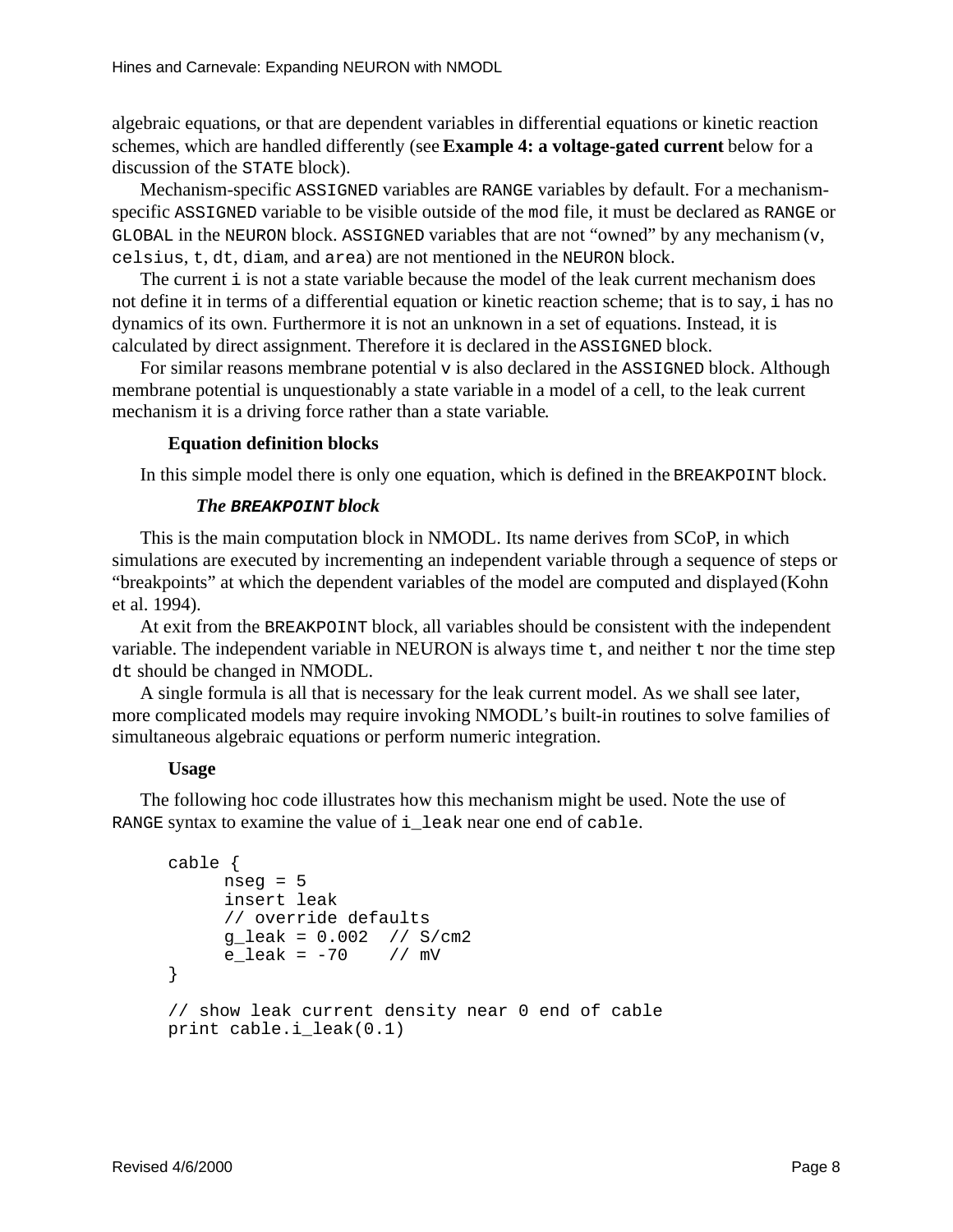algebraic equations, or that are dependent variables in differential equations or kinetic reaction schemes, which are handled differently (see **Example 4: a voltage-gated current** below for a discussion of the `STATE` block).

Mechanism-specific `ASSIGNED` variables are `RANGE` variables by default. For a mechanism-specific `ASSIGNED` variable to be visible outside of the `mod` file, it must be declared as `RANGE` or `GLOBAL` in the `NEURON` block. `ASSIGNED` variables that are not "owned" by any mechanism (`v`, `celsius`, `t`, `dt`, `diam`, and `area`) are not mentioned in the `NEURON` block.

The current `i` is not a state variable because the model of the leak current mechanism does not define it in terms of a differential equation or kinetic reaction scheme; that is to say, `i` has no dynamics of its own. Furthermore it is not an unknown in a set of equations. Instead, it is calculated by direct assignment. Therefore it is declared in the `ASSIGNED` block.

For similar reasons membrane potential `v` is also declared in the `ASSIGNED` block. Although membrane potential is unquestionably a state variable in a model of a cell, to the leak current mechanism it is a driving force rather than a state variable.

### Equation definition blocks

In this simple model there is only one equation, which is defined in the `BREAKPOINT` block.

#### *The `BREAKPOINT` block*

This is the main computation block in NMODL. Its name derives from SCoP, in which simulations are executed by incrementing an independent variable through a sequence of steps or "breakpoints" at which the dependent variables of the model are computed and displayed (Kohn et al. 1994).

At exit from the `BREAKPOINT` block, all variables should be consistent with the independent variable. The independent variable in NEURON is always time `t`, and neither `t` nor the time step `dt` should be changed in NMODL.

A single formula is all that is necessary for the leak current model. As we shall see later, more complicated models may require invoking NMODL's built-in routines to solve families of simultaneous algebraic equations or perform numeric integration.

### Usage

The following hoc code illustrates how this mechanism might be used. Note the use of `RANGE` syntax to examine the value of `i_leak` near one end of `cable`.

```
cable {
      nseg = 5
      insert leak
      // override defaults
      g_leak = 0.002  // S/cm2
      e_leak = -70    // mV
}

// show leak current density near 0 end of cable
print cable.i_leak(0.1)
```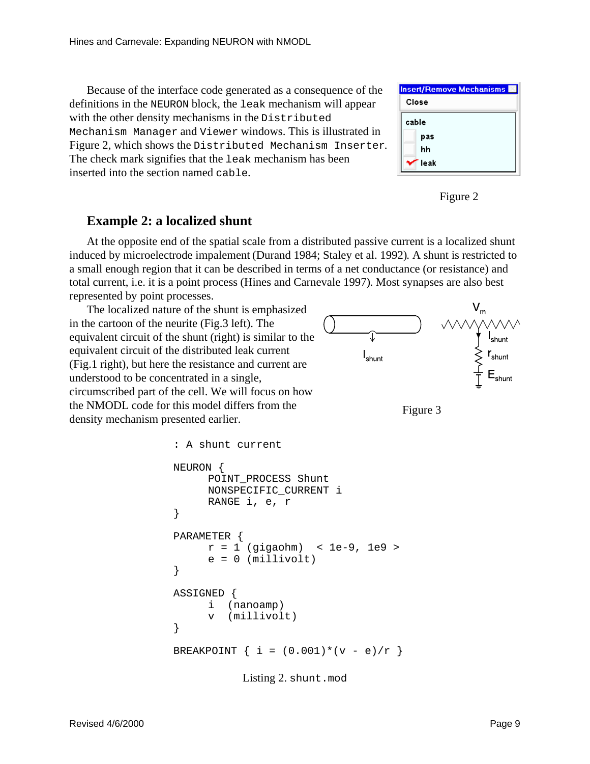Because of the interface code generated as a consequence of the definitions in the `NEURON` block, the `leak` mechanism will appear with the other density mechanisms in the `Distributed Mechanism Manager` and `Viewer` windows. This is illustrated in Figure 2, which shows the `Distributed Mechanism Inserter`. The check mark signifies that the `leak` mechanism has been inserted into the section named `cable`.

Figure 2

## Example 2: a localized shunt

At the opposite end of the spatial scale from a distributed passive current is a localized shunt induced by microelectrode impalement (Durand 1984; Staley et al. 1992). A shunt is restricted to a small enough region that it can be described in terms of a net conductance (or resistance) and total current, i.e. it is a point process (Hines and Carnevale 1997). Most synapses are also best represented by point processes.

The localized nature of the shunt is emphasized in the cartoon of the neurite (Fig.3 left). The equivalent circuit of the shunt (right) is similar to the equivalent circuit of the distributed leak current (Fig.1 right), but here the resistance and current are understood to be concentrated in a single, circumscribed part of the cell. We will focus on how the NMODL code for this model differs from the density mechanism presented earlier.

Figure 3

```
: A shunt current

NEURON {
      POINT_PROCESS Shunt
      NONSPECIFIC_CURRENT i
      RANGE i, e, r
}

PARAMETER {
      r = 1 (gigaohm)  < 1e-9, 1e9 >
      e = 0 (millivolt)
}

ASSIGNED {
      i  (nanoamp)
      v  (millivolt)
}

BREAKPOINT { i = (0.001)*(v - e)/r }
```

Listing 2. `shunt.mod`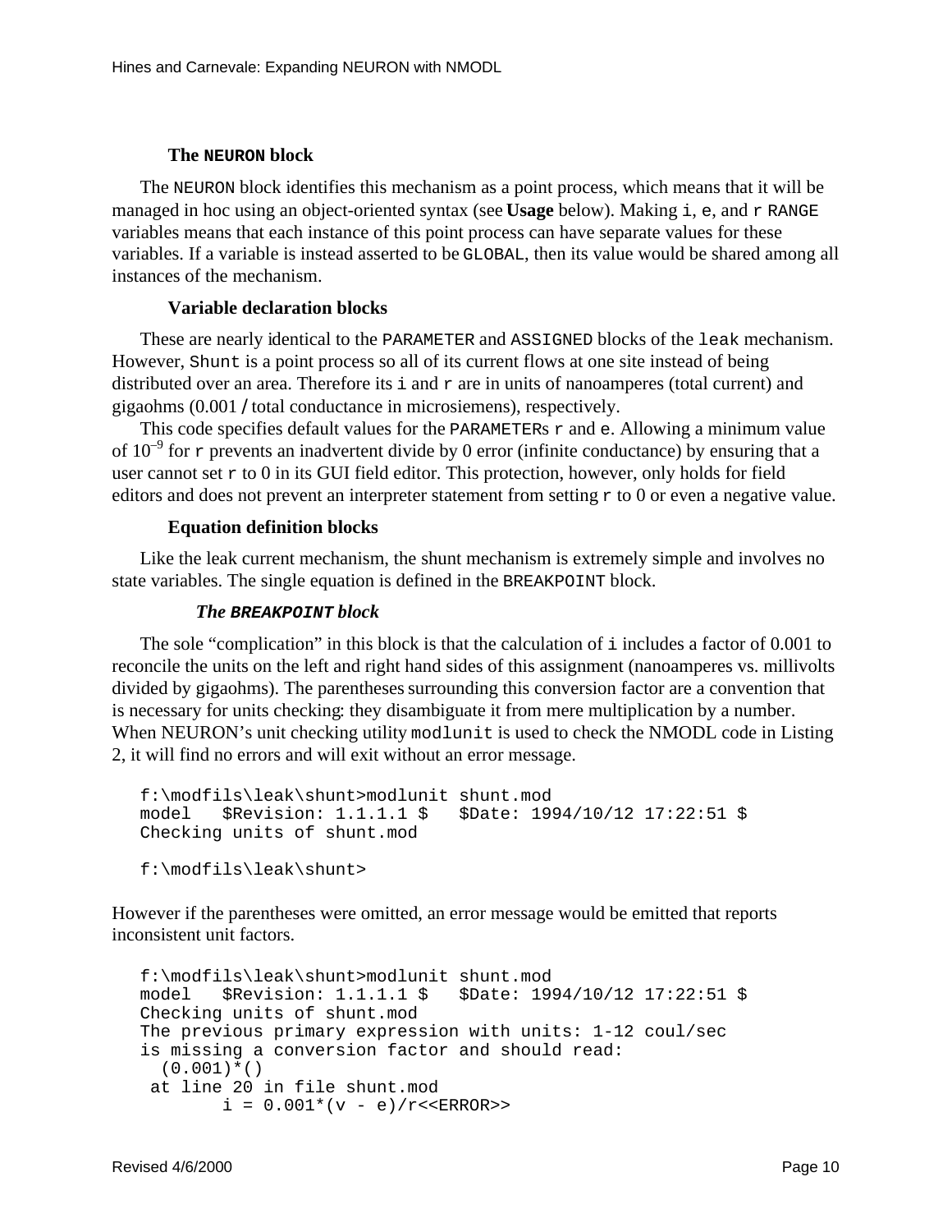### The `NEURON` block

The `NEURON` block identifies this mechanism as a point process, which means that it will be managed in hoc using an object-oriented syntax (see **Usage** below). Making `i`, `e`, and `r` `RANGE` variables means that each instance of this point process can have separate values for these variables. If a variable is instead asserted to be `GLOBAL`, then its value would be shared among all instances of the mechanism.

### Variable declaration blocks

These are nearly identical to the `PARAMETER` and `ASSIGNED` blocks of the `leak` mechanism. However, `Shunt` is a point process so all of its current flows at one site instead of being distributed over an area. Therefore its `i` and `r` are in units of nanoamperes (total current) and gigaohms (0.001 / total conductance in microsiemens), respectively.

This code specifies default values for the `PARAMETER`s `r` and `e`. Allowing a minimum value of $10^{-9}$ for `r` prevents an inadvertent divide by 0 error (infinite conductance) by ensuring that a user cannot set `r` to 0 in its GUI field editor. This protection, however, only holds for field editors and does not prevent an interpreter statement from setting `r` to 0 or even a negative value.

### Equation definition blocks

Like the leak current mechanism, the shunt mechanism is extremely simple and involves no state variables. The single equation is defined in the `BREAKPOINT` block.

#### *The `BREAKPOINT` block*

The sole "complication" in this block is that the calculation of `i` includes a factor of 0.001 to reconcile the units on the left and right hand sides of this assignment (nanoamperes vs. millivolts divided by gigaohms). The parentheses surrounding this conversion factor are a convention that is necessary for units checking: they disambiguate it from mere multiplication by a number. When NEURON's unit checking utility `modlunit` is used to check the NMODL code in Listing 2, it will find no errors and will exit without an error message.

```
f:\modfils\leak\shunt>modlunit shunt.mod
model   $Revision: 1.1.1.1 $   $Date: 1994/10/12 17:22:51 $
Checking units of shunt.mod

f:\modfils\leak\shunt>
```

However if the parentheses were omitted, an error message would be emitted that reports inconsistent unit factors.

```
f:\modfils\leak\shunt>modlunit shunt.mod
model   $Revision: 1.1.1.1 $   $Date: 1994/10/12 17:22:51 $
Checking units of shunt.mod
The previous primary expression with units: 1-12 coul/sec
is missing a conversion factor and should read:
  (0.001)*()
 at line 20 in file shunt.mod
        i = 0.001*(v - e)/r<<ERROR>>
```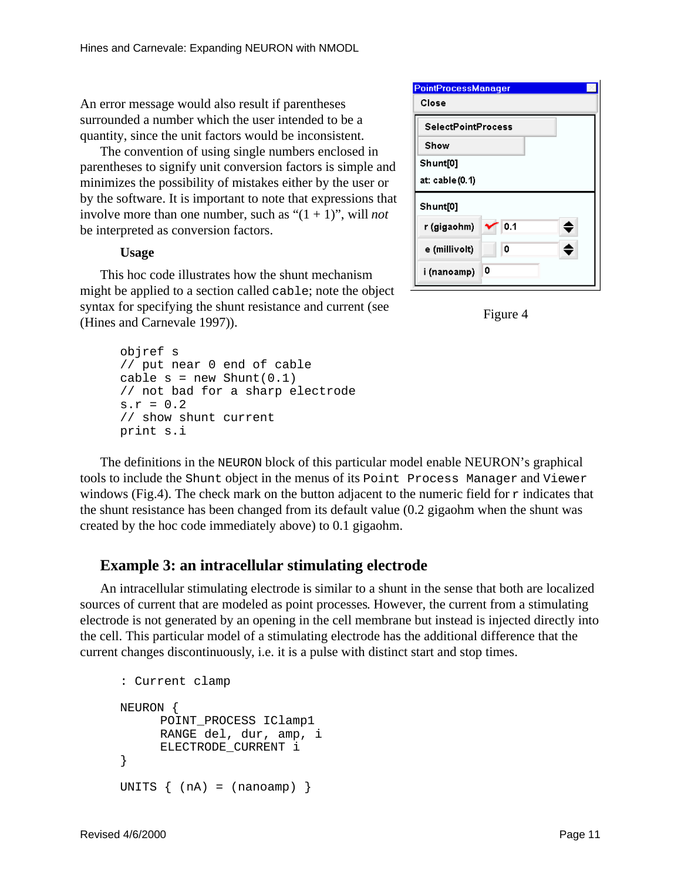An error message would also result if parentheses surrounded a number which the user intended to be a quantity, since the unit factors would be inconsistent.

The convention of using single numbers enclosed in parentheses to signify unit conversion factors is simple and minimizes the possibility of mistakes either by the user or by the software. It is important to note that expressions that involve more than one number, such as "(1 + 1)", will *not* be interpreted as conversion factors.

### Usage

This hoc code illustrates how the shunt mechanism might be applied to a section called `cable`; note the object syntax for specifying the shunt resistance and current (see (Hines and Carnevale 1997)).

```
objref s
// put near 0 end of cable
cable s = new Shunt(0.1)
// not bad for a sharp electrode
s.r = 0.2
// show shunt current
print s.i
```

Figure 4

The definitions in the `NEURON` block of this particular model enable NEURON's graphical tools to include the `Shunt` object in the menus of its `Point Process Manager` and `Viewer` windows (Fig.4). The check mark on the button adjacent to the numeric field for `r` indicates that the shunt resistance has been changed from its default value (0.2 gigaohm when the shunt was created by the hoc code immediately above) to 0.1 gigaohm.

## Example 3: an intracellular stimulating electrode

An intracellular stimulating electrode is similar to a shunt in the sense that both are localized sources of current that are modeled as point processes. However, the current from a stimulating electrode is not generated by an opening in the cell membrane but instead is injected directly into the cell. This particular model of a stimulating electrode has the additional difference that the current changes discontinuously, i.e. it is a pulse with distinct start and stop times.

```
: Current clamp

NEURON {
      POINT_PROCESS IClamp1
      RANGE del, dur, amp, i
      ELECTRODE_CURRENT i
}

UNITS { (nA) = (nanoamp) }
```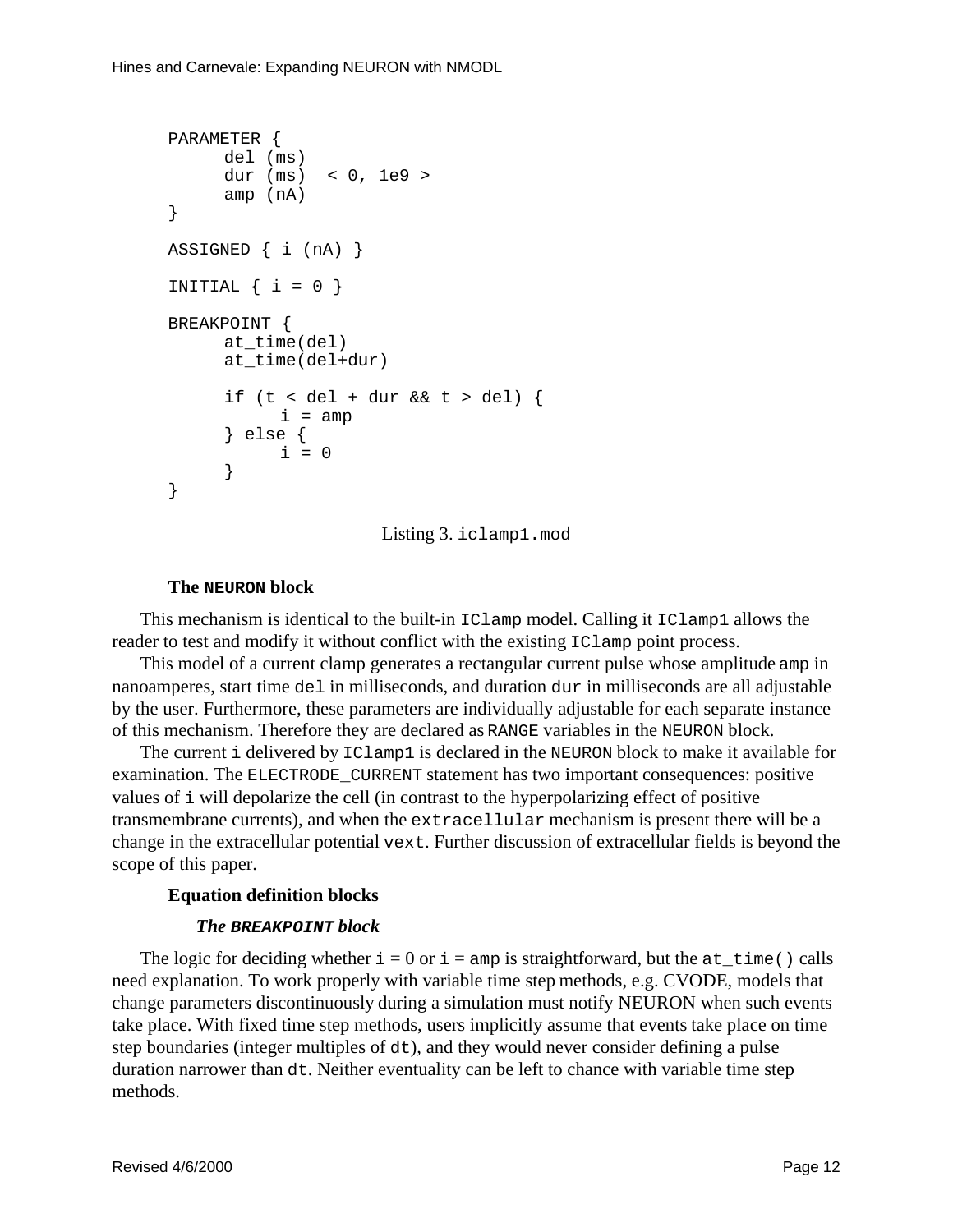```
PARAMETER {
      del (ms)
      dur (ms)  < 0, 1e9 >
      amp (nA)
}

ASSIGNED { i (nA) }

INITIAL { i = 0 }

BREAKPOINT {
      at_time(del)
      at_time(del+dur)

      if (t < del + dur && t > del) {
            i = amp
      } else {
            i = 0
      }
}
```

Listing 3. `iclamp1.mod`

### The `NEURON` block

This mechanism is identical to the built-in `IClamp` model. Calling it `IClamp1` allows the reader to test and modify it without conflict with the existing `IClamp` point process.

This model of a current clamp generates a rectangular current pulse whose amplitude `amp` in nanoamperes, start time `del` in milliseconds, and duration `dur` in milliseconds are all adjustable by the user. Furthermore, these parameters are individually adjustable for each separate instance of this mechanism. Therefore they are declared as `RANGE` variables in the `NEURON` block.

The current `i` delivered by `IClamp1` is declared in the `NEURON` block to make it available for examination. The `ELECTRODE_CURRENT` statement has two important consequences: positive values of `i` will depolarize the cell (in contrast to the hyperpolarizing effect of positive transmembrane currents), and when the `extracellular` mechanism is present there will be a change in the extracellular potential `vext`. Further discussion of extracellular fields is beyond the scope of this paper.

### Equation definition blocks

#### *The `BREAKPOINT` block*

The logic for deciding whether `i` = 0 or `i` = `amp` is straightforward, but the `at_time()` calls need explanation. To work properly with variable time step methods, e.g. CVODE, models that change parameters discontinuously during a simulation must notify NEURON when such events take place. With fixed time step methods, users implicitly assume that events take place on time step boundaries (integer multiples of `dt`), and they would never consider defining a pulse duration narrower than `dt`. Neither eventuality can be left to chance with variable time step methods.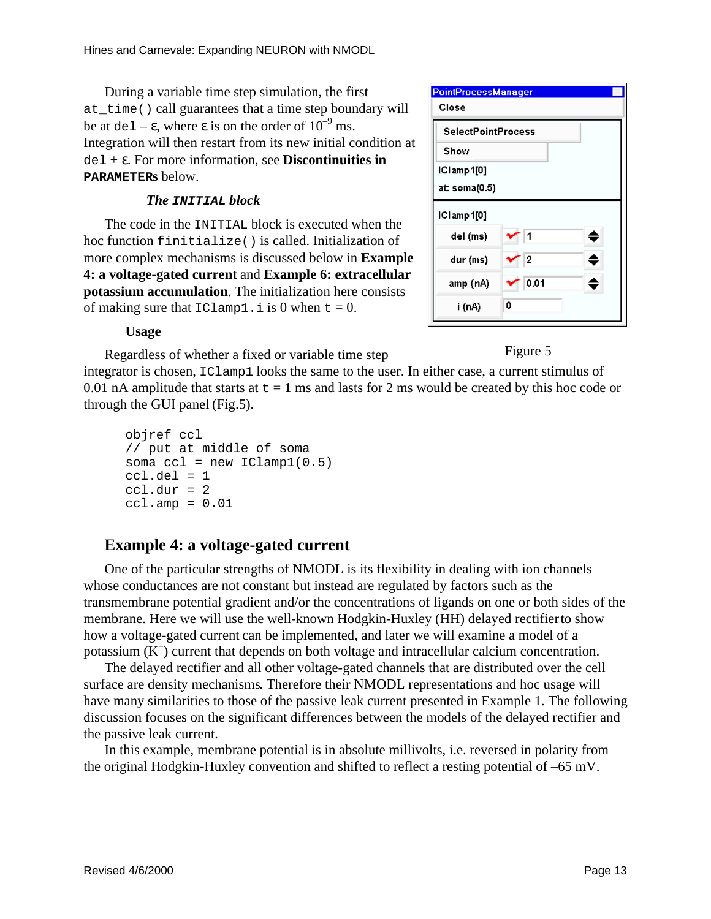During a variable time step simulation, the first `at_time()` call guarantees that a time step boundary will be at `del` – ε, where ε is on the order of $10^{-9}$ ms. Integration will then restart from its new initial condition at `del` + ε. For more information, see **Discontinuities in `PARAMETER`s** below.

### *The `INITIAL` block*

The code in the `INITIAL` block is executed when the hoc function `finitialize()` is called. Initialization of more complex mechanisms is discussed below in **Example 4: a voltage-gated current** and **Example 6: extracellular potassium accumulation**. The initialization here consists of making sure that `IClamp1.i` is 0 when `t` = 0.

PointProcessManager

| | | |
|---|---|---|
| Close | | |
| SelectPointProcess | | |
| Show | | |
| IClamp1[0] | | |
| at: soma(0.5) | | |
| IClamp1[0] | | |
| del (ms) | ✓ | 1 |
| dur (ms) | ✓ | 2 |
| amp (nA) | ✓ | 0.01 |
| i (nA) | | 0 |

Figure 5

#### Usage

Regardless of whether a fixed or variable time step integrator is chosen, `IClamp1` looks the same to the user. In either case, a current stimulus of 0.01 nA amplitude that starts at `t` = 1 ms and lasts for 2 ms would be created by this hoc code or through the GUI panel (Fig.5).

```
objref ccl
// put at middle of soma
soma ccl = new IClamp1(0.5)
ccl.del = 1
ccl.dur = 2
ccl.amp = 0.01
```

## Example 4: a voltage-gated current

One of the particular strengths of NMODL is its flexibility in dealing with ion channels whose conductances are not constant but instead are regulated by factors such as the transmembrane potential gradient and/or the concentrations of ligands on one or both sides of the membrane. Here we will use the well-known Hodgkin-Huxley (HH) delayed rectifier to show how a voltage-gated current can be implemented, and later we will examine a model of a potassium ($K^+$) current that depends on both voltage and intracellular calcium concentration.

The delayed rectifier and all other voltage-gated channels that are distributed over the cell surface are density mechanisms. Therefore their NMODL representations and hoc usage will have many similarities to those of the passive leak current presented in Example 1. The following discussion focuses on the significant differences between the models of the delayed rectifier and the passive leak current.

In this example, membrane potential is in absolute millivolts, i.e. reversed in polarity from the original Hodgkin-Huxley convention and shifted to reflect a resting potential of –65 mV.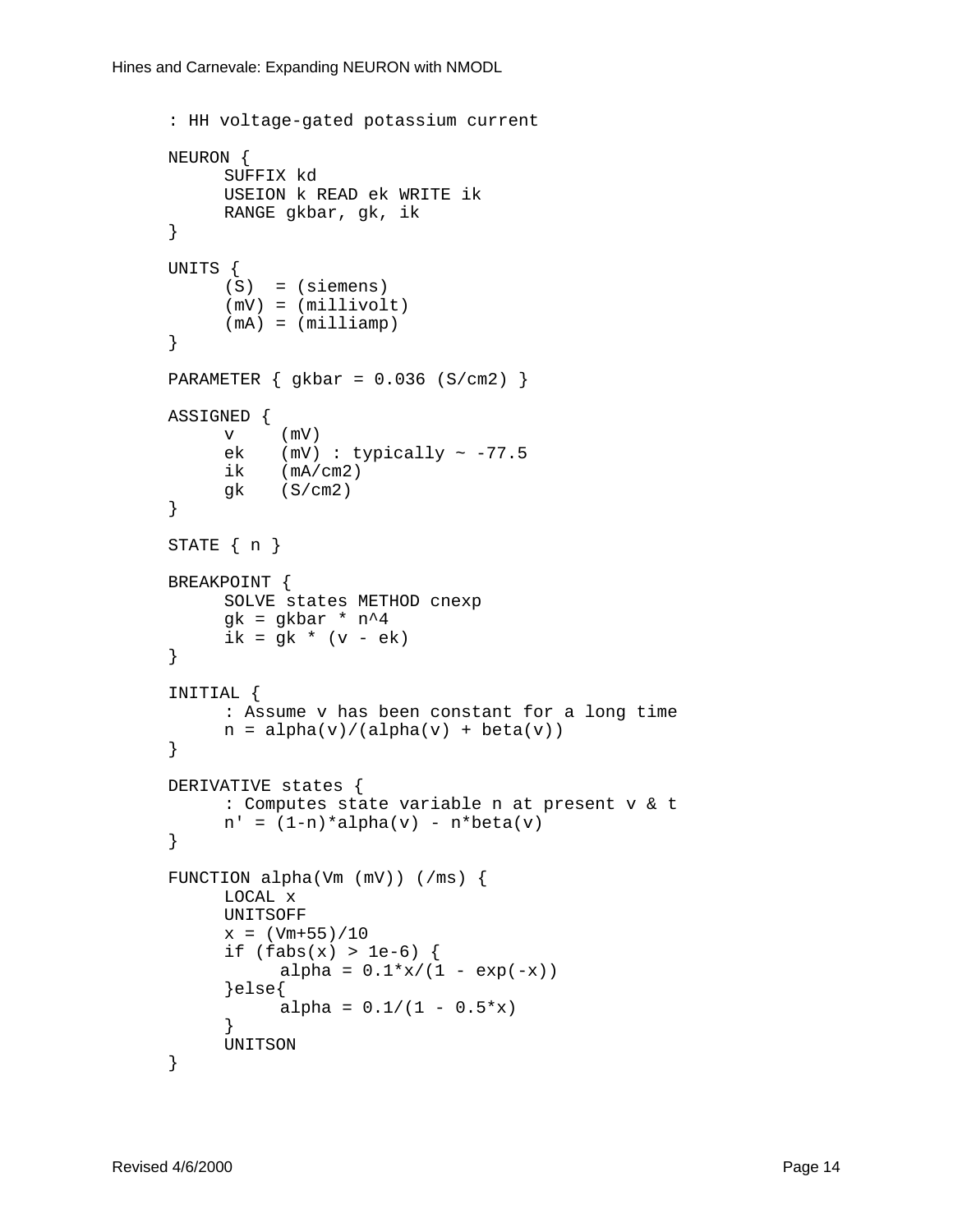```
: HH voltage-gated potassium current

NEURON {
      SUFFIX kd
      USEION k READ ek WRITE ik
      RANGE gkbar, gk, ik
}

UNITS {
      (S)  = (siemens)
      (mV) = (millivolt)
      (mA) = (milliamp)
}

PARAMETER { gkbar = 0.036 (S/cm2) }

ASSIGNED {
      v    (mV)
      ek   (mV) : typically ~ -77.5
      ik   (mA/cm2)
      gk   (S/cm2)
}

STATE { n }

BREAKPOINT {
      SOLVE states METHOD cnexp
      gk = gkbar * n^4
      ik = gk * (v - ek)
}

INITIAL {
      : Assume v has been constant for a long time
      n = alpha(v)/(alpha(v) + beta(v))
}

DERIVATIVE states {
      : Computes state variable n at present v & t
      n' = (1-n)*alpha(v) - n*beta(v)
}

FUNCTION alpha(Vm (mV)) (/ms) {
      LOCAL x
      UNITSOFF
      x = (Vm+55)/10
      if (fabs(x) > 1e-6) {
            alpha = 0.1*x/(1 - exp(-x))
      }else{
            alpha = 0.1/(1 - 0.5*x)
      }
      UNITSON
}
```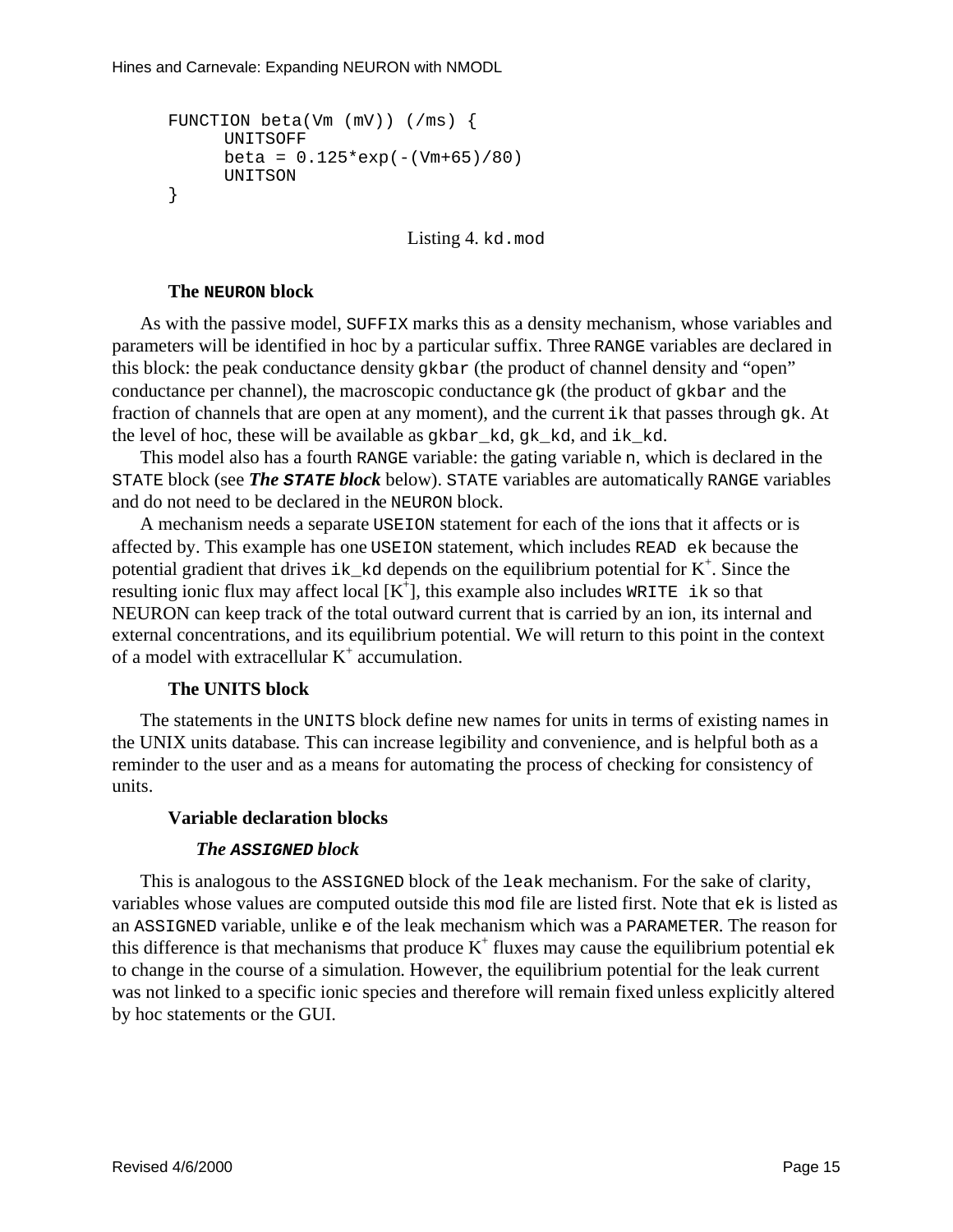```
FUNCTION beta(Vm (mV)) (/ms) {
      UNITSOFF
      beta = 0.125*exp(-(Vm+65)/80)
      UNITSON
}
```

Listing 4. `kd.mod`

### The `NEURON` block

As with the passive model, `SUFFIX` marks this as a density mechanism, whose variables and parameters will be identified in hoc by a particular suffix. Three `RANGE` variables are declared in this block: the peak conductance density `gkbar` (the product of channel density and "open" conductance per channel), the macroscopic conductance `gk` (the product of `gkbar` and the fraction of channels that are open at any moment), and the current `ik` that passes through `gk`. At the level of hoc, these will be available as `gkbar_kd`, `gk_kd`, and `ik_kd`.

This model also has a fourth `RANGE` variable: the gating variable `n`, which is declared in the `STATE` block (see ***The `STATE` block*** below). `STATE` variables are automatically `RANGE` variables and do not need to be declared in the `NEURON` block.

A mechanism needs a separate `USEION` statement for each of the ions that it affects or is affected by. This example has one `USEION` statement, which includes `READ ek` because the potential gradient that drives `ik_kd` depends on the equilibrium potential for $K^+$. Since the resulting ionic flux may affect local $[K^+]$, this example also includes `WRITE ik` so that NEURON can keep track of the total outward current that is carried by an ion, its internal and external concentrations, and its equilibrium potential. We will return to this point in the context of a model with extracellular $K^+$ accumulation.

### The UNITS block

The statements in the `UNITS` block define new names for units in terms of existing names in the UNIX units database. This can increase legibility and convenience, and is helpful both as a reminder to the user and as a means for automating the process of checking for consistency of units.

### Variable declaration blocks

#### *The `ASSIGNED` block*

This is analogous to the `ASSIGNED` block of the `leak` mechanism. For the sake of clarity, variables whose values are computed outside this `mod` file are listed first. Note that `ek` is listed as an `ASSIGNED` variable, unlike `e` of the leak mechanism which was a `PARAMETER`. The reason for this difference is that mechanisms that produce $K^+$ fluxes may cause the equilibrium potential `ek` to change in the course of a simulation. However, the equilibrium potential for the leak current was not linked to a specific ionic species and therefore will remain fixed unless explicitly altered by hoc statements or the GUI.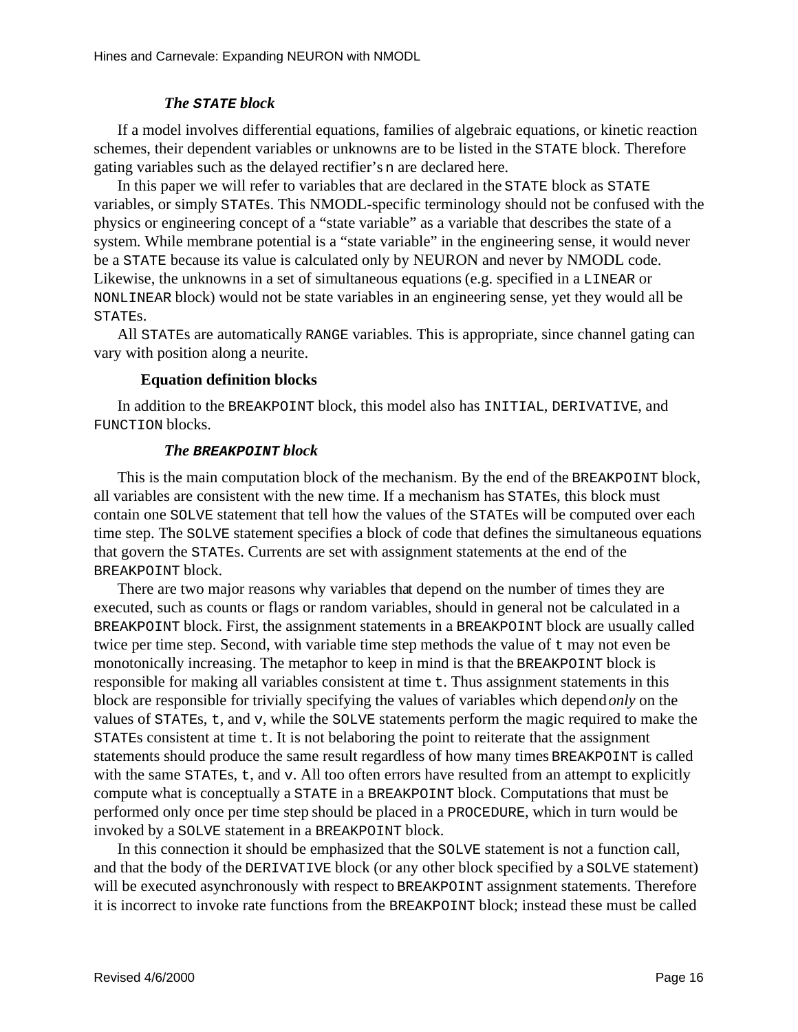#### *The `STATE` block*

If a model involves differential equations, families of algebraic equations, or kinetic reaction schemes, their dependent variables or unknowns are to be listed in the `STATE` block. Therefore gating variables such as the delayed rectifier's `n` are declared here.

In this paper we will refer to variables that are declared in the `STATE` block as `STATE` variables, or simply `STATE`s. This NMODL-specific terminology should not be confused with the physics or engineering concept of a "state variable" as a variable that describes the state of a system. While membrane potential is a "state variable" in the engineering sense, it would never be a `STATE` because its value is calculated only by NEURON and never by NMODL code. Likewise, the unknowns in a set of simultaneous equations (e.g. specified in a `LINEAR` or `NONLINEAR` block) would not be state variables in an engineering sense, yet they would all be `STATE`s.

All `STATE`s are automatically `RANGE` variables. This is appropriate, since channel gating can vary with position along a neurite.

### Equation definition blocks

In addition to the `BREAKPOINT` block, this model also has `INITIAL`, `DERIVATIVE`, and `FUNCTION` blocks.

#### *The `BREAKPOINT` block*

This is the main computation block of the mechanism. By the end of the `BREAKPOINT` block, all variables are consistent with the new time. If a mechanism has `STATE`s, this block must contain one `SOLVE` statement that tell how the values of the `STATE`s will be computed over each time step. The `SOLVE` statement specifies a block of code that defines the simultaneous equations that govern the `STATE`s. Currents are set with assignment statements at the end of the `BREAKPOINT` block.

There are two major reasons why variables that depend on the number of times they are executed, such as counts or flags or random variables, should in general not be calculated in a `BREAKPOINT` block. First, the assignment statements in a `BREAKPOINT` block are usually called twice per time step. Second, with variable time step methods the value of `t` may not even be monotonically increasing. The metaphor to keep in mind is that the `BREAKPOINT` block is responsible for making all variables consistent at time `t`. Thus assignment statements in this block are responsible for trivially specifying the values of variables which depend *only* on the values of `STATE`s, `t`, and `v`, while the `SOLVE` statements perform the magic required to make the `STATE`s consistent at time `t`. It is not belaboring the point to reiterate that the assignment statements should produce the same result regardless of how many times `BREAKPOINT` is called with the same `STATE`s, `t`, and `v`. All too often errors have resulted from an attempt to explicitly compute what is conceptually a `STATE` in a `BREAKPOINT` block. Computations that must be performed only once per time step should be placed in a `PROCEDURE`, which in turn would be invoked by a `SOLVE` statement in a `BREAKPOINT` block.

In this connection it should be emphasized that the `SOLVE` statement is not a function call, and that the body of the `DERIVATIVE` block (or any other block specified by a `SOLVE` statement) will be executed asynchronously with respect to `BREAKPOINT` assignment statements. Therefore it is incorrect to invoke rate functions from the `BREAKPOINT` block; instead these must be called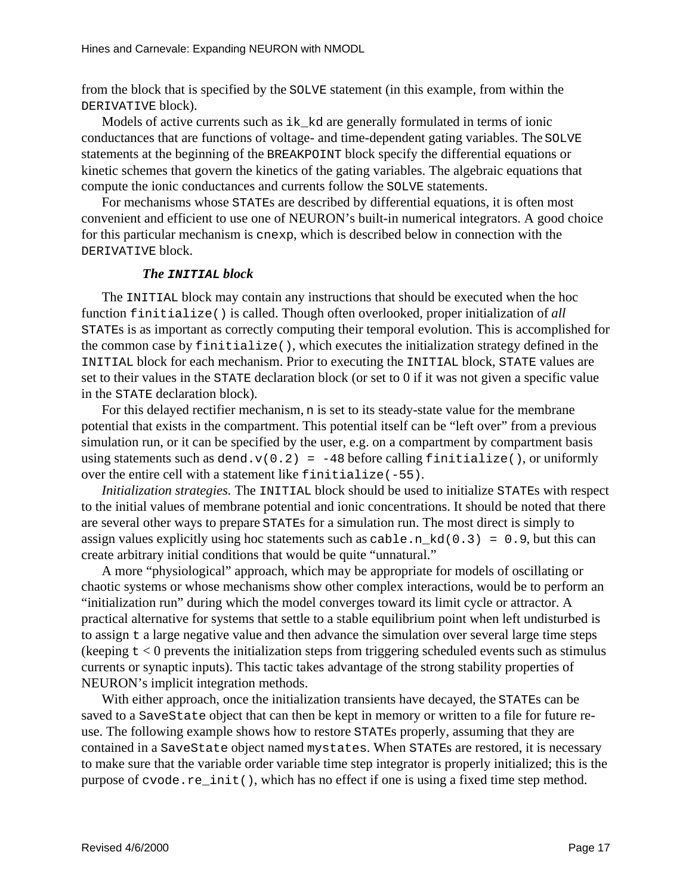from the block that is specified by the `SOLVE` statement (in this example, from within the `DERIVATIVE` block).

Models of active currents such as `ik_kd` are generally formulated in terms of ionic conductances that are functions of voltage- and time-dependent gating variables. The `SOLVE` statements at the beginning of the `BREAKPOINT` block specify the differential equations or kinetic schemes that govern the kinetics of the gating variables. The algebraic equations that compute the ionic conductances and currents follow the `SOLVE` statements.

For mechanisms whose `STATE`s are described by differential equations, it is often most convenient and efficient to use one of NEURON's built-in numerical integrators. A good choice for this particular mechanism is `cnexp`, which is described below in connection with the `DERIVATIVE` block.

### *The `INITIAL` block*

The `INITIAL` block may contain any instructions that should be executed when the hoc function `finitialize()` is called. Though often overlooked, proper initialization of *all* `STATE`s is as important as correctly computing their temporal evolution. This is accomplished for the common case by `finitialize()`, which executes the initialization strategy defined in the `INITIAL` block for each mechanism. Prior to executing the `INITIAL` block, `STATE` values are set to their values in the `STATE` declaration block (or set to 0 if it was not given a specific value in the `STATE` declaration block).

For this delayed rectifier mechanism, `n` is set to its steady-state value for the membrane potential that exists in the compartment. This potential itself can be "left over" from a previous simulation run, or it can be specified by the user, e.g. on a compartment by compartment basis using statements such as `dend.v(0.2) = -48` before calling `finitialize()`, or uniformly over the entire cell with a statement like `finitialize(-55)`.

*Initialization strategies.* The `INITIAL` block should be used to initialize `STATE`s with respect to the initial values of membrane potential and ionic concentrations. It should be noted that there are several other ways to prepare `STATE`s for a simulation run. The most direct is simply to assign values explicitly using hoc statements such as `cable.n_kd(0.3) = 0.9`, but this can create arbitrary initial conditions that would be quite "unnatural."

A more "physiological" approach, which may be appropriate for models of oscillating or chaotic systems or whose mechanisms show other complex interactions, would be to perform an "initialization run" during which the model converges toward its limit cycle or attractor. A practical alternative for systems that settle to a stable equilibrium point when left undisturbed is to assign `t` a large negative value and then advance the simulation over several large time steps (keeping `t` < 0 prevents the initialization steps from triggering scheduled events such as stimulus currents or synaptic inputs). This tactic takes advantage of the strong stability properties of NEURON's implicit integration methods.

With either approach, once the initialization transients have decayed, the `STATE`s can be saved to a `SaveState` object that can then be kept in memory or written to a file for future re-use. The following example shows how to restore `STATE`s properly, assuming that they are contained in a `SaveState` object named `mystates`. When `STATE`s are restored, it is necessary to make sure that the variable order variable time step integrator is properly initialized; this is the purpose of `cvode.re_init()`, which has no effect if one is using a fixed time step method.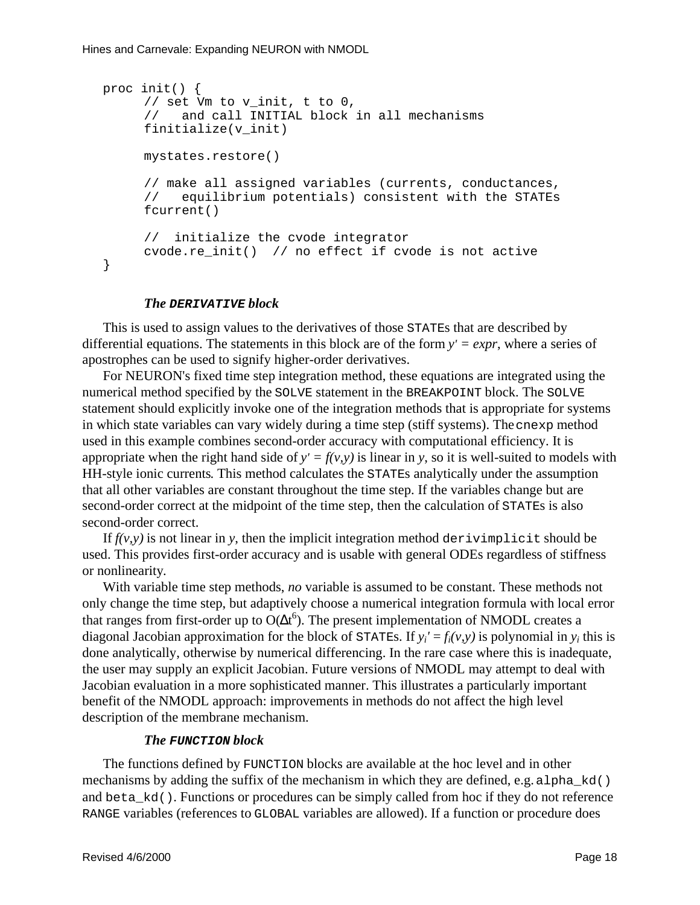```
proc init() {
      // set Vm to v_init, t to 0,
      //   and call INITIAL block in all mechanisms
      finitialize(v_init)

      mystates.restore()

      // make all assigned variables (currents, conductances,
      //   equilibrium potentials) consistent with the STATEs
      fcurrent()

      //  initialize the cvode integrator
      cvode.re_init()  // no effect if cvode is not active
}
```

### *The `DERIVATIVE` block*

This is used to assign values to the derivatives of those `STATE`s that are described by differential equations. The statements in this block are of the form $y' = expr$, where a series of apostrophes can be used to signify higher-order derivatives.

For NEURON's fixed time step integration method, these equations are integrated using the numerical method specified by the `SOLVE` statement in the `BREAKPOINT` block. The `SOLVE` statement should explicitly invoke one of the integration methods that is appropriate for systems in which state variables can vary widely during a time step (stiff systems). The `cnexp` method used in this example combines second-order accuracy with computational efficiency. It is appropriate when the right hand side of $y' = f(v,y)$ is linear in $y$, so it is well-suited to models with HH-style ionic currents. This method calculates the `STATE`s analytically under the assumption that all other variables are constant throughout the time step. If the variables change but are second-order correct at the midpoint of the time step, then the calculation of `STATE`s is also second-order correct.

If $f(v,y)$ is not linear in $y$, then the implicit integration method `derivimplicit` should be used. This provides first-order accuracy and is usable with general ODEs regardless of stiffness or nonlinearity.

With variable time step methods, *no* variable is assumed to be constant. These methods not only change the time step, but adaptively choose a numerical integration formula with local error that ranges from first-order up to $O(\Delta t^6)$. The present implementation of NMODL creates a diagonal Jacobian approximation for the block of `STATE`s. If $y_i' = f_i(v,y)$ is polynomial in $y_i$ this is done analytically, otherwise by numerical differencing. In the rare case where this is inadequate, the user may supply an explicit Jacobian. Future versions of NMODL may attempt to deal with Jacobian evaluation in a more sophisticated manner. This illustrates a particularly important benefit of the NMODL approach: improvements in methods do not affect the high level description of the membrane mechanism.

### *The `FUNCTION` block*

The functions defined by `FUNCTION` blocks are available at the hoc level and in other mechanisms by adding the suffix of the mechanism in which they are defined, e.g. `alpha_kd()` and `beta_kd()`. Functions or procedures can be simply called from hoc if they do not reference `RANGE` variables (references to `GLOBAL` variables are allowed). If a function or procedure does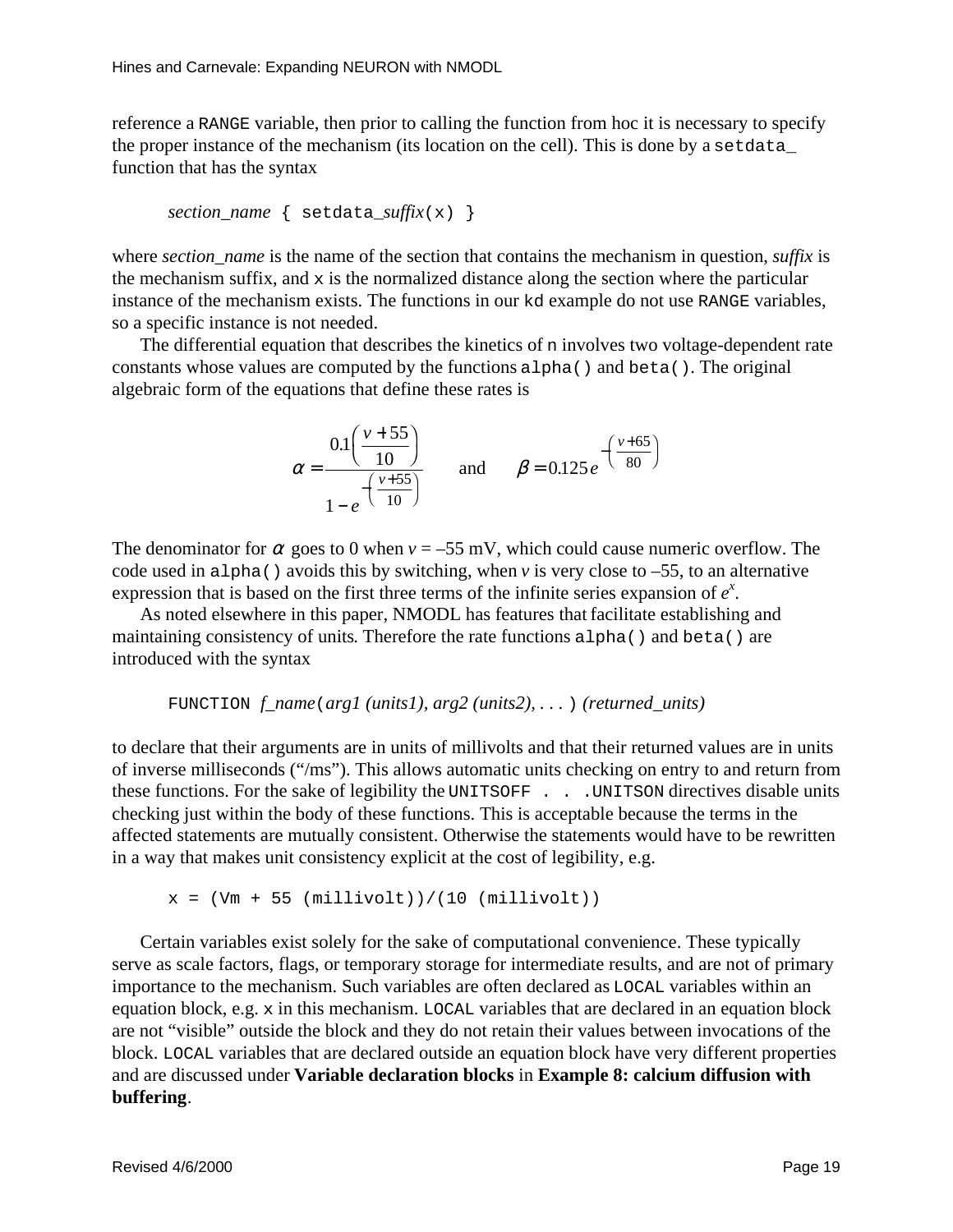reference a `RANGE` variable, then prior to calling the function from hoc it is necessary to specify the proper instance of the mechanism (its location on the cell). This is done by a `setdata_` function that has the syntax

```
section_name { setdata_suffix(x) }
```

where *section_name* is the name of the section that contains the mechanism in question, *suffix* is the mechanism suffix, and `x` is the normalized distance along the section where the particular instance of the mechanism exists. The functions in our `kd` example do not use `RANGE` variables, so a specific instance is not needed.

The differential equation that describes the kinetics of `n` involves two voltage-dependent rate constants whose values are computed by the functions `alpha()` and `beta()`. The original algebraic form of the equations that define these rates is

$$\alpha = \frac{0.1\left(\frac{v+55}{10}\right)}{1 - e^{-\left(\frac{v+55}{10}\right)}} \qquad \text{and} \qquad \beta = 0.125\, e^{-\left(\frac{v+65}{80}\right)}$$

The denominator for $\alpha$ goes to 0 when $v$ = –55 mV, which could cause numeric overflow. The code used in `alpha()` avoids this by switching, when $v$ is very close to –55, to an alternative expression that is based on the first three terms of the infinite series expansion of $e^x$.

As noted elsewhere in this paper, NMODL has features that facilitate establishing and maintaining consistency of units. Therefore the rate functions `alpha()` and `beta()` are introduced with the syntax

```
FUNCTION f_name(arg1 (units1), arg2 (units2), . . . ) (returned_units)
```

to declare that their arguments are in units of millivolts and that their returned values are in units of inverse milliseconds ("/ms"). This allows automatic units checking on entry to and return from these functions. For the sake of legibility the `UNITSOFF . . . UNITSON` directives disable units checking just within the body of these functions. This is acceptable because the terms in the affected statements are mutually consistent. Otherwise the statements would have to be rewritten in a way that makes unit consistency explicit at the cost of legibility, e.g.

```
x = (Vm + 55 (millivolt))/(10 (millivolt))
```

Certain variables exist solely for the sake of computational convenience. These typically serve as scale factors, flags, or temporary storage for intermediate results, and are not of primary importance to the mechanism. Such variables are often declared as `LOCAL` variables within an equation block, e.g. `x` in this mechanism. `LOCAL` variables that are declared in an equation block are not "visible" outside the block and they do not retain their values between invocations of the block. `LOCAL` variables that are declared outside an equation block have very different properties and are discussed under **Variable declaration blocks** in **Example 8: calcium diffusion with buffering**.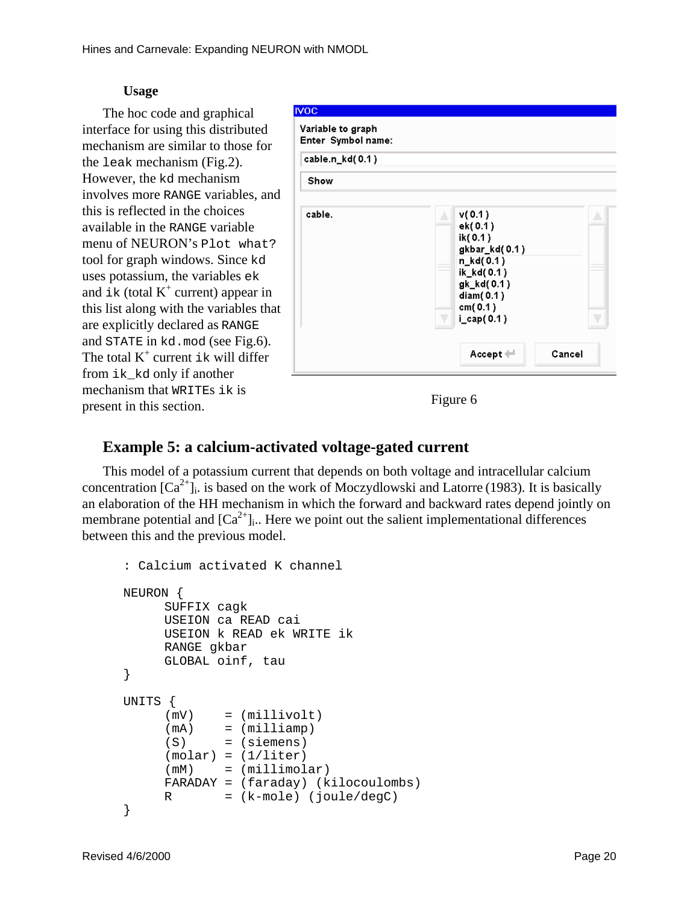### Usage

The hoc code and graphical interface for using this distributed mechanism are similar to those for the `leak` mechanism (Fig.2). However, the `kd` mechanism involves more `RANGE` variables, and this is reflected in the choices available in the `RANGE` variable menu of NEURON's `Plot what?` tool for graph windows. Since `kd` uses potassium, the variables `ek` and `ik` (total $K^+$ current) appear in this list along with the variables that are explicitly declared as `RANGE` and `STATE` in `kd.mod` (see Fig.6). The total $K^+$ current `ik` will differ from `ik_kd` only if another mechanism that `WRITE`s `ik` is present in this section.

Figure 6

## Example 5: a calcium-activated voltage-gated current

This model of a potassium current that depends on both voltage and intracellular calcium concentration $[Ca^{2+}]_i$. is based on the work of Moczydlowski and Latorre (1983). It is basically an elaboration of the HH mechanism in which the forward and backward rates depend jointly on membrane potential and $[Ca^{2+}]_i$.. Here we point out the salient implementational differences between this and the previous model.

```
: Calcium activated K channel

NEURON {
      SUFFIX cagk
      USEION ca READ cai
      USEION k READ ek WRITE ik
      RANGE gkbar
      GLOBAL oinf, tau
}

UNITS {
      (mV)    = (millivolt)
      (mA)    = (milliamp)
      (S)     = (siemens)
      (molar) = (1/liter)
      (mM)    = (millimolar)
      FARADAY = (faraday) (kilocoulombs)
      R       = (k-mole) (joule/degC)
}
```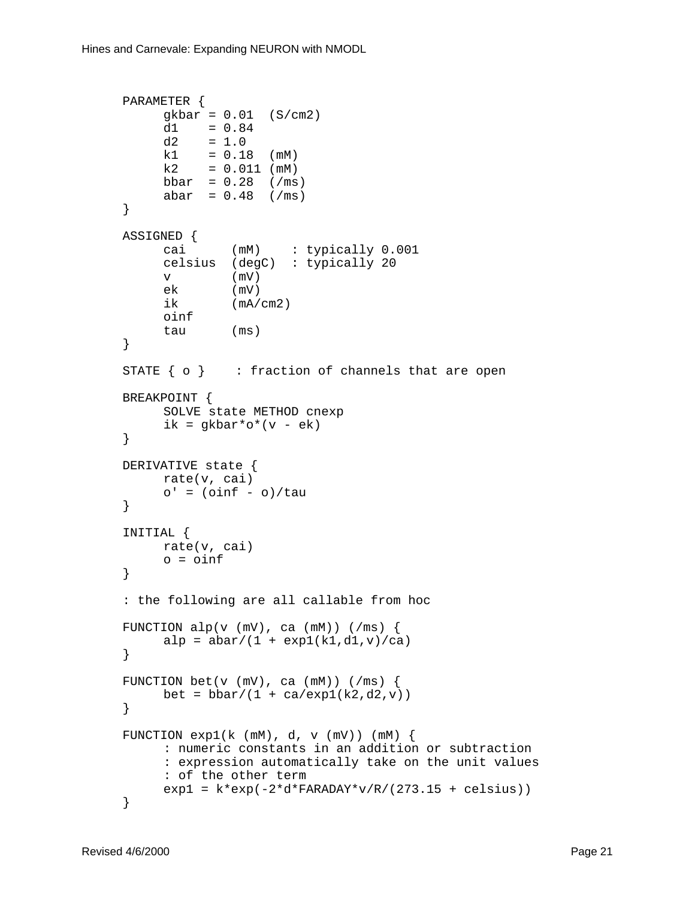```
PARAMETER {
     gkbar = 0.01  (S/cm2)
     d1    = 0.84
     d2    = 1.0
     k1    = 0.18  (mM)
     k2    = 0.011 (mM)
     bbar  = 0.28  (/ms)
     abar  = 0.48  (/ms)
}

ASSIGNED {
     cai      (mM)    : typically 0.001
     celsius  (degC)  : typically 20
     v        (mV)
     ek       (mV)
     ik       (mA/cm2)
     oinf
     tau      (ms)
}

STATE { o }    : fraction of channels that are open

BREAKPOINT {
     SOLVE state METHOD cnexp
     ik = gkbar*o*(v - ek)
}

DERIVATIVE state {
     rate(v, cai)
     o' = (oinf - o)/tau
}

INITIAL {
     rate(v, cai)
     o = oinf
}

: the following are all callable from hoc

FUNCTION alp(v (mV), ca (mM)) (/ms) {
     alp = abar/(1 + exp1(k1,d1,v)/ca)
}

FUNCTION bet(v (mV), ca (mM)) (/ms) {
     bet = bbar/(1 + ca/exp1(k2,d2,v))
}

FUNCTION exp1(k (mM), d, v (mV)) (mM) {
     : numeric constants in an addition or subtraction
     : expression automatically take on the unit values
     : of the other term
     exp1 = k*exp(-2*d*FARADAY*v/R/(273.15 + celsius))
}
```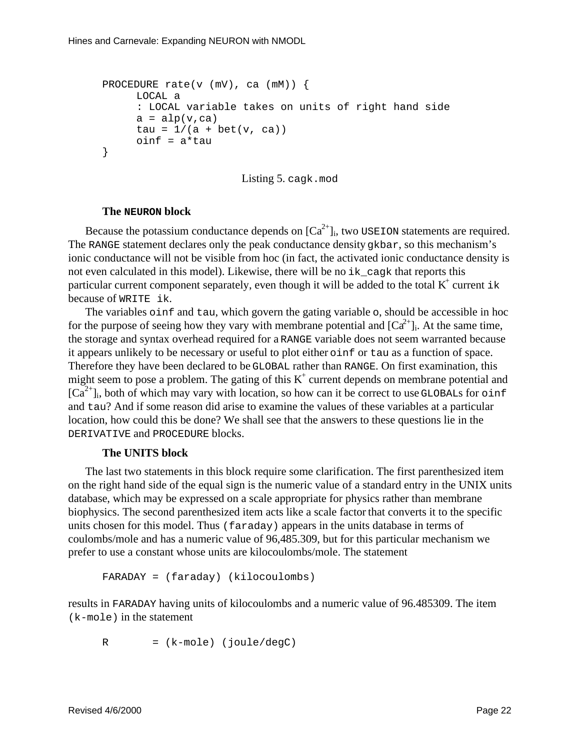```
PROCEDURE rate(v (mV), ca (mM)) {
      LOCAL a
      : LOCAL variable takes on units of right hand side
      a = alp(v,ca)
      tau = 1/(a + bet(v, ca))
      oinf = a*tau
}
```

Listing 5. `cagk.mod`

### The `NEURON` block

Because the potassium conductance depends on $[Ca^{2+}]_i$, two `USEION` statements are required. The `RANGE` statement declares only the peak conductance density `gkbar`, so this mechanism's ionic conductance will not be visible from hoc (in fact, the activated ionic conductance density is not even calculated in this model). Likewise, there will be no `ik_cagk` that reports this particular current component separately, even though it will be added to the total $K^+$ current `ik` because of `WRITE ik`.

The variables `oinf` and `tau`, which govern the gating variable `o`, should be accessible in hoc for the purpose of seeing how they vary with membrane potential and $[Ca^{2+}]_i$. At the same time, the storage and syntax overhead required for a `RANGE` variable does not seem warranted because it appears unlikely to be necessary or useful to plot either `oinf` or `tau` as a function of space. Therefore they have been declared to be `GLOBAL` rather than `RANGE`. On first examination, this might seem to pose a problem. The gating of this $K^+$ current depends on membrane potential and $[Ca^{2+}]_i$, both of which may vary with location, so how can it be correct to use `GLOBAL`s for `oinf` and `tau`? And if some reason did arise to examine the values of these variables at a particular location, how could this be done? We shall see that the answers to these questions lie in the `DERIVATIVE` and `PROCEDURE` blocks.

### The UNITS block

The last two statements in this block require some clarification. The first parenthesized item on the right hand side of the equal sign is the numeric value of a standard entry in the UNIX units database, which may be expressed on a scale appropriate for physics rather than membrane biophysics. The second parenthesized item acts like a scale factor that converts it to the specific units chosen for this model. Thus `(faraday)` appears in the units database in terms of coulombs/mole and has a numeric value of 96,485.309, but for this particular mechanism we prefer to use a constant whose units are kilocoulombs/mole. The statement

```
FARADAY = (faraday) (kilocoulombs)
```

results in `FARADAY` having units of kilocoulombs and a numeric value of 96.485309. The item `(k-mole)` in the statement

```
R       = (k-mole) (joule/degC)
```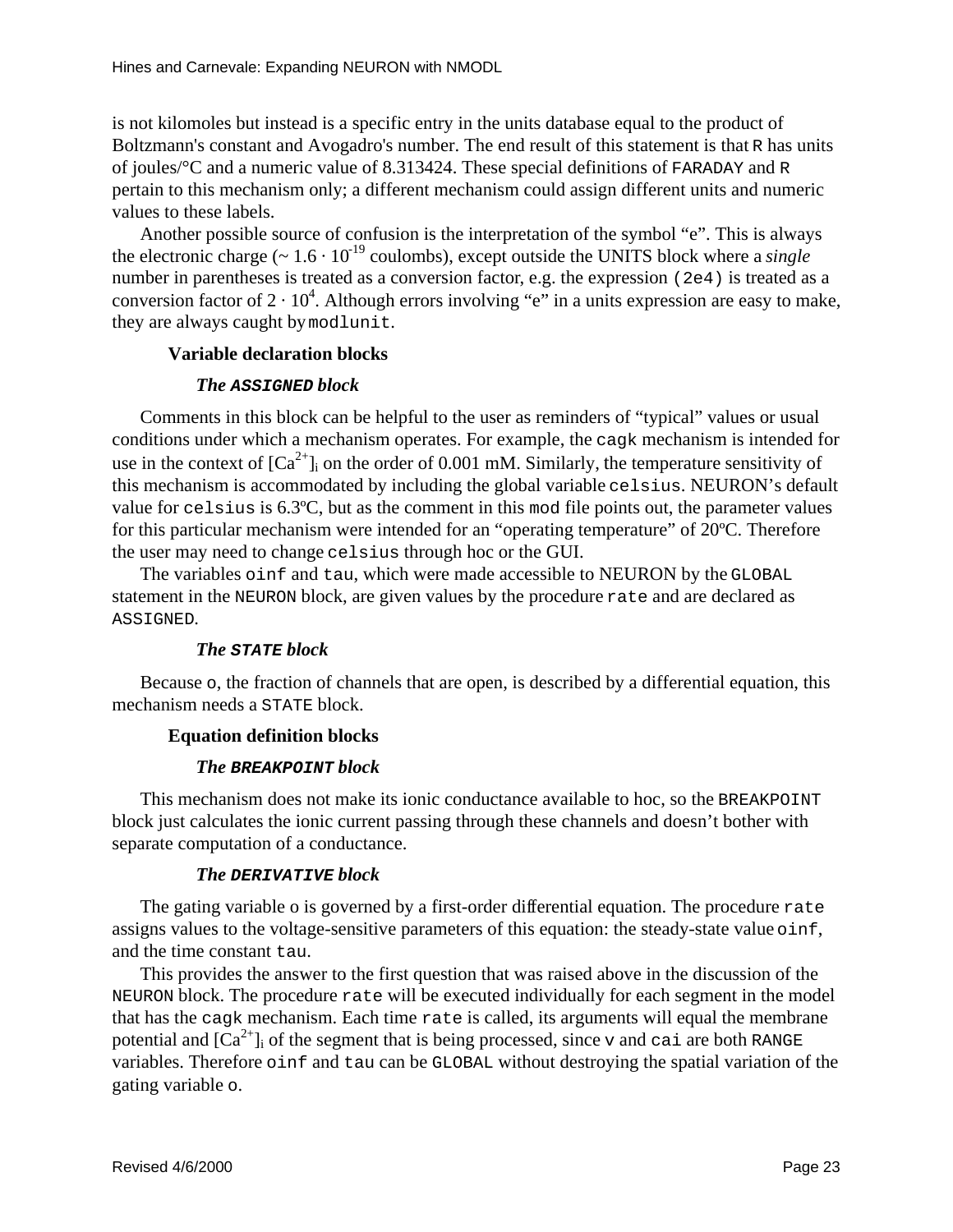is not kilomoles but instead is a specific entry in the units database equal to the product of Boltzmann's constant and Avogadro's number. The end result of this statement is that `R` has units of joules/°C and a numeric value of 8.313424. These special definitions of `FARADAY` and `R` pertain to this mechanism only; a different mechanism could assign different units and numeric values to these labels.

Another possible source of confusion is the interpretation of the symbol "e". This is always the electronic charge (~ $1.6 \cdot 10^{-19}$ coulombs), except outside the UNITS block where a *single* number in parentheses is treated as a conversion factor, e.g. the expression `(2e4)` is treated as a conversion factor of $2 \cdot 10^4$. Although errors involving "e" in a units expression are easy to make, they are always caught by `modlunit`.

### Variable declaration blocks

#### *The `ASSIGNED` block*

Comments in this block can be helpful to the user as reminders of "typical" values or usual conditions under which a mechanism operates. For example, the `cagk` mechanism is intended for use in the context of $[Ca^{2+}]_i$ on the order of 0.001 mM. Similarly, the temperature sensitivity of this mechanism is accommodated by including the global variable `celsius`. NEURON's default value for `celsius` is 6.3ºC, but as the comment in this `mod` file points out, the parameter values for this particular mechanism were intended for an "operating temperature" of 20ºC. Therefore the user may need to change `celsius` through hoc or the GUI.

The variables `oinf` and `tau`, which were made accessible to NEURON by the `GLOBAL` statement in the `NEURON` block, are given values by the procedure `rate` and are declared as `ASSIGNED`.

#### *The `STATE` block*

Because `o`, the fraction of channels that are open, is described by a differential equation, this mechanism needs a `STATE` block.

### Equation definition blocks

#### *The `BREAKPOINT` block*

This mechanism does not make its ionic conductance available to hoc, so the `BREAKPOINT` block just calculates the ionic current passing through these channels and doesn't bother with separate computation of a conductance.

#### *The `DERIVATIVE` block*

The gating variable o is governed by a first-order differential equation. The procedure `rate` assigns values to the voltage-sensitive parameters of this equation: the steady-state value `oinf`, and the time constant `tau`.

This provides the answer to the first question that was raised above in the discussion of the `NEURON` block. The procedure `rate` will be executed individually for each segment in the model that has the `cagk` mechanism. Each time `rate` is called, its arguments will equal the membrane potential and $[Ca^{2+}]_i$ of the segment that is being processed, since `v` and `cai` are both `RANGE` variables. Therefore `oinf` and `tau` can be `GLOBAL` without destroying the spatial variation of the gating variable `o`.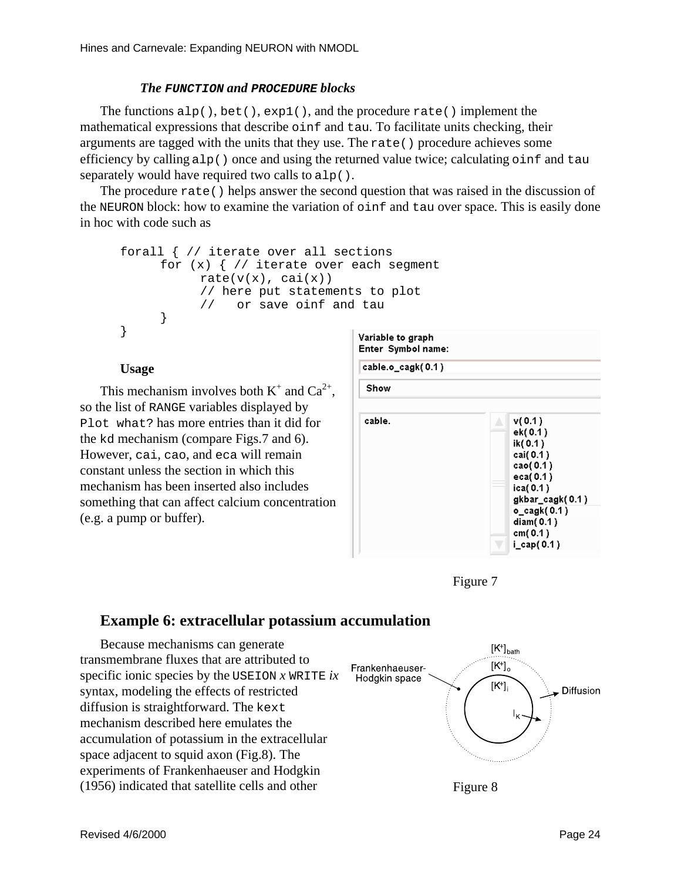### *The FUNCTION and PROCEDURE blocks*

The functions `alp()`, `bet()`, `exp1()`, and the procedure `rate()` implement the mathematical expressions that describe `oinf` and `tau`. To facilitate units checking, their arguments are tagged with the units that they use. The `rate()` procedure achieves some efficiency by calling `alp()` once and using the returned value twice; calculating `oinf` and `tau` separately would have required two calls to `alp()`.

The procedure `rate()` helps answer the second question that was raised in the discussion of the `NEURON` block: how to examine the variation of `oinf` and `tau` over space. This is easily done in hoc with code such as

```
forall { // iterate over all sections
      for (x) { // iterate over each segment
            rate(v(x), cai(x))
            // here put statements to plot
            //   or save oinf and tau
      }
}
```

### Usage

This mechanism involves both $K^+$ and $Ca^{2+}$, so the list of `RANGE` variables displayed by `Plot what?` has more entries than it did for the `kd` mechanism (compare Figs.7 and 6). However, `cai`, `cao`, and `eca` will remain constant unless the section in which this mechanism has been inserted also includes something that can affect calcium concentration (e.g. a pump or buffer).

Figure 7

## Example 6: extracellular potassium accumulation

Because mechanisms can generate transmembrane fluxes that are attributed to specific ionic species by the `USEION` *x* `WRITE` *ix* syntax, modeling the effects of restricted diffusion is straightforward. The `kext` mechanism described here emulates the accumulation of potassium in the extracellular space adjacent to squid axon (Fig.8). The experiments of Frankenhaeuser and Hodgkin (1956) indicated that satellite cells and other

Figure 8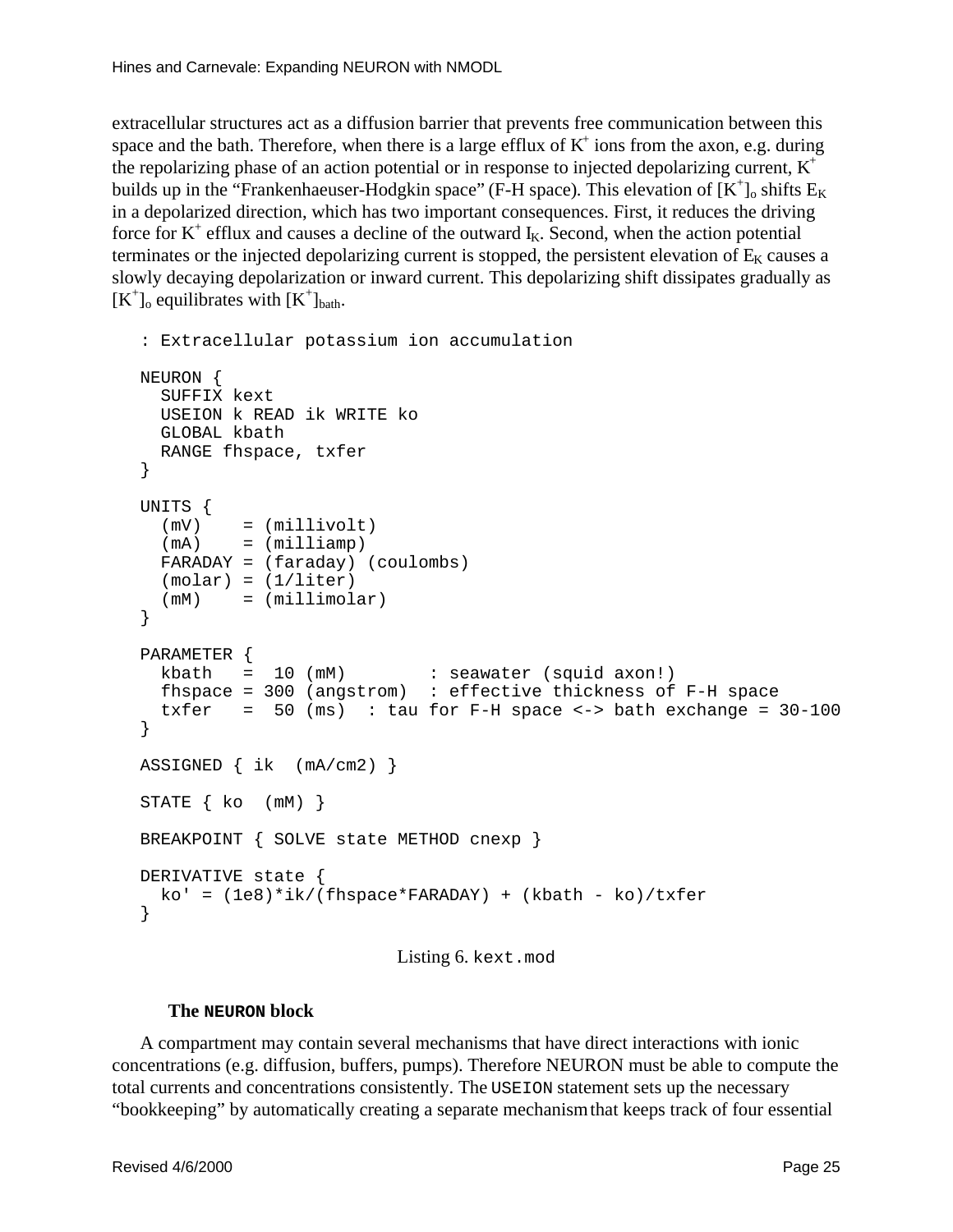extracellular structures act as a diffusion barrier that prevents free communication between this space and the bath. Therefore, when there is a large efflux of $K^+$ ions from the axon, e.g. during the repolarizing phase of an action potential or in response to injected depolarizing current, $K^+$ builds up in the "Frankenhaeuser-Hodgkin space" (F-H space). This elevation of $[K^+]_o$ shifts $E_K$ in a depolarized direction, which has two important consequences. First, it reduces the driving force for $K^+$ efflux and causes a decline of the outward $I_K$. Second, when the action potential terminates or the injected depolarizing current is stopped, the persistent elevation of $E_K$ causes a slowly decaying depolarization or inward current. This depolarizing shift dissipates gradually as $[K^+]_o$ equilibrates with $[K^+]_{bath}$.

```
: Extracellular potassium ion accumulation

NEURON {
  SUFFIX kext
  USEION k READ ik WRITE ko
  GLOBAL kbath
  RANGE fhspace, txfer
}

UNITS {
  (mV)    = (millivolt)
  (mA)    = (milliamp)
  FARADAY = (faraday) (coulombs)
  (molar) = (1/liter)
  (mM)    = (millimolar)
}

PARAMETER {
  kbath   =  10 (mM)        : seawater (squid axon!)
  fhspace = 300 (angstrom)  : effective thickness of F-H space
  txfer   =  50 (ms)  : tau for F-H space <-> bath exchange = 30-100
}

ASSIGNED { ik  (mA/cm2) }

STATE { ko  (mM) }

BREAKPOINT { SOLVE state METHOD cnexp }

DERIVATIVE state {
  ko' = (1e8)*ik/(fhspace*FARADAY) + (kbath - ko)/txfer
}
```

Listing 6. `kext.mod`

### The `NEURON` block

A compartment may contain several mechanisms that have direct interactions with ionic concentrations (e.g. diffusion, buffers, pumps). Therefore NEURON must be able to compute the total currents and concentrations consistently. The `USEION` statement sets up the necessary "bookkeeping" by automatically creating a separate mechanism that keeps track of four essential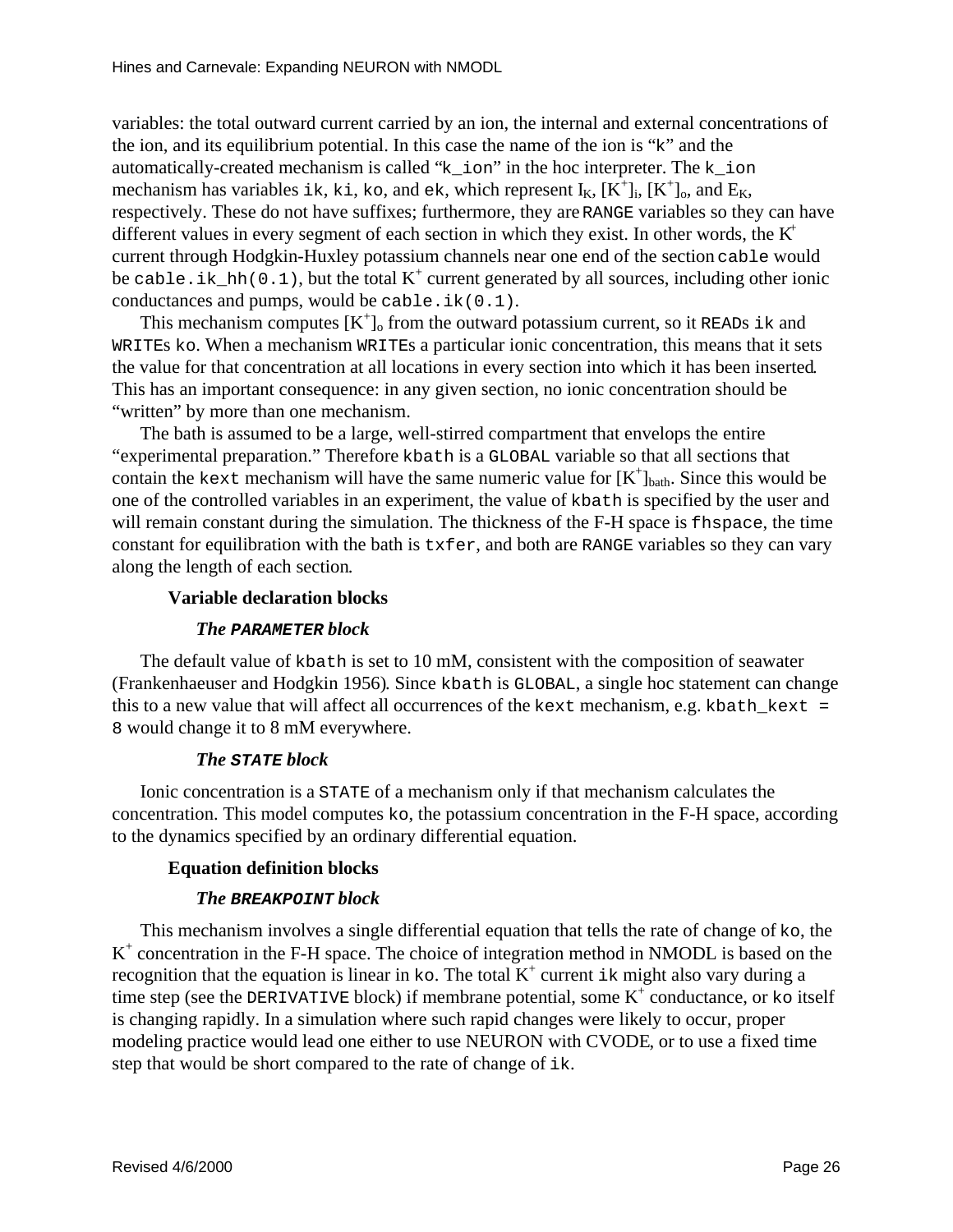variables: the total outward current carried by an ion, the internal and external concentrations of the ion, and its equilibrium potential. In this case the name of the ion is "`k`" and the automatically-created mechanism is called "`k_ion`" in the hoc interpreter. The `k_ion` mechanism has variables `ik`, `ki`, `ko`, and `ek`, which represent $I_K$, $[K^+]_i$, $[K^+]_o$, and $E_K$, respectively. These do not have suffixes; furthermore, they are `RANGE` variables so they can have different values in every segment of each section in which they exist. In other words, the $K^+$ current through Hodgkin-Huxley potassium channels near one end of the section `cable` would be `cable.ik_hh(0.1)`, but the total $K^+$ current generated by all sources, including other ionic conductances and pumps, would be `cable.ik(0.1)`.

This mechanism computes $[K^+]_o$ from the outward potassium current, so it `READ`s `ik` and `WRITE`s `ko`. When a mechanism `WRITE`s a particular ionic concentration, this means that it sets the value for that concentration at all locations in every section into which it has been inserted. This has an important consequence: in any given section, no ionic concentration should be "written" by more than one mechanism.

The bath is assumed to be a large, well-stirred compartment that envelops the entire "experimental preparation." Therefore `kbath` is a `GLOBAL` variable so that all sections that contain the `kext` mechanism will have the same numeric value for $[K^+]_{bath}$. Since this would be one of the controlled variables in an experiment, the value of `kbath` is specified by the user and will remain constant during the simulation. The thickness of the F-H space is `fhspace`, the time constant for equilibration with the bath is `txfer`, and both are `RANGE` variables so they can vary along the length of each section.

## Variable declaration blocks

### *The `PARAMETER` block*

The default value of `kbath` is set to 10 mM, consistent with the composition of seawater (Frankenhaeuser and Hodgkin 1956). Since `kbath` is `GLOBAL`, a single hoc statement can change this to a new value that will affect all occurrences of the `kext` mechanism, e.g. `kbath_kext = 8` would change it to 8 mM everywhere.

### *The `STATE` block*

Ionic concentration is a `STATE` of a mechanism only if that mechanism calculates the concentration. This model computes `ko`, the potassium concentration in the F-H space, according to the dynamics specified by an ordinary differential equation.

## Equation definition blocks

### *The `BREAKPOINT` block*

This mechanism involves a single differential equation that tells the rate of change of `ko`, the $K^+$ concentration in the F-H space. The choice of integration method in NMODL is based on the recognition that the equation is linear in `ko`. The total $K^+$ current `ik` might also vary during a time step (see the `DERIVATIVE` block) if membrane potential, some $K^+$ conductance, or `ko` itself is changing rapidly. In a simulation where such rapid changes were likely to occur, proper modeling practice would lead one either to use NEURON with CVODE, or to use a fixed time step that would be short compared to the rate of change of `ik`.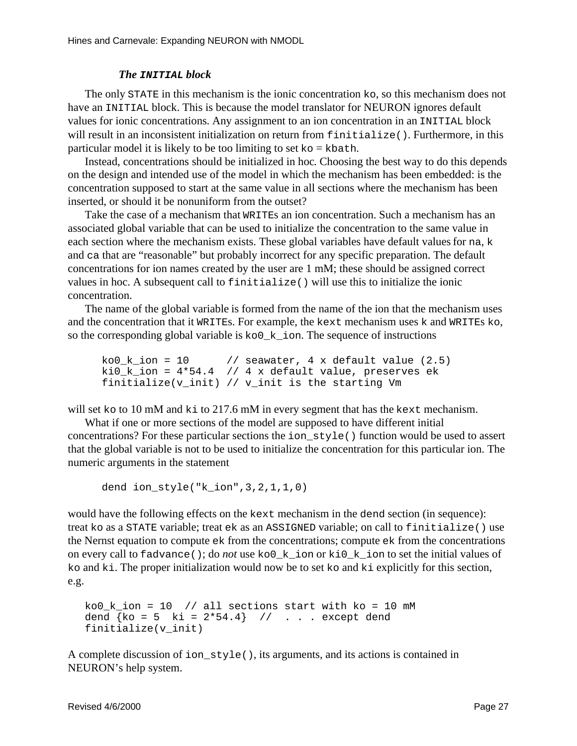### *The `INITIAL` block*

The only `STATE` in this mechanism is the ionic concentration `ko`, so this mechanism does not have an `INITIAL` block. This is because the model translator for NEURON ignores default values for ionic concentrations. Any assignment to an ion concentration in an `INITIAL` block will result in an inconsistent initialization on return from `finitialize()`. Furthermore, in this particular model it is likely to be too limiting to set `ko` = `kbath`.

Instead, concentrations should be initialized in hoc. Choosing the best way to do this depends on the design and intended use of the model in which the mechanism has been embedded: is the concentration supposed to start at the same value in all sections where the mechanism has been inserted, or should it be nonuniform from the outset?

Take the case of a mechanism that `WRITE`s an ion concentration. Such a mechanism has an associated global variable that can be used to initialize the concentration to the same value in each section where the mechanism exists. These global variables have default values for `na`, `k` and `ca` that are "reasonable" but probably incorrect for any specific preparation. The default concentrations for ion names created by the user are 1 mM; these should be assigned correct values in hoc. A subsequent call to `finitialize()` will use this to initialize the ionic concentration.

The name of the global variable is formed from the name of the ion that the mechanism uses and the concentration that it `WRITE`s. For example, the `kext` mechanism uses `k` and `WRITE`s `ko`, so the corresponding global variable is `ko0_k_ion`. The sequence of instructions

```
ko0_k_ion = 10      // seawater, 4 x default value (2.5)
ki0_k_ion = 4*54.4  // 4 x default value, preserves ek
finitialize(v_init) // v_init is the starting Vm
```

will set `ko` to 10 mM and `ki` to 217.6 mM in every segment that has the `kext` mechanism.

What if one or more sections of the model are supposed to have different initial concentrations? For these particular sections the `ion_style()` function would be used to assert that the global variable is not to be used to initialize the concentration for this particular ion. The numeric arguments in the statement

```
dend ion_style("k_ion",3,2,1,1,0)
```

would have the following effects on the `kext` mechanism in the `dend` section (in sequence): treat `ko` as a `STATE` variable; treat `ek` as an `ASSIGNED` variable; on call to `finitialize()` use the Nernst equation to compute `ek` from the concentrations; compute `ek` from the concentrations on every call to `fadvance()`; do *not* use `ko0_k_ion` or `ki0_k_ion` to set the initial values of `ko` and `ki`. The proper initialization would now be to set `ko` and `ki` explicitly for this section, e.g.

```
ko0_k_ion = 10  // all sections start with ko = 10 mM
dend {ko = 5  ki = 2*54.4}  //  . . . except dend
finitialize(v_init)
```

A complete discussion of `ion_style()`, its arguments, and its actions is contained in NEURON's help system.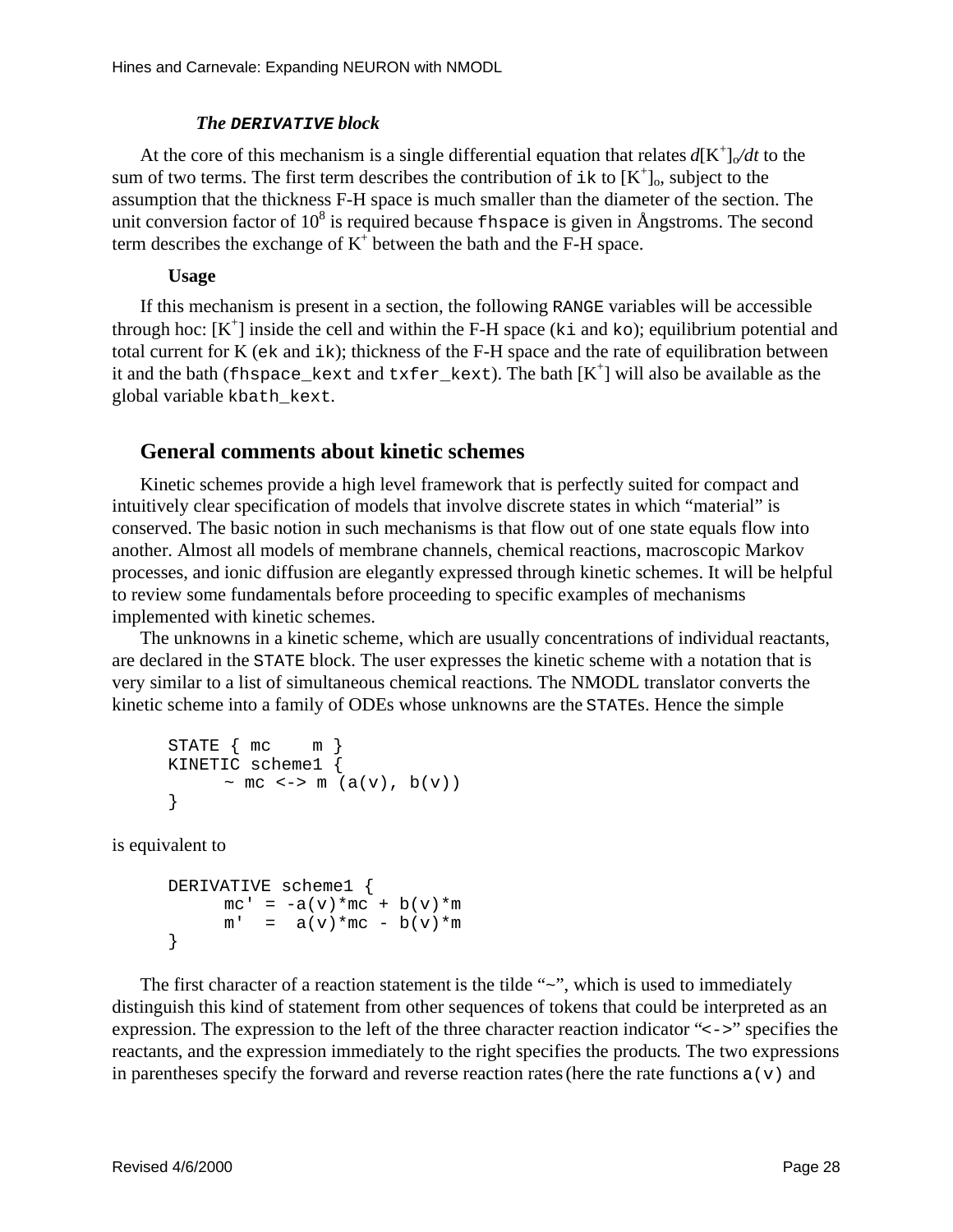#### *The `DERIVATIVE` block*

At the core of this mechanism is a single differential equation that relates $d[K^+]_o/dt$ to the sum of two terms. The first term describes the contribution of `ik` to $[K^+]_o$, subject to the assumption that the thickness F-H space is much smaller than the diameter of the section. The unit conversion factor of $10^8$ is required because `fhspace` is given in Ångstroms. The second term describes the exchange of $K^+$ between the bath and the F-H space.

#### **Usage**

If this mechanism is present in a section, the following `RANGE` variables will be accessible through hoc: $[K^+]$ inside the cell and within the F-H space (`ki` and `ko`); equilibrium potential and total current for K (`ek` and `ik`); thickness of the F-H space and the rate of equilibration between it and the bath (`fhspace_kext` and `txfer_kext`). The bath $[K^+]$ will also be available as the global variable `kbath_kext`.

## General comments about kinetic schemes

Kinetic schemes provide a high level framework that is perfectly suited for compact and intuitively clear specification of models that involve discrete states in which "material" is conserved. The basic notion in such mechanisms is that flow out of one state equals flow into another. Almost all models of membrane channels, chemical reactions, macroscopic Markov processes, and ionic diffusion are elegantly expressed through kinetic schemes. It will be helpful to review some fundamentals before proceeding to specific examples of mechanisms implemented with kinetic schemes.

The unknowns in a kinetic scheme, which are usually concentrations of individual reactants, are declared in the `STATE` block. The user expresses the kinetic scheme with a notation that is very similar to a list of simultaneous chemical reactions. The NMODL translator converts the kinetic scheme into a family of ODEs whose unknowns are the `STATE`s. Hence the simple

```
STATE { mc    m }
KINETIC scheme1 {
      ~ mc <-> m (a(v), b(v))
}
```

is equivalent to

```
DERIVATIVE scheme1 {
      mc' = -a(v)*mc + b(v)*m
      m'  =  a(v)*mc - b(v)*m
}
```

The first character of a reaction statement is the tilde "~", which is used to immediately distinguish this kind of statement from other sequences of tokens that could be interpreted as an expression. The expression to the left of the three character reaction indicator "`<->`" specifies the reactants, and the expression immediately to the right specifies the products. The two expressions in parentheses specify the forward and reverse reaction rates (here the rate functions `a(v)` and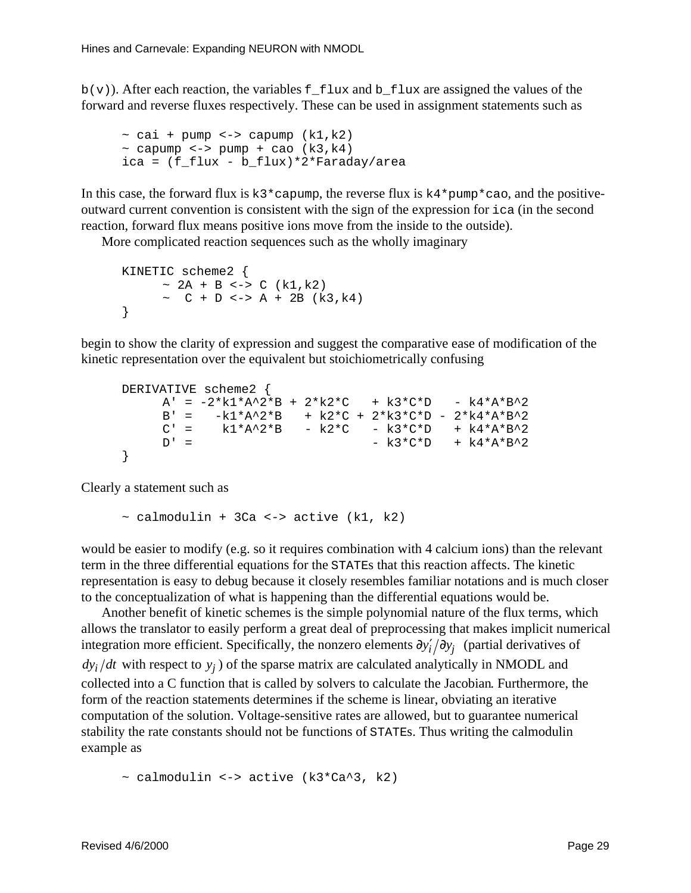`b(v)`). After each reaction, the variables `f_flux` and `b_flux` are assigned the values of the forward and reverse fluxes respectively. These can be used in assignment statements such as

```
~ cai + pump <-> capump (k1,k2)
~ capump <-> pump + cao (k3,k4)
ica = (f_flux - b_flux)*2*Faraday/area
```

In this case, the forward flux is `k3*capump`, the reverse flux is `k4*pump*cao`, and the positive-outward current convention is consistent with the sign of the expression for `ica` (in the second reaction, forward flux means positive ions move from the inside to the outside).

More complicated reaction sequences such as the wholly imaginary

```
KINETIC scheme2 {
     ~ 2A + B <-> C (k1,k2)
     ~  C + D <-> A + 2B (k3,k4)
}
```

begin to show the clarity of expression and suggest the comparative ease of modification of the kinetic representation over the equivalent but stoichiometrically confusing

```
DERIVATIVE scheme2 {
     A' = -2*k1*A^2*B + 2*k2*C   + k3*C*D   - k4*A*B^2
     B' =   -k1*A^2*B   + k2*C + 2*k3*C*D - 2*k4*A*B^2
     C' =    k1*A^2*B   - k2*C   - k3*C*D   + k4*A*B^2
     D' =                        - k3*C*D   + k4*A*B^2
}
```

Clearly a statement such as

```
~ calmodulin + 3Ca <-> active (k1, k2)
```

would be easier to modify (e.g. so it requires combination with 4 calcium ions) than the relevant term in the three differential equations for the `STATE`s that this reaction affects. The kinetic representation is easy to debug because it closely resembles familiar notations and is much closer to the conceptualization of what is happening than the differential equations would be.

Another benefit of kinetic schemes is the simple polynomial nature of the flux terms, which allows the translator to easily perform a great deal of preprocessing that makes implicit numerical integration more efficient. Specifically, the nonzero elements $\partial y_i' / \partial y_j$ (partial derivatives of $dy_i / dt$ with respect to $y_j$) of the sparse matrix are calculated analytically in NMODL and collected into a C function that is called by solvers to calculate the Jacobian. Furthermore, the form of the reaction statements determines if the scheme is linear, obviating an iterative computation of the solution. Voltage-sensitive rates are allowed, but to guarantee numerical stability the rate constants should not be functions of `STATE`s. Thus writing the calmodulin example as

```
~ calmodulin <-> active (k3*Ca^3, k2)
```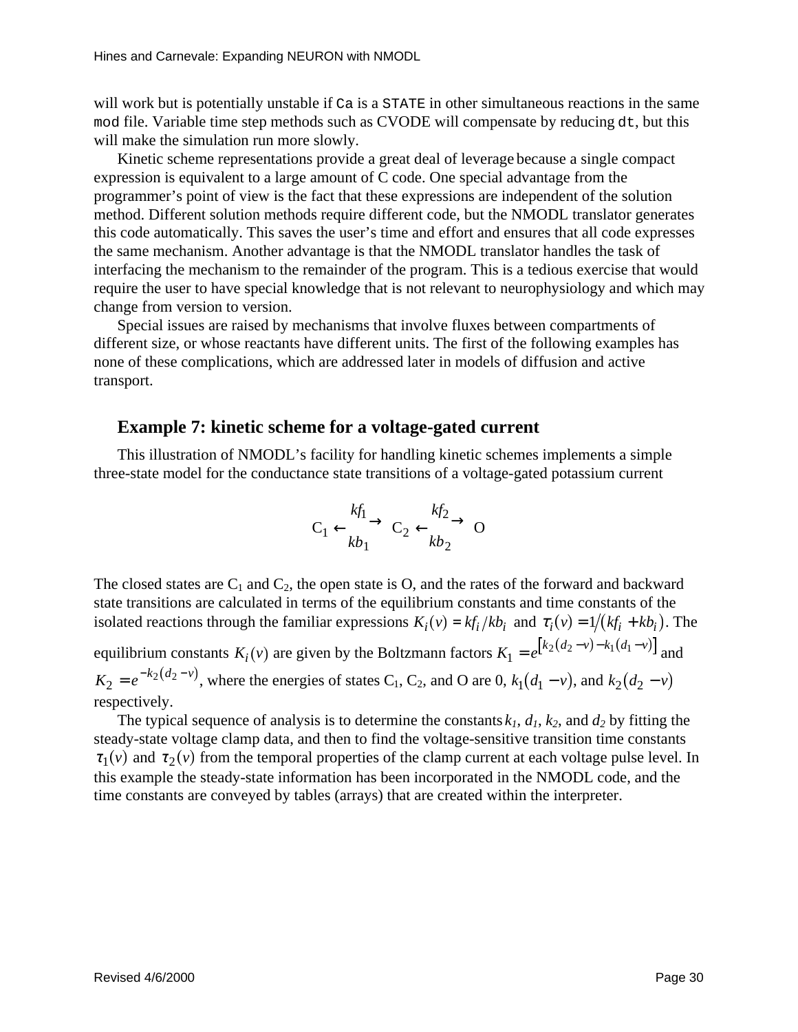will work but is potentially unstable if `Ca` is a `STATE` in other simultaneous reactions in the same `mod` file. Variable time step methods such as CVODE will compensate by reducing `dt`, but this will make the simulation run more slowly.

Kinetic scheme representations provide a great deal of leverage because a single compact expression is equivalent to a large amount of C code. One special advantage from the programmer's point of view is the fact that these expressions are independent of the solution method. Different solution methods require different code, but the NMODL translator generates this code automatically. This saves the user's time and effort and ensures that all code expresses the same mechanism. Another advantage is that the NMODL translator handles the task of interfacing the mechanism to the remainder of the program. This is a tedious exercise that would require the user to have special knowledge that is not relevant to neurophysiology and which may change from version to version.

Special issues are raised by mechanisms that involve fluxes between compartments of different size, or whose reactants have different units. The first of the following examples has none of these complications, which are addressed later in models of diffusion and active transport.

### Example 7: kinetic scheme for a voltage-gated current

This illustration of NMODL's facility for handling kinetic schemes implements a simple three-state model for the conductance state transitions of a voltage-gated potassium current

$$C_1 \underset{kb_1}{\overset{kf_1}{\rightleftarrows}} C_2 \underset{kb_2}{\overset{kf_2}{\rightleftarrows}} O$$

The closed states are $C_1$ and $C_2$, the open state is O, and the rates of the forward and backward state transitions are calculated in terms of the equilibrium constants and time constants of the isolated reactions through the familiar expressions $K_i(v) = kf_i / kb_i$ and $\tau_i(v) = 1/(kf_i + kb_i)$. The equilibrium constants $K_i(v)$ are given by the Boltzmann factors $K_1 = e^{[k_2(d_2 - v) - k_1(d_1 - v)]}$ and $K_2 = e^{-k_2(d_2 - v)}$, where the energies of states $C_1$, $C_2$, and O are 0, $k_1(d_1 - v)$, and $k_2(d_2 - v)$ respectively.

The typical sequence of analysis is to determine the constants $k_1$, $d_1$, $k_2$, and $d_2$ by fitting the steady-state voltage clamp data, and then to find the voltage-sensitive transition time constants $\tau_1(v)$ and $\tau_2(v)$ from the temporal properties of the clamp current at each voltage pulse level. In this example the steady-state information has been incorporated in the NMODL code, and the time constants are conveyed by tables (arrays) that are created within the interpreter.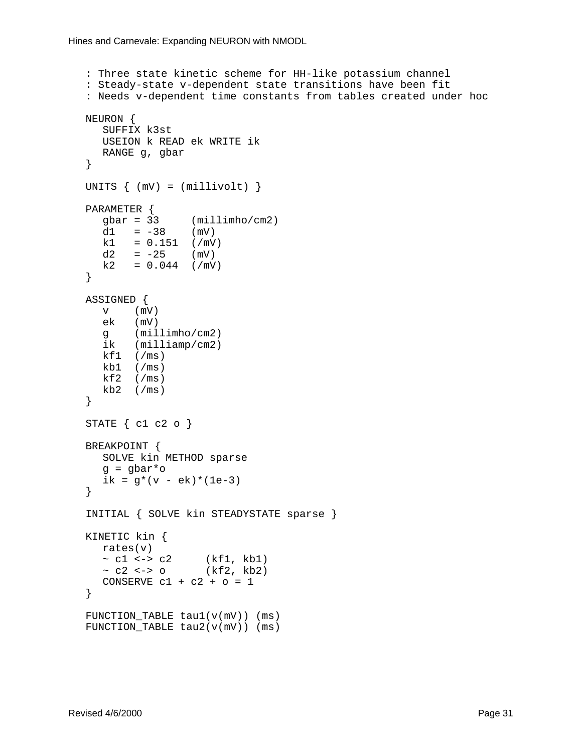```
: Three state kinetic scheme for HH-like potassium channel
: Steady-state v-dependent state transitions have been fit
: Needs v-dependent time constants from tables created under hoc

NEURON {
   SUFFIX k3st
   USEION k READ ek WRITE ik
   RANGE g, gbar
}

UNITS { (mV) = (millivolt) }

PARAMETER {
   gbar = 33     (millimho/cm2)
   d1   = -38    (mV)
   k1   = 0.151  (/mV)
   d2   = -25    (mV)
   k2   = 0.044  (/mV)
}

ASSIGNED {
   v    (mV)
   ek   (mV)
   g    (millimho/cm2)
   ik   (milliamp/cm2)
   kf1  (/ms)
   kb1  (/ms)
   kf2  (/ms)
   kb2  (/ms)
}

STATE { c1 c2 o }

BREAKPOINT {
   SOLVE kin METHOD sparse
   g = gbar*o
   ik = g*(v - ek)*(1e-3)
}

INITIAL { SOLVE kin STEADYSTATE sparse }

KINETIC kin {
   rates(v)
   ~ c1 <-> c2     (kf1, kb1)
   ~ c2 <-> o      (kf2, kb2)
   CONSERVE c1 + c2 + o = 1
}

FUNCTION_TABLE tau1(v(mV)) (ms)
FUNCTION_TABLE tau2(v(mV)) (ms)
```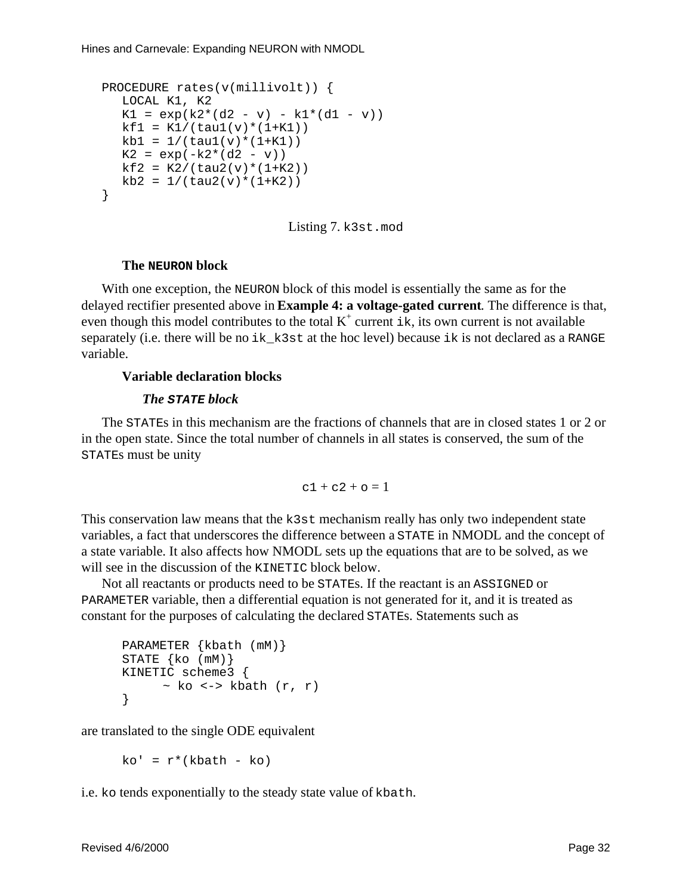```
PROCEDURE rates(v(millivolt)) {
   LOCAL K1, K2
   K1 = exp(k2*(d2 - v) - k1*(d1 - v))
   kf1 = K1/(tau1(v)*(1+K1))
   kb1 = 1/(tau1(v)*(1+K1))
   K2 = exp(-k2*(d2 - v))
   kf2 = K2/(tau2(v)*(1+K2))
   kb2 = 1/(tau2(v)*(1+K2))
}
```

Listing 7. `k3st.mod`

### The `NEURON` block

With one exception, the `NEURON` block of this model is essentially the same as for the delayed rectifier presented above in **Example 4: a voltage-gated current**. The difference is that, even though this model contributes to the total $K^+$ current `ik`, its own current is not available separately (i.e. there will be no `ik_k3st` at the hoc level) because `ik` is not declared as a `RANGE` variable.

### Variable declaration blocks

#### *The `STATE` block*

The `STATE`s in this mechanism are the fractions of channels that are in closed states 1 or 2 or in the open state. Since the total number of channels in all states is conserved, the sum of the `STATE`s must be unity

$$c1 + c2 + o = 1$$

This conservation law means that the `k3st` mechanism really has only two independent state variables, a fact that underscores the difference between a `STATE` in NMODL and the concept of a state variable. It also affects how NMODL sets up the equations that are to be solved, as we will see in the discussion of the `KINETIC` block below.

Not all reactants or products need to be `STATE`s. If the reactant is an `ASSIGNED` or `PARAMETER` variable, then a differential equation is not generated for it, and it is treated as constant for the purposes of calculating the declared `STATE`s. Statements such as

```
PARAMETER {kbath (mM)}
STATE {ko (mM)}
KINETIC scheme3 {
      ~ ko <-> kbath (r, r)
}
```

are translated to the single ODE equivalent

```
ko' = r*(kbath - ko)
```

i.e. `ko` tends exponentially to the steady state value of `kbath`.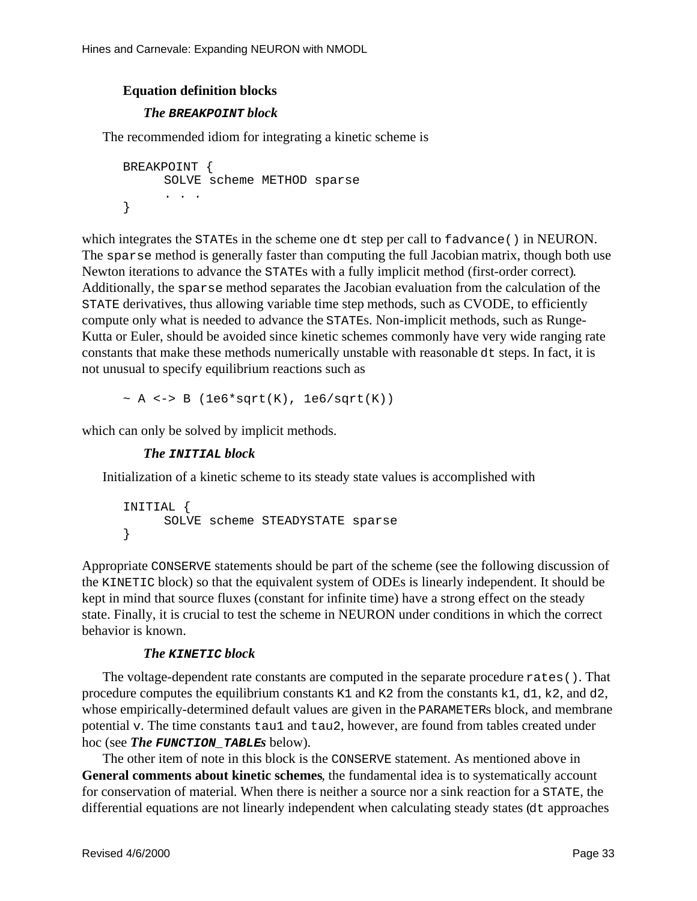### Equation definition blocks

#### *The `BREAKPOINT` block*

The recommended idiom for integrating a kinetic scheme is

```
BREAKPOINT {
      SOLVE scheme METHOD sparse
      . . .
}
```

which integrates the `STATE`s in the scheme one `dt` step per call to `fadvance()` in NEURON. The `sparse` method is generally faster than computing the full Jacobian matrix, though both use Newton iterations to advance the `STATE`s with a fully implicit method (first-order correct). Additionally, the `sparse` method separates the Jacobian evaluation from the calculation of the `STATE` derivatives, thus allowing variable time step methods, such as CVODE, to efficiently compute only what is needed to advance the `STATE`s. Non-implicit methods, such as Runge-Kutta or Euler, should be avoided since kinetic schemes commonly have very wide ranging rate constants that make these methods numerically unstable with reasonable `dt` steps. In fact, it is not unusual to specify equilibrium reactions such as

```
~ A <-> B (1e6*sqrt(K), 1e6/sqrt(K))
```

which can only be solved by implicit methods.

#### *The `INITIAL` block*

Initialization of a kinetic scheme to its steady state values is accomplished with

```
INITIAL {
      SOLVE scheme STEADYSTATE sparse
}
```

Appropriate `CONSERVE` statements should be part of the scheme (see the following discussion of the `KINETIC` block) so that the equivalent system of ODEs is linearly independent. It should be kept in mind that source fluxes (constant for infinite time) have a strong effect on the steady state. Finally, it is crucial to test the scheme in NEURON under conditions in which the correct behavior is known.

#### *The `KINETIC` block*

The voltage-dependent rate constants are computed in the separate procedure `rates()`. That procedure computes the equilibrium constants `K1` and `K2` from the constants `k1`, `d1`, `k2`, and `d2`, whose empirically-determined default values are given in the `PARAMETER`s block, and membrane potential `v`. The time constants `tau1` and `tau2`, however, are found from tables created under hoc (see ***The `FUNCTION_TABLE`s*** below).

The other item of note in this block is the `CONSERVE` statement. As mentioned above in **General comments about kinetic schemes**, the fundamental idea is to systematically account for conservation of material. When there is neither a source nor a sink reaction for a `STATE`, the differential equations are not linearly independent when calculating steady states (`dt` approaches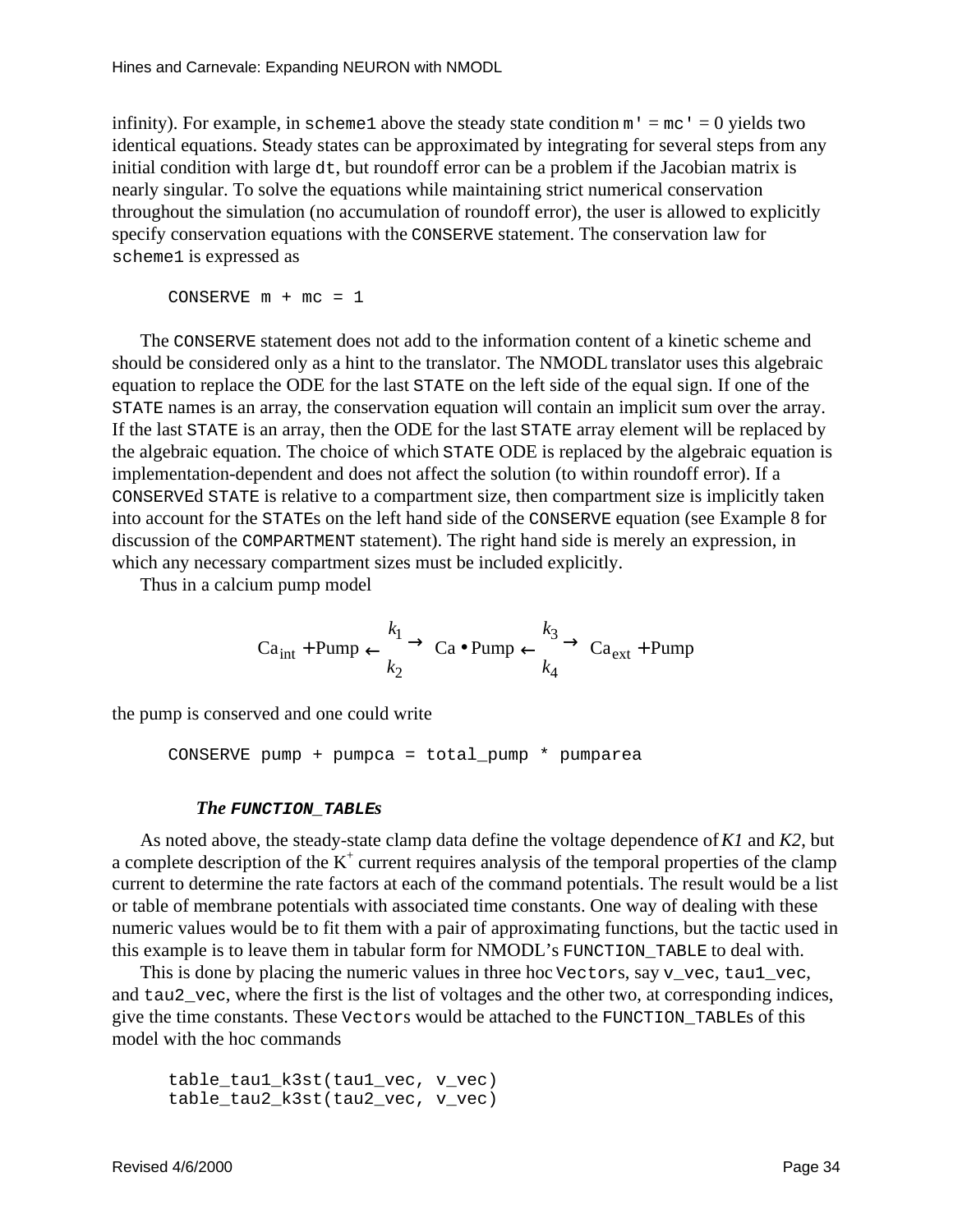infinity). For example, in `scheme1` above the steady state condition `m'` = `mc'` = 0 yields two identical equations. Steady states can be approximated by integrating for several steps from any initial condition with large `dt`, but roundoff error can be a problem if the Jacobian matrix is nearly singular. To solve the equations while maintaining strict numerical conservation throughout the simulation (no accumulation of roundoff error), the user is allowed to explicitly specify conservation equations with the `CONSERVE` statement. The conservation law for `scheme1` is expressed as

```
CONSERVE m + mc = 1
```

The `CONSERVE` statement does not add to the information content of a kinetic scheme and should be considered only as a hint to the translator. The NMODL translator uses this algebraic equation to replace the ODE for the last `STATE` on the left side of the equal sign. If one of the `STATE` names is an array, the conservation equation will contain an implicit sum over the array. If the last `STATE` is an array, then the ODE for the last `STATE` array element will be replaced by the algebraic equation. The choice of which `STATE` ODE is replaced by the algebraic equation is implementation-dependent and does not affect the solution (to within roundoff error). If a `CONSERVE`d `STATE` is relative to a compartment size, then compartment size is implicitly taken into account for the `STATE`s on the left hand side of the `CONSERVE` equation (see Example 8 for discussion of the `COMPARTMENT` statement). The right hand side is merely an expression, in which any necessary compartment sizes must be included explicitly.

Thus in a calcium pump model

$$\mathrm{Ca}_{\mathrm{int}} + \mathrm{Pump} \underset{k_2}{\overset{k_1}{\rightleftarrows}} \mathrm{Ca} \bullet \mathrm{Pump} \underset{k_4}{\overset{k_3}{\rightleftarrows}} \mathrm{Ca}_{\mathrm{ext}} + \mathrm{Pump}$$

the pump is conserved and one could write

```
CONSERVE pump + pumpca = total_pump * pumparea
```

### *The* `FUNCTION_TABLE`*s*

As noted above, the steady-state clamp data define the voltage dependence of *K1* and *K2*, but a complete description of the $K^+$ current requires analysis of the temporal properties of the clamp current to determine the rate factors at each of the command potentials. The result would be a list or table of membrane potentials with associated time constants. One way of dealing with these numeric values would be to fit them with a pair of approximating functions, but the tactic used in this example is to leave them in tabular form for NMODL's `FUNCTION_TABLE` to deal with.

This is done by placing the numeric values in three hoc `Vector`s, say `v_vec`, `tau1_vec`, and `tau2_vec`, where the first is the list of voltages and the other two, at corresponding indices, give the time constants. These `Vector`s would be attached to the `FUNCTION_TABLE`s of this model with the hoc commands

```
table_tau1_k3st(tau1_vec, v_vec)
table_tau2_k3st(tau2_vec, v_vec)
```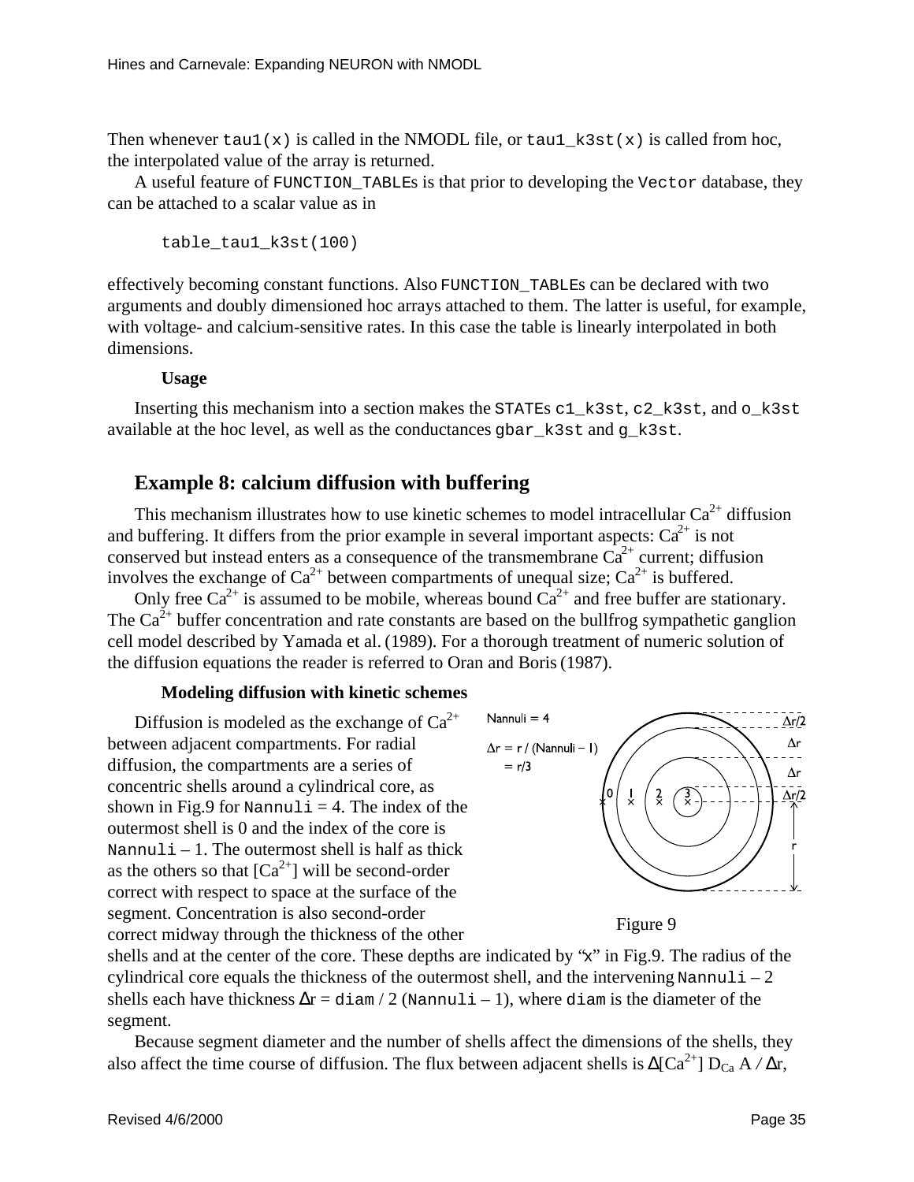Then whenever `tau1(x)` is called in the NMODL file, or `tau1_k3st(x)` is called from hoc, the interpolated value of the array is returned.

A useful feature of `FUNCTION_TABLE`s is that prior to developing the `Vector` database, they can be attached to a scalar value as in

```
table_tau1_k3st(100)
```

effectively becoming constant functions. Also `FUNCTION_TABLE`s can be declared with two arguments and doubly dimensioned hoc arrays attached to them. The latter is useful, for example, with voltage- and calcium-sensitive rates. In this case the table is linearly interpolated in both dimensions.

**Usage**

Inserting this mechanism into a section makes the `STATE`s `c1_k3st`, `c2_k3st`, and `o_k3st` available at the hoc level, as well as the conductances `gbar_k3st` and `g_k3st`.

## Example 8: calcium diffusion with buffering

This mechanism illustrates how to use kinetic schemes to model intracellular $Ca^{2+}$ diffusion and buffering. It differs from the prior example in several important aspects: $Ca^{2+}$ is not conserved but instead enters as a consequence of the transmembrane $Ca^{2+}$ current; diffusion involves the exchange of $Ca^{2+}$ between compartments of unequal size; $Ca^{2+}$ is buffered.

Only free $Ca^{2+}$ is assumed to be mobile, whereas bound $Ca^{2+}$ and free buffer are stationary. The $Ca^{2+}$ buffer concentration and rate constants are based on the bullfrog sympathetic ganglion cell model described by Yamada et al. (1989). For a thorough treatment of numeric solution of the diffusion equations the reader is referred to Oran and Boris (1987).

**Modeling diffusion with kinetic schemes**

Diffusion is modeled as the exchange of $Ca^{2+}$ between adjacent compartments. For radial diffusion, the compartments are a series of concentric shells around a cylindrical core, as shown in Fig.9 for `Nannuli` = 4. The index of the outermost shell is 0 and the index of the core is `Nannuli` – 1. The outermost shell is half as thick as the others so that $[Ca^{2+}]$ will be second-order correct with respect to space at the surface of the segment. Concentration is also second-order correct midway through the thickness of the other shells and at the center of the core. These depths are indicated by "x" in Fig.9. The radius of the cylindrical core equals the thickness of the outermost shell, and the intervening `Nannuli` – 2 shells each have thickness $\Delta r$ = `diam` / 2 (`Nannuli` – 1), where `diam` is the diameter of the segment.

Figure 9

Because segment diameter and the number of shells affect the dimensions of the shells, they also affect the time course of diffusion. The flux between adjacent shells is $\Delta[Ca^{2+}]\ D_{Ca}\ A\ /\ \Delta r$,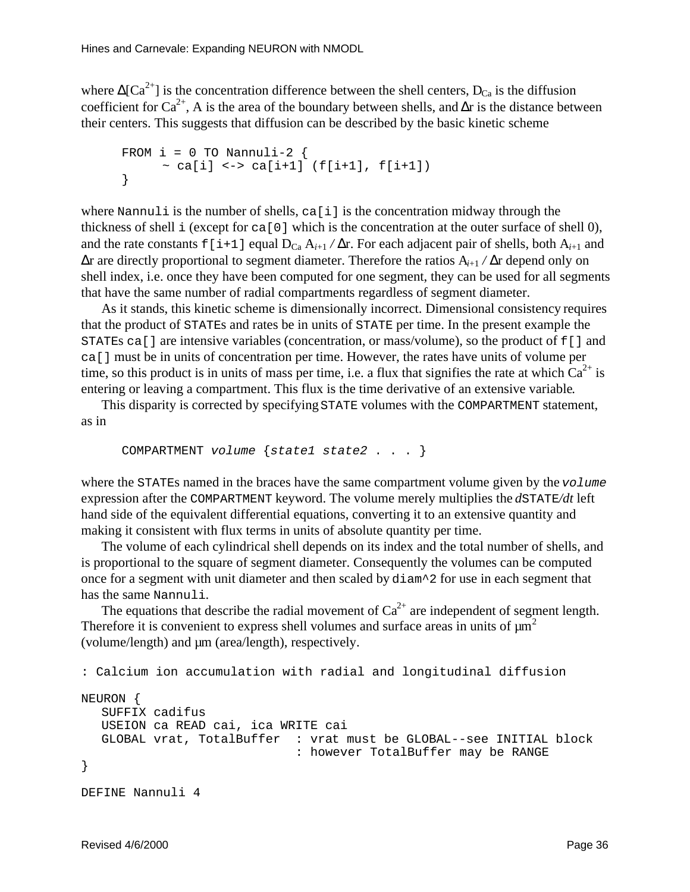where $\Delta[Ca^{2+}]$ is the concentration difference between the shell centers, $D_{Ca}$ is the diffusion coefficient for $Ca^{2+}$, A is the area of the boundary between shells, and $\Delta r$ is the distance between their centers. This suggests that diffusion can be described by the basic kinetic scheme

```
FROM i = 0 TO Nannuli-2 {
     ~ ca[i] <-> ca[i+1] (f[i+1], f[i+1])
}
```

where `Nannuli` is the number of shells, `ca[i]` is the concentration midway through the thickness of shell `i` (except for `ca[0]` which is the concentration at the outer surface of shell 0), and the rate constants `f[i+1]` equal $D_{Ca} A_{i+1} / \Delta r$. For each adjacent pair of shells, both $A_{i+1}$ and $\Delta r$ are directly proportional to segment diameter. Therefore the ratios $A_{i+1} / \Delta r$ depend only on shell index, i.e. once they have been computed for one segment, they can be used for all segments that have the same number of radial compartments regardless of segment diameter.

As it stands, this kinetic scheme is dimensionally incorrect. Dimensional consistency requires that the product of `STATE`s and rates be in units of `STATE` per time. In the present example the `STATE`s `ca[]` are intensive variables (concentration, or mass/volume), so the product of `f[]` and `ca[]` must be in units of concentration per time. However, the rates have units of volume per time, so this product is in units of mass per time, i.e. a flux that signifies the rate at which $Ca^{2+}$ is entering or leaving a compartment. This flux is the time derivative of an extensive variable.

This disparity is corrected by specifying `STATE` volumes with the `COMPARTMENT` statement, as in

```
COMPARTMENT volume {state1 state2 . . . }
```

where the `STATE`s named in the braces have the same compartment volume given by the *`volume`* expression after the `COMPARTMENT` keyword. The volume merely multiplies the *d*`STATE`*/dt* left hand side of the equivalent differential equations, converting it to an extensive quantity and making it consistent with flux terms in units of absolute quantity per time.

The volume of each cylindrical shell depends on its index and the total number of shells, and is proportional to the square of segment diameter. Consequently the volumes can be computed once for a segment with unit diameter and then scaled by `diam^2` for use in each segment that has the same `Nannuli`.

The equations that describe the radial movement of $Ca^{2+}$ are independent of segment length. Therefore it is convenient to express shell volumes and surface areas in units of $\mu m^2$ (volume/length) and $\mu m$ (area/length), respectively.

```
: Calcium ion accumulation with radial and longitudinal diffusion

NEURON {
   SUFFIX cadifus
   USEION ca READ cai, ica WRITE cai
   GLOBAL vrat, TotalBuffer  : vrat must be GLOBAL--see INITIAL block
                             : however TotalBuffer may be RANGE
}

DEFINE Nannuli 4
```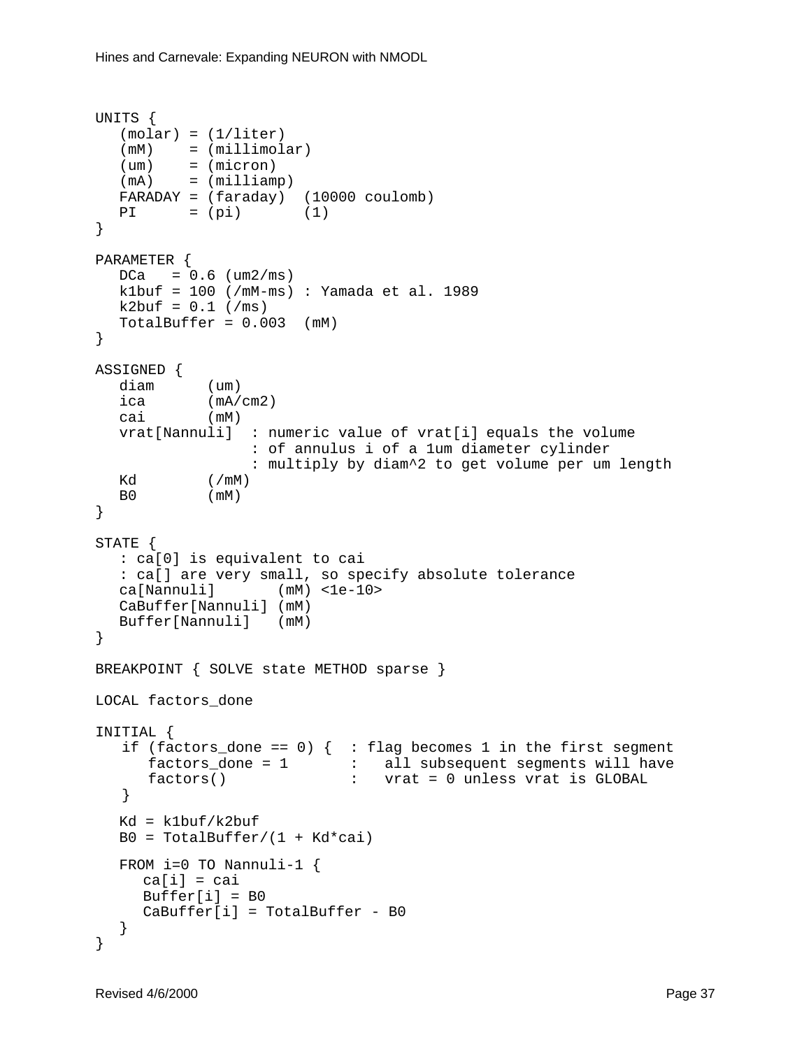```
UNITS {
   (molar) = (1/liter)
   (mM)    = (millimolar)
   (um)    = (micron)
   (mA)    = (milliamp)
   FARADAY = (faraday)  (10000 coulomb)
   PI      = (pi)       (1)
}

PARAMETER {
   DCa   = 0.6 (um2/ms)
   k1buf = 100 (/mM-ms) : Yamada et al. 1989
   k2buf = 0.1 (/ms)
   TotalBuffer = 0.003  (mM)
}

ASSIGNED {
   diam      (um)
   ica       (mA/cm2)
   cai       (mM)
   vrat[Nannuli]  : numeric value of vrat[i] equals the volume
                  : of annulus i of a 1um diameter cylinder
                  : multiply by diam^2 to get volume per um length
   Kd        (/mM)
   B0        (mM)
}

STATE {
   : ca[0] is equivalent to cai
   : ca[] are very small, so specify absolute tolerance
   ca[Nannuli]       (mM) <1e-10>
   CaBuffer[Nannuli] (mM)
   Buffer[Nannuli]   (mM)
}

BREAKPOINT { SOLVE state METHOD sparse }

LOCAL factors_done

INITIAL {
   if (factors_done == 0) {  : flag becomes 1 in the first segment
      factors_done = 1       :   all subsequent segments will have
      factors()              :   vrat = 0 unless vrat is GLOBAL
   }

   Kd = k1buf/k2buf
   B0 = TotalBuffer/(1 + Kd*cai)

   FROM i=0 TO Nannuli-1 {
      ca[i] = cai
      Buffer[i] = B0
      CaBuffer[i] = TotalBuffer - B0
   }
}
```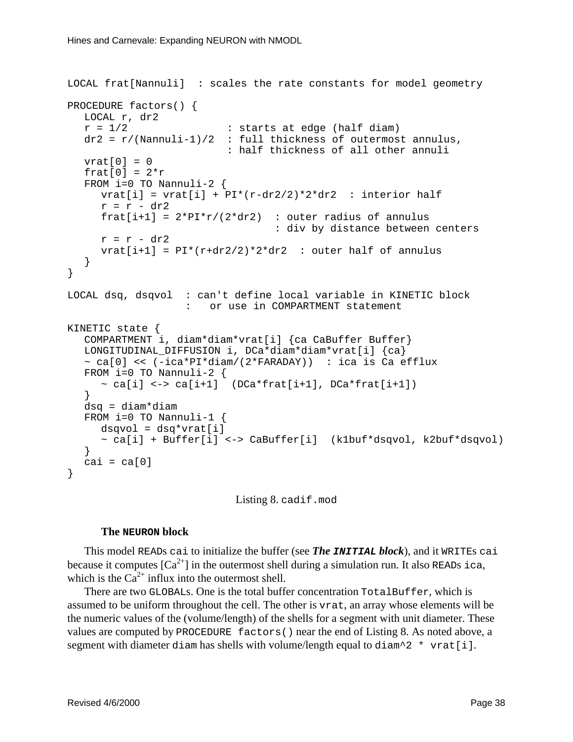```
LOCAL frat[Nannuli]  : scales the rate constants for model geometry

PROCEDURE factors() {
   LOCAL r, dr2
   r = 1/2                : starts at edge (half diam)
   dr2 = r/(Nannuli-1)/2  : full thickness of outermost annulus,
                          : half thickness of all other annuli
   vrat[0] = 0
   frat[0] = 2*r
   FROM i=0 TO Nannuli-2 {
      vrat[i] = vrat[i] + PI*(r-dr2/2)*2*dr2  : interior half
      r = r - dr2
      frat[i+1] = 2*PI*r/(2*dr2)  : outer radius of annulus
                                  : div by distance between centers
      r = r - dr2
      vrat[i+1] = PI*(r+dr2/2)*2*dr2  : outer half of annulus
   }
}

LOCAL dsq, dsqvol  : can't define local variable in KINETIC block
                   :   or use in COMPARTMENT statement

KINETIC state {
   COMPARTMENT i, diam*diam*vrat[i] {ca CaBuffer Buffer}
   LONGITUDINAL_DIFFUSION i, DCa*diam*diam*vrat[i] {ca}
   ~ ca[0] << (-ica*PI*diam/(2*FARADAY))  : ica is Ca efflux
   FROM i=0 TO Nannuli-2 {
      ~ ca[i] <-> ca[i+1]  (DCa*frat[i+1], DCa*frat[i+1])
   }
   dsq = diam*diam
   FROM i=0 TO Nannuli-1 {
      dsqvol = dsq*vrat[i]
      ~ ca[i] + Buffer[i] <-> CaBuffer[i]  (k1buf*dsqvol, k2buf*dsqvol)
   }
   cai = ca[0]
}
```

Listing 8. `cadif.mod`

### The `NEURON` block

This model `READ`s `cai` to initialize the buffer (see ***The `INITIAL` block***), and it `WRITE`s `cai` because it computes [$Ca^{2+}$] in the outermost shell during a simulation run. It also `READ`s `ica`, which is the $Ca^{2+}$ influx into the outermost shell.

There are two `GLOBAL`s. One is the total buffer concentration `TotalBuffer`, which is assumed to be uniform throughout the cell. The other is `vrat`, an array whose elements will be the numeric values of the (volume/length) of the shells for a segment with unit diameter. These values are computed by `PROCEDURE factors()` near the end of Listing 8. As noted above, a segment with diameter `diam` has shells with volume/length equal to `diam^2 * vrat[i]`.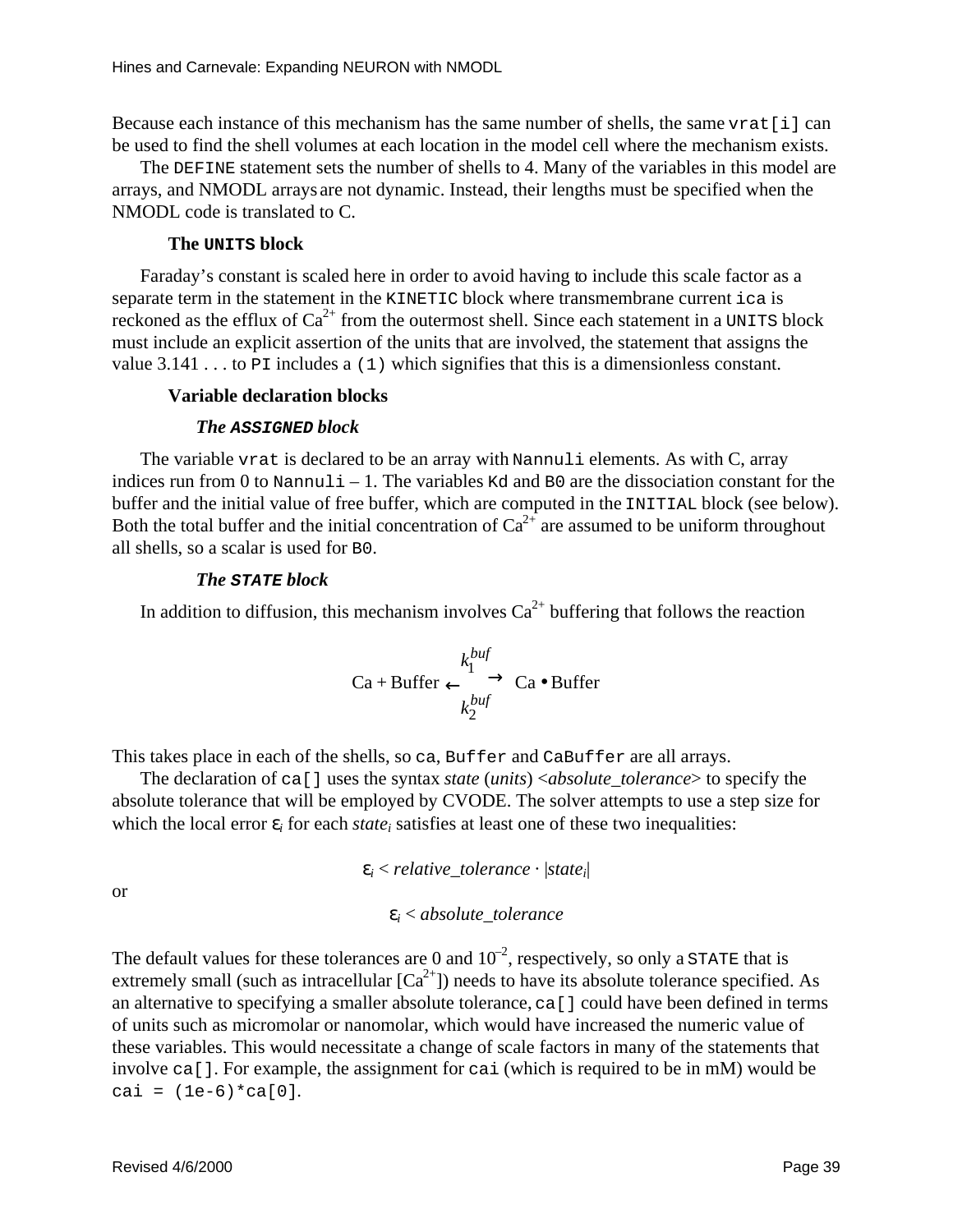Because each instance of this mechanism has the same number of shells, the same `vrat[i]` can be used to find the shell volumes at each location in the model cell where the mechanism exists.

The `DEFINE` statement sets the number of shells to 4. Many of the variables in this model are arrays, and NMODL arrays are not dynamic. Instead, their lengths must be specified when the NMODL code is translated to C.

### The `UNITS` block

Faraday's constant is scaled here in order to avoid having to include this scale factor as a separate term in the statement in the `KINETIC` block where transmembrane current `ica` is reckoned as the efflux of $Ca^{2+}$ from the outermost shell. Since each statement in a `UNITS` block must include an explicit assertion of the units that are involved, the statement that assigns the value 3.141 . . . to `PI` includes a `(1)` which signifies that this is a dimensionless constant.

### Variable declaration blocks

#### *The `ASSIGNED` block*

The variable `vrat` is declared to be an array with `Nannuli` elements. As with C, array indices run from 0 to `Nannuli` – 1. The variables `Kd` and `B0` are the dissociation constant for the buffer and the initial value of free buffer, which are computed in the `INITIAL` block (see below). Both the total buffer and the initial concentration of $Ca^{2+}$ are assumed to be uniform throughout all shells, so a scalar is used for `B0`.

#### *The `STATE` block*

In addition to diffusion, this mechanism involves $Ca^{2+}$ buffering that follows the reaction

$$\mathrm{Ca} + \mathrm{Buffer} \underset{k_2^{buf}}{\overset{k_1^{buf}}{\rightleftarrows}} \mathrm{Ca} \bullet \mathrm{Buffer}$$

This takes place in each of the shells, so `ca`, `Buffer` and `CaBuffer` are all arrays.

The declaration of `ca[]` uses the syntax *state* (*units*) <*absolute_tolerance*> to specify the absolute tolerance that will be employed by CVODE. The solver attempts to use a step size for which the local error $\varepsilon_i$ for each $state_i$ satisfies at least one of these two inequalities:

$$\varepsilon_i < relative\_tolerance \cdot |state_i|$$

or

$$\varepsilon_i < absolute\_tolerance$$

The default values for these tolerances are 0 and $10^{-2}$, respectively, so only a `STATE` that is extremely small (such as intracellular $[Ca^{2+}]$) needs to have its absolute tolerance specified. As an alternative to specifying a smaller absolute tolerance, `ca[]` could have been defined in terms of units such as micromolar or nanomolar, which would have increased the numeric value of these variables. This would necessitate a change of scale factors in many of the statements that involve `ca[]`. For example, the assignment for `cai` (which is required to be in mM) would be `cai = (1e-6)*ca[0]`.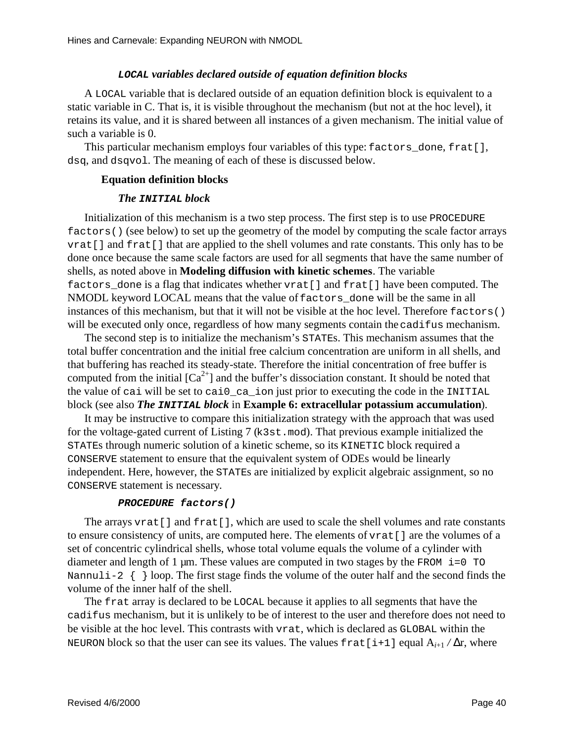#### *`LOCAL` variables declared outside of equation definition blocks*

A `LOCAL` variable that is declared outside of an equation definition block is equivalent to a static variable in C. That is, it is visible throughout the mechanism (but not at the hoc level), it retains its value, and it is shared between all instances of a given mechanism. The initial value of such a variable is 0.

This particular mechanism employs four variables of this type: `factors_done`, `frat[]`, `dsq`, and `dsqvol`. The meaning of each of these is discussed below.

### Equation definition blocks

#### *The `INITIAL` block*

Initialization of this mechanism is a two step process. The first step is to use `PROCEDURE factors()` (see below) to set up the geometry of the model by computing the scale factor arrays `vrat[]` and `frat[]` that are applied to the shell volumes and rate constants. This only has to be done once because the same scale factors are used for all segments that have the same number of shells, as noted above in **Modeling diffusion with kinetic schemes**. The variable `factors_done` is a flag that indicates whether `vrat[]` and `frat[]` have been computed. The NMODL keyword LOCAL means that the value of `factors_done` will be the same in all instances of this mechanism, but that it will not be visible at the hoc level. Therefore `factors()` will be executed only once, regardless of how many segments contain the `cadifus` mechanism.

The second step is to initialize the mechanism's `STATE`s. This mechanism assumes that the total buffer concentration and the initial free calcium concentration are uniform in all shells, and that buffering has reached its steady-state. Therefore the initial concentration of free buffer is computed from the initial $[Ca^{2+}]$ and the buffer's dissociation constant. It should be noted that the value of `cai` will be set to `cai0_ca_ion` just prior to executing the code in the `INITIAL` block (see also ***The `INITIAL` block*** in **Example 6: extracellular potassium accumulation**).

It may be instructive to compare this initialization strategy with the approach that was used for the voltage-gated current of Listing 7 (`k3st.mod`). That previous example initialized the `STATE`s through numeric solution of a kinetic scheme, so its `KINETIC` block required a `CONSERVE` statement to ensure that the equivalent system of ODEs would be linearly independent. Here, however, the `STATE`s are initialized by explicit algebraic assignment, so no `CONSERVE` statement is necessary.

#### *`PROCEDURE factors()`*

The arrays `vrat[]` and `frat[]`, which are used to scale the shell volumes and rate constants to ensure consistency of units, are computed here. The elements of `vrat[]` are the volumes of a set of concentric cylindrical shells, whose total volume equals the volume of a cylinder with diameter and length of 1 µm. These values are computed in two stages by the `FROM i=0 TO Nannuli-2 { }` loop. The first stage finds the volume of the outer half and the second finds the volume of the inner half of the shell.

The `frat` array is declared to be `LOCAL` because it applies to all segments that have the `cadifus` mechanism, but it is unlikely to be of interest to the user and therefore does not need to be visible at the hoc level. This contrasts with `vrat`, which is declared as `GLOBAL` within the `NEURON` block so that the user can see its values. The values `frat[i+1]` equal $A_{i+1} / \Delta r$, where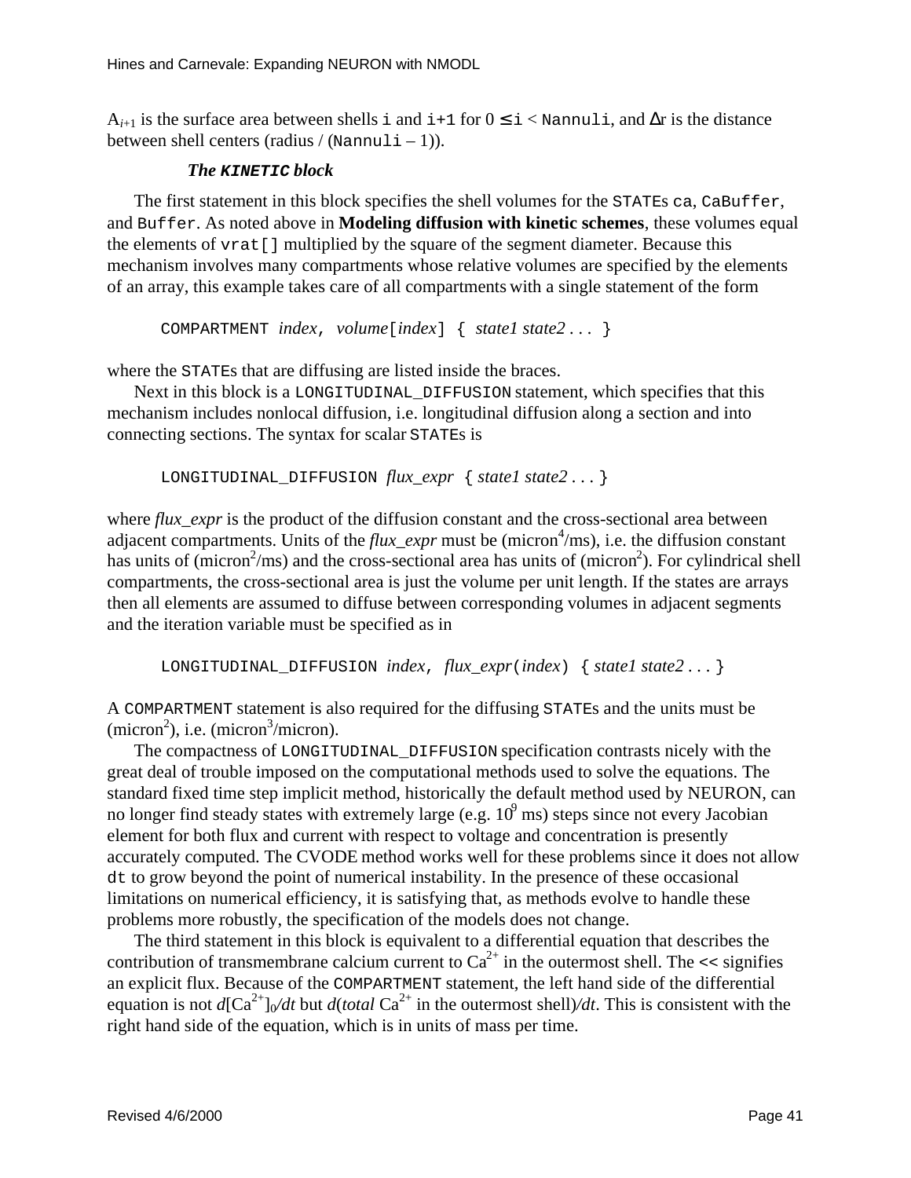$A_{i+1}$ is the surface area between shells `i` and `i+1` for $0 \leq$ `i` < `Nannuli`, and $\Delta$r is the distance between shell centers (radius / (`Nannuli` – 1)).

### *The `KINETIC` block*

The first statement in this block specifies the shell volumes for the `STATE`s `ca`, `CaBuffer`, and `Buffer`. As noted above in **Modeling diffusion with kinetic schemes**, these volumes equal the elements of `vrat[]` multiplied by the square of the segment diameter. Because this mechanism involves many compartments whose relative volumes are specified by the elements of an array, this example takes care of all compartments with a single statement of the form

```
COMPARTMENT index, volume[index] { state1 state2 . . . }
```

where the `STATE`s that are diffusing are listed inside the braces.

Next in this block is a `LONGITUDINAL_DIFFUSION` statement, which specifies that this mechanism includes nonlocal diffusion, i.e. longitudinal diffusion along a section and into connecting sections. The syntax for scalar `STATE`s is

```
LONGITUDINAL_DIFFUSION flux_expr { state1 state2 . . . }
```

where *flux_expr* is the product of the diffusion constant and the cross-sectional area between adjacent compartments. Units of the *flux_expr* must be (micron$^4$/ms), i.e. the diffusion constant has units of (micron$^2$/ms) and the cross-sectional area has units of (micron$^2$). For cylindrical shell compartments, the cross-sectional area is just the volume per unit length. If the states are arrays then all elements are assumed to diffuse between corresponding volumes in adjacent segments and the iteration variable must be specified as in

```
LONGITUDINAL_DIFFUSION index, flux_expr(index) { state1 state2 . . . }
```

A `COMPARTMENT` statement is also required for the diffusing `STATE`s and the units must be (micron$^2$), i.e. (micron$^3$/micron).

The compactness of `LONGITUDINAL_DIFFUSION` specification contrasts nicely with the great deal of trouble imposed on the computational methods used to solve the equations. The standard fixed time step implicit method, historically the default method used by NEURON, can no longer find steady states with extremely large (e.g. $10^9$ ms) steps since not every Jacobian element for both flux and current with respect to voltage and concentration is presently accurately computed. The CVODE method works well for these problems since it does not allow `dt` to grow beyond the point of numerical instability. In the presence of these occasional limitations on numerical efficiency, it is satisfying that, as methods evolve to handle these problems more robustly, the specification of the models does not change.

The third statement in this block is equivalent to a differential equation that describes the contribution of transmembrane calcium current to $Ca^{2+}$ in the outermost shell. The `<<` signifies an explicit flux. Because of the `COMPARTMENT` statement, the left hand side of the differential equation is not $d[Ca^{2+}]_0/dt$ but $d$(*total* $Ca^{2+}$ in the outermost shell)$/dt$. This is consistent with the right hand side of the equation, which is in units of mass per time.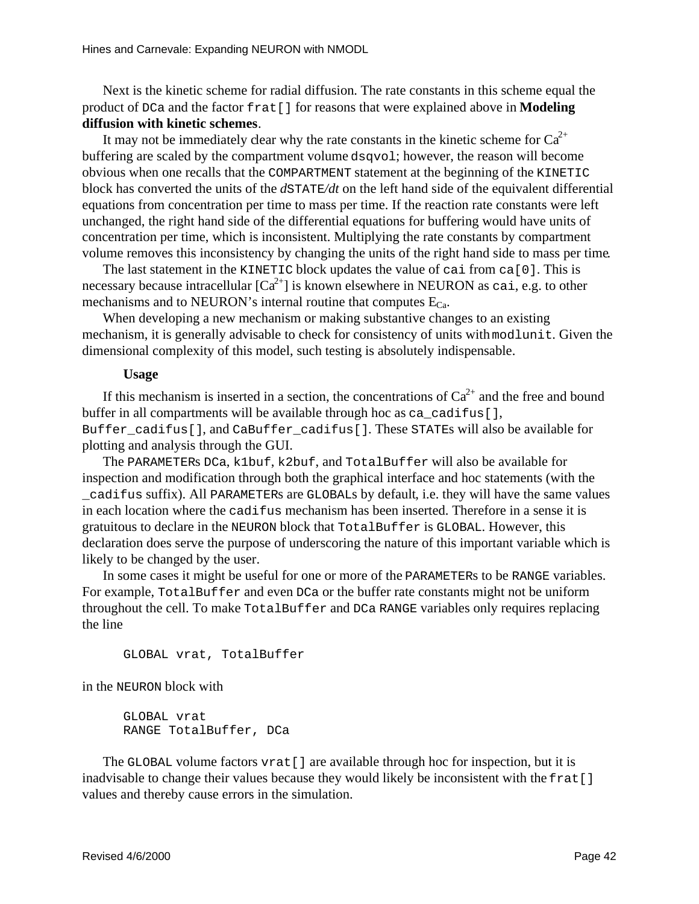Next is the kinetic scheme for radial diffusion. The rate constants in this scheme equal the product of `DCa` and the factor `frat[]` for reasons that were explained above in **Modeling diffusion with kinetic schemes**.

It may not be immediately clear why the rate constants in the kinetic scheme for $Ca^{2+}$ buffering are scaled by the compartment volume `dsqvol`; however, the reason will become obvious when one recalls that the `COMPARTMENT` statement at the beginning of the `KINETIC` block has converted the units of the *d*`STATE`*/dt* on the left hand side of the equivalent differential equations from concentration per time to mass per time. If the reaction rate constants were left unchanged, the right hand side of the differential equations for buffering would have units of concentration per time, which is inconsistent. Multiplying the rate constants by compartment volume removes this inconsistency by changing the units of the right hand side to mass per time.

The last statement in the `KINETIC` block updates the value of `cai` from `ca[0]`. This is necessary because intracellular [$Ca^{2+}$] is known elsewhere in NEURON as `cai`, e.g. to other mechanisms and to NEURON's internal routine that computes $E_{Ca}$.

When developing a new mechanism or making substantive changes to an existing mechanism, it is generally advisable to check for consistency of units with `modlunit`. Given the dimensional complexity of this model, such testing is absolutely indispensable.

### Usage

If this mechanism is inserted in a section, the concentrations of $Ca^{2+}$ and the free and bound buffer in all compartments will be available through hoc as `ca_cadifus[]`, `Buffer_cadifus[]`, and `CaBuffer_cadifus[]`. These `STATE`s will also be available for plotting and analysis through the GUI.

The `PARAMETER`s `DCa`, `k1buf`, `k2buf`, and `TotalBuffer` will also be available for inspection and modification through both the graphical interface and hoc statements (with the `_cadifus` suffix). All `PARAMETER`s are `GLOBAL`s by default, i.e. they will have the same values in each location where the `cadifus` mechanism has been inserted. Therefore in a sense it is gratuitous to declare in the `NEURON` block that `TotalBuffer` is `GLOBAL`. However, this declaration does serve the purpose of underscoring the nature of this important variable which is likely to be changed by the user.

In some cases it might be useful for one or more of the `PARAMETER`s to be `RANGE` variables. For example, `TotalBuffer` and even `DCa` or the buffer rate constants might not be uniform throughout the cell. To make `TotalBuffer` and `DCa` `RANGE` variables only requires replacing the line

```
GLOBAL vrat, TotalBuffer
```

in the `NEURON` block with

```
GLOBAL vrat
RANGE TotalBuffer, DCa
```

The `GLOBAL` volume factors `vrat[]` are available through hoc for inspection, but it is inadvisable to change their values because they would likely be inconsistent with the `frat[]` values and thereby cause errors in the simulation.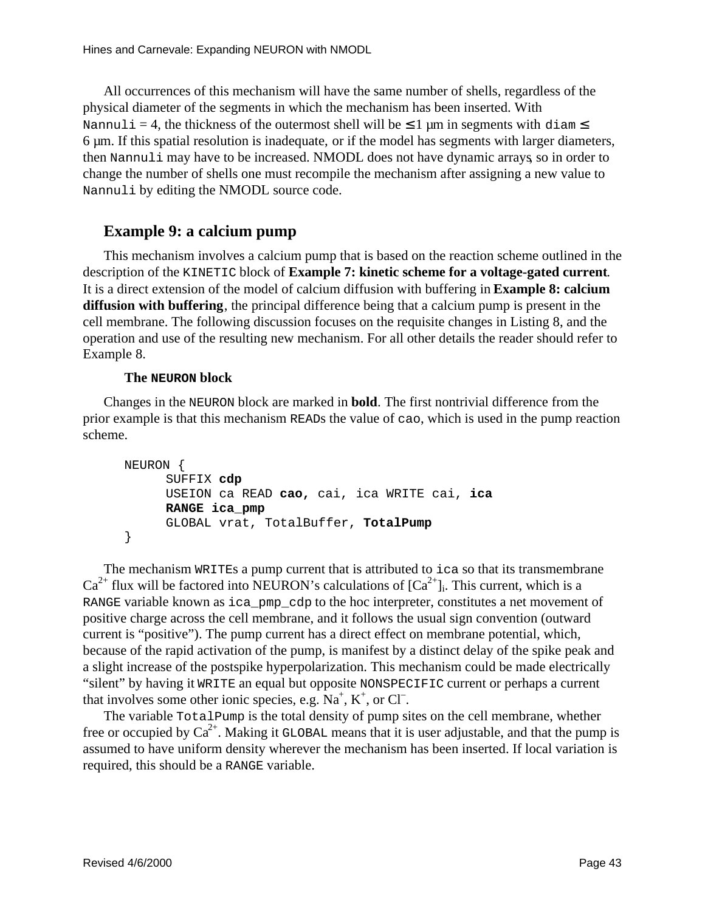All occurrences of this mechanism will have the same number of shells, regardless of the physical diameter of the segments in which the mechanism has been inserted. With `Nannuli` = 4, the thickness of the outermost shell will be ≤ 1 µm in segments with `diam` ≤ 6 µm. If this spatial resolution is inadequate, or if the model has segments with larger diameters, then `Nannuli` may have to be increased. NMODL does not have dynamic arrays, so in order to change the number of shells one must recompile the mechanism after assigning a new value to `Nannuli` by editing the NMODL source code.

## Example 9: a calcium pump

This mechanism involves a calcium pump that is based on the reaction scheme outlined in the description of the `KINETIC` block of **Example 7: kinetic scheme for a voltage-gated current**. It is a direct extension of the model of calcium diffusion with buffering in **Example 8: calcium diffusion with buffering**, the principal difference being that a calcium pump is present in the cell membrane. The following discussion focuses on the requisite changes in Listing 8, and the operation and use of the resulting new mechanism. For all other details the reader should refer to Example 8.

### The `NEURON` block

Changes in the `NEURON` block are marked in **bold**. The first nontrivial difference from the prior example is that this mechanism `READ`s the value of `cao`, which is used in the pump reaction scheme.

```
NEURON {
      SUFFIX cdp
      USEION ca READ cao, cai, ica WRITE cai, ica
      RANGE ica_pmp
      GLOBAL vrat, TotalBuffer, TotalPump
}
```

The mechanism `WRITE`s a pump current that is attributed to `ica` so that its transmembrane $Ca^{2+}$ flux will be factored into NEURON's calculations of $[Ca^{2+}]_i$. This current, which is a `RANGE` variable known as `ica_pmp_cdp` to the hoc interpreter, constitutes a net movement of positive charge across the cell membrane, and it follows the usual sign convention (outward current is "positive"). The pump current has a direct effect on membrane potential, which, because of the rapid activation of the pump, is manifest by a distinct delay of the spike peak and a slight increase of the postspike hyperpolarization. This mechanism could be made electrically "silent" by having it `WRITE` an equal but opposite `NONSPECIFIC` current or perhaps a current that involves some other ionic species, e.g. $Na^+$, $K^+$, or $Cl^-$.

The variable `TotalPump` is the total density of pump sites on the cell membrane, whether free or occupied by $Ca^{2+}$. Making it `GLOBAL` means that it is user adjustable, and that the pump is assumed to have uniform density wherever the mechanism has been inserted. If local variation is required, this should be a `RANGE` variable.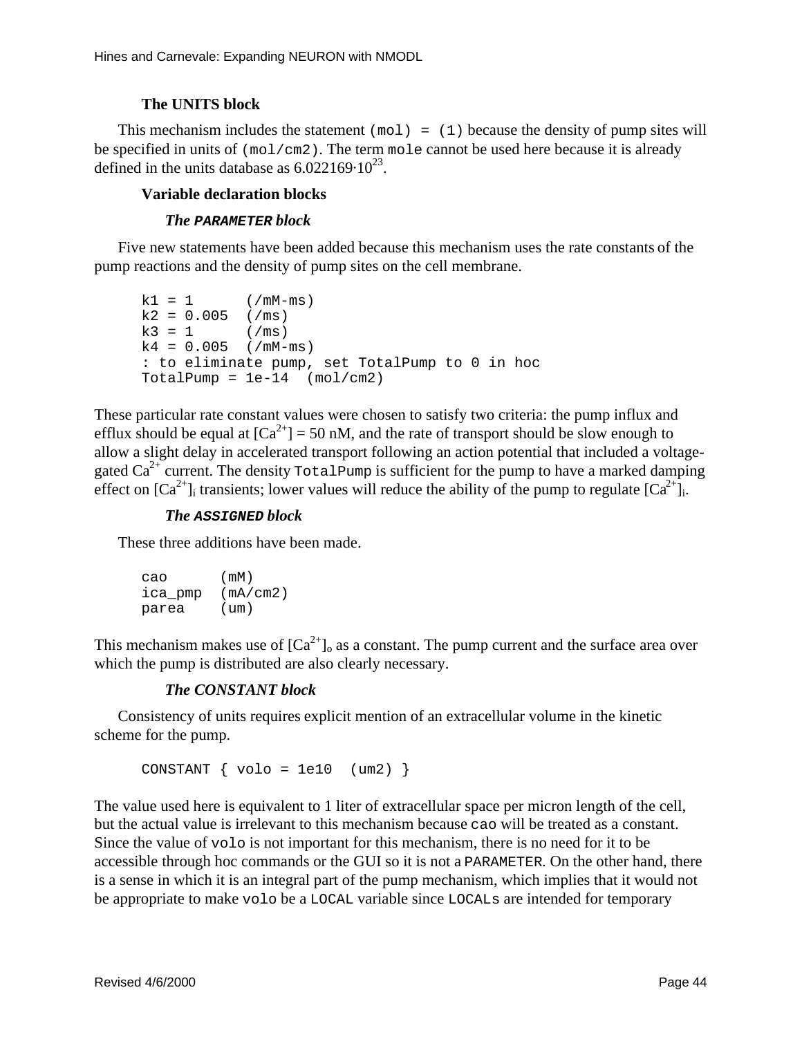### The UNITS block

This mechanism includes the statement `(mol) = (1)` because the density of pump sites will be specified in units of `(mol/cm2)`. The term `mole` cannot be used here because it is already defined in the units database as $6.022169 \cdot 10^{23}$.

### Variable declaration blocks

#### *The* **`PARAMETER`** *block*

Five new statements have been added because this mechanism uses the rate constants of the pump reactions and the density of pump sites on the cell membrane.

```
k1 = 1      (/mM-ms)
k2 = 0.005  (/ms)
k3 = 1      (/ms)
k4 = 0.005  (/mM-ms)
: to eliminate pump, set TotalPump to 0 in hoc
TotalPump = 1e-14  (mol/cm2)
```

These particular rate constant values were chosen to satisfy two criteria: the pump influx and efflux should be equal at $[Ca^{2+}]$ = 50 nM, and the rate of transport should be slow enough to allow a slight delay in accelerated transport following an action potential that included a voltage-gated $Ca^{2+}$ current. The density `TotalPump` is sufficient for the pump to have a marked damping effect on $[Ca^{2+}]_i$ transients; lower values will reduce the ability of the pump to regulate $[Ca^{2+}]_i$.

#### *The* **`ASSIGNED`** *block*

These three additions have been made.

```
cao      (mM)
ica_pmp  (mA/cm2)
parea    (um)
```

This mechanism makes use of $[Ca^{2+}]_o$ as a constant. The pump current and the surface area over which the pump is distributed are also clearly necessary.

#### *The CONSTANT block*

Consistency of units requires explicit mention of an extracellular volume in the kinetic scheme for the pump.

```
CONSTANT { volo = 1e10  (um2) }
```

The value used here is equivalent to 1 liter of extracellular space per micron length of the cell, but the actual value is irrelevant to this mechanism because `cao` will be treated as a constant. Since the value of `volo` is not important for this mechanism, there is no need for it to be accessible through hoc commands or the GUI so it is not a `PARAMETER`. On the other hand, there is a sense in which it is an integral part of the pump mechanism, which implies that it would not be appropriate to make `volo` be a `LOCAL` variable since `LOCAL`s are intended for temporary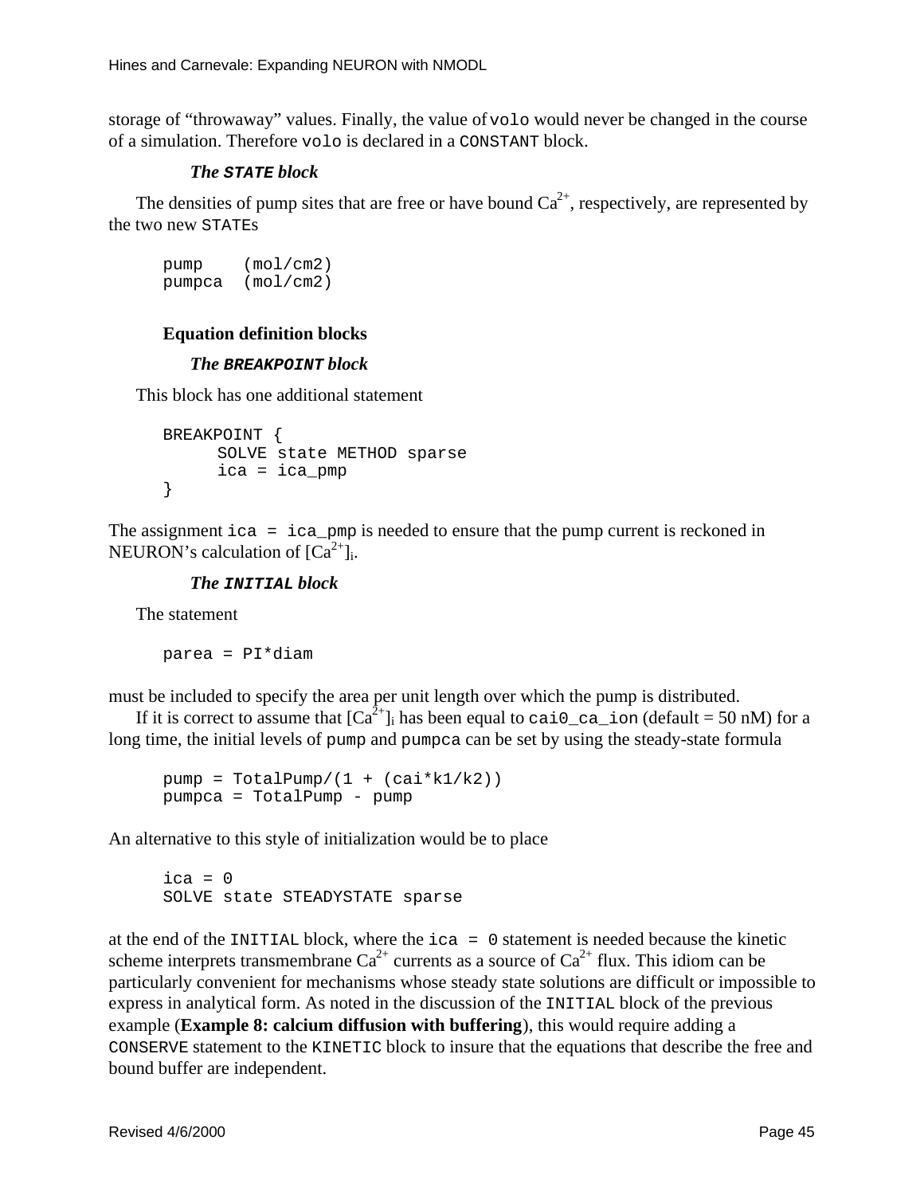storage of "throwaway" values. Finally, the value of `volo` would never be changed in the course of a simulation. Therefore `volo` is declared in a `CONSTANT` block.

#### *The `STATE` block*

The densities of pump sites that are free or have bound $Ca^{2+}$, respectively, are represented by the two new `STATE`s

```
pump    (mol/cm2)
pumpca  (mol/cm2)
```

### Equation definition blocks

#### *The `BREAKPOINT` block*

This block has one additional statement

```
BREAKPOINT {
      SOLVE state METHOD sparse
      ica = ica_pmp
}
```

The assignment `ica = ica_pmp` is needed to ensure that the pump current is reckoned in NEURON's calculation of $[Ca^{2+}]_i$.

#### *The `INITIAL` block*

The statement

```
parea = PI*diam
```

must be included to specify the area per unit length over which the pump is distributed.

If it is correct to assume that $[Ca^{2+}]_i$ has been equal to `cai0_ca_ion` (default = 50 nM) for a long time, the initial levels of `pump` and `pumpca` can be set by using the steady-state formula

```
pump = TotalPump/(1 + (cai*k1/k2))
pumpca = TotalPump - pump
```

An alternative to this style of initialization would be to place

```
ica = 0
SOLVE state STEADYSTATE sparse
```

at the end of the `INITIAL` block, where the `ica = 0` statement is needed because the kinetic scheme interprets transmembrane $Ca^{2+}$ currents as a source of $Ca^{2+}$ flux. This idiom can be particularly convenient for mechanisms whose steady state solutions are difficult or impossible to express in analytical form. As noted in the discussion of the `INITIAL` block of the previous example (**Example 8: calcium diffusion with buffering**), this would require adding a `CONSERVE` statement to the `KINETIC` block to insure that the equations that describe the free and bound buffer are independent.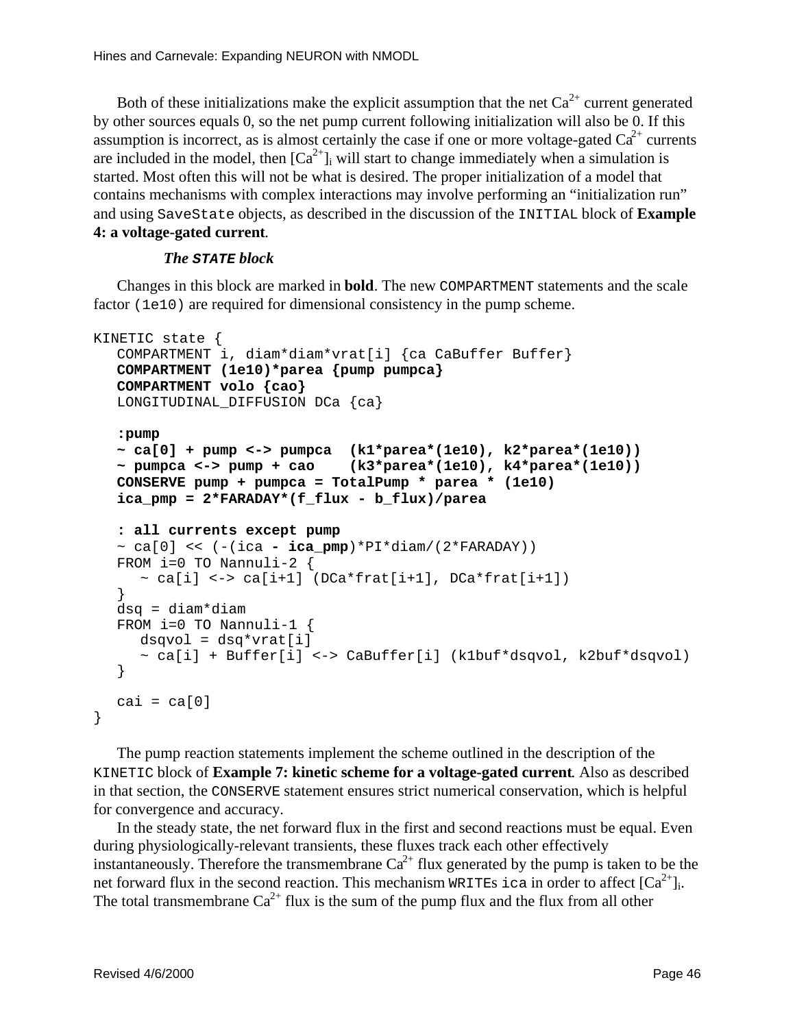Both of these initializations make the explicit assumption that the net $Ca^{2+}$ current generated by other sources equals 0, so the net pump current following initialization will also be 0. If this assumption is incorrect, as is almost certainly the case if one or more voltage-gated $Ca^{2+}$ currents are included in the model, then $[Ca^{2+}]_i$ will start to change immediately when a simulation is started. Most often this will not be what is desired. The proper initialization of a model that contains mechanisms with complex interactions may involve performing an "initialization run" and using `SaveState` objects, as described in the discussion of the `INITIAL` block of **Example 4: a voltage-gated current**.

#### *The `STATE` block*

Changes in this block are marked in **bold**. The new `COMPARTMENT` statements and the scale factor `(1e10)` are required for dimensional consistency in the pump scheme.

```
KINETIC state {
   COMPARTMENT i, diam*diam*vrat[i] {ca CaBuffer Buffer}
   COMPARTMENT (1e10)*parea {pump pumpca}
   COMPARTMENT volo {cao}
   LONGITUDINAL_DIFFUSION DCa {ca}

   :pump
   ~ ca[0] + pump <-> pumpca  (k1*parea*(1e10), k2*parea*(1e10))
   ~ pumpca <-> pump + cao    (k3*parea*(1e10), k4*parea*(1e10))
   CONSERVE pump + pumpca = TotalPump * parea * (1e10)
   ica_pmp = 2*FARADAY*(f_flux - b_flux)/parea

   : all currents except pump
   ~ ca[0] << (-(ica - ica_pmp)*PI*diam/(2*FARADAY))
   FROM i=0 TO Nannuli-2 {
      ~ ca[i] <-> ca[i+1] (DCa*frat[i+1], DCa*frat[i+1])
   }
   dsq = diam*diam
   FROM i=0 TO Nannuli-1 {
      dsqvol = dsq*vrat[i]
      ~ ca[i] + Buffer[i] <-> CaBuffer[i] (k1buf*dsqvol, k2buf*dsqvol)
   }

   cai = ca[0]
}
```

The pump reaction statements implement the scheme outlined in the description of the `KINETIC` block of **Example 7: kinetic scheme for a voltage-gated current**. Also as described in that section, the `CONSERVE` statement ensures strict numerical conservation, which is helpful for convergence and accuracy.

In the steady state, the net forward flux in the first and second reactions must be equal. Even during physiologically-relevant transients, these fluxes track each other effectively instantaneously. Therefore the transmembrane $Ca^{2+}$ flux generated by the pump is taken to be the net forward flux in the second reaction. This mechanism `WRITE`s `ica` in order to affect $[Ca^{2+}]_i$. The total transmembrane $Ca^{2+}$ flux is the sum of the pump flux and the flux from all other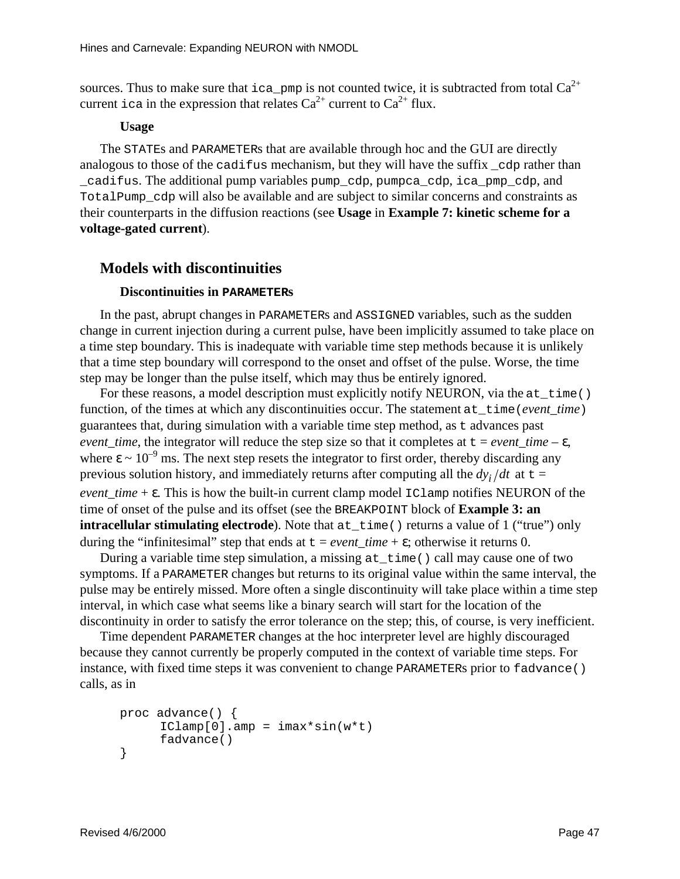sources. Thus to make sure that ica_pmp is not counted twice, it is subtracted from total $Ca^{2+}$ current ica in the expression that relates $Ca^{2+}$ current to $Ca^{2+}$ flux.

### Usage

The STATEs and PARAMETERs that are available through hoc and the GUI are directly analogous to those of the cadifus mechanism, but they will have the suffix _cdp rather than _cadifus. The additional pump variables pump_cdp, pumpca_cdp, ica_pmp_cdp, and TotalPump_cdp will also be available and are subject to similar concerns and constraints as their counterparts in the diffusion reactions (see **Usage** in **Example 7: kinetic scheme for a voltage-gated current**).

## Models with discontinuities

### Discontinuities in PARAMETERs

In the past, abrupt changes in PARAMETERs and ASSIGNED variables, such as the sudden change in current injection during a current pulse, have been implicitly assumed to take place on a time step boundary. This is inadequate with variable time step methods because it is unlikely that a time step boundary will correspond to the onset and offset of the pulse. Worse, the time step may be longer than the pulse itself, which may thus be entirely ignored.

For these reasons, a model description must explicitly notify NEURON, via the at_time() function, of the times at which any discontinuities occur. The statement at_time(*event_time*) guarantees that, during simulation with a variable time step method, as t advances past *event_time*, the integrator will reduce the step size so that it completes at t = *event_time* – $\varepsilon$, where $\varepsilon \sim 10^{-9}$ ms. The next step resets the integrator to first order, thereby discarding any previous solution history, and immediately returns after computing all the $dy_i/dt$ at t = *event_time* + $\varepsilon$. This is how the built-in current clamp model IClamp notifies NEURON of the time of onset of the pulse and its offset (see the BREAKPOINT block of **Example 3: an intracellular stimulating electrode**). Note that at_time() returns a value of 1 ("true") only during the "infinitesimal" step that ends at t = *event_time* + $\varepsilon$; otherwise it returns 0.

During a variable time step simulation, a missing at_time() call may cause one of two symptoms. If a PARAMETER changes but returns to its original value within the same interval, the pulse may be entirely missed. More often a single discontinuity will take place within a time step interval, in which case what seems like a binary search will start for the location of the discontinuity in order to satisfy the error tolerance on the step; this, of course, is very inefficient.

Time dependent PARAMETER changes at the hoc interpreter level are highly discouraged because they cannot currently be properly computed in the context of variable time steps. For instance, with fixed time steps it was convenient to change PARAMETERs prior to fadvance() calls, as in

```
proc advance() {
      IClamp[0].amp = imax*sin(w*t)
      fadvance()
}
```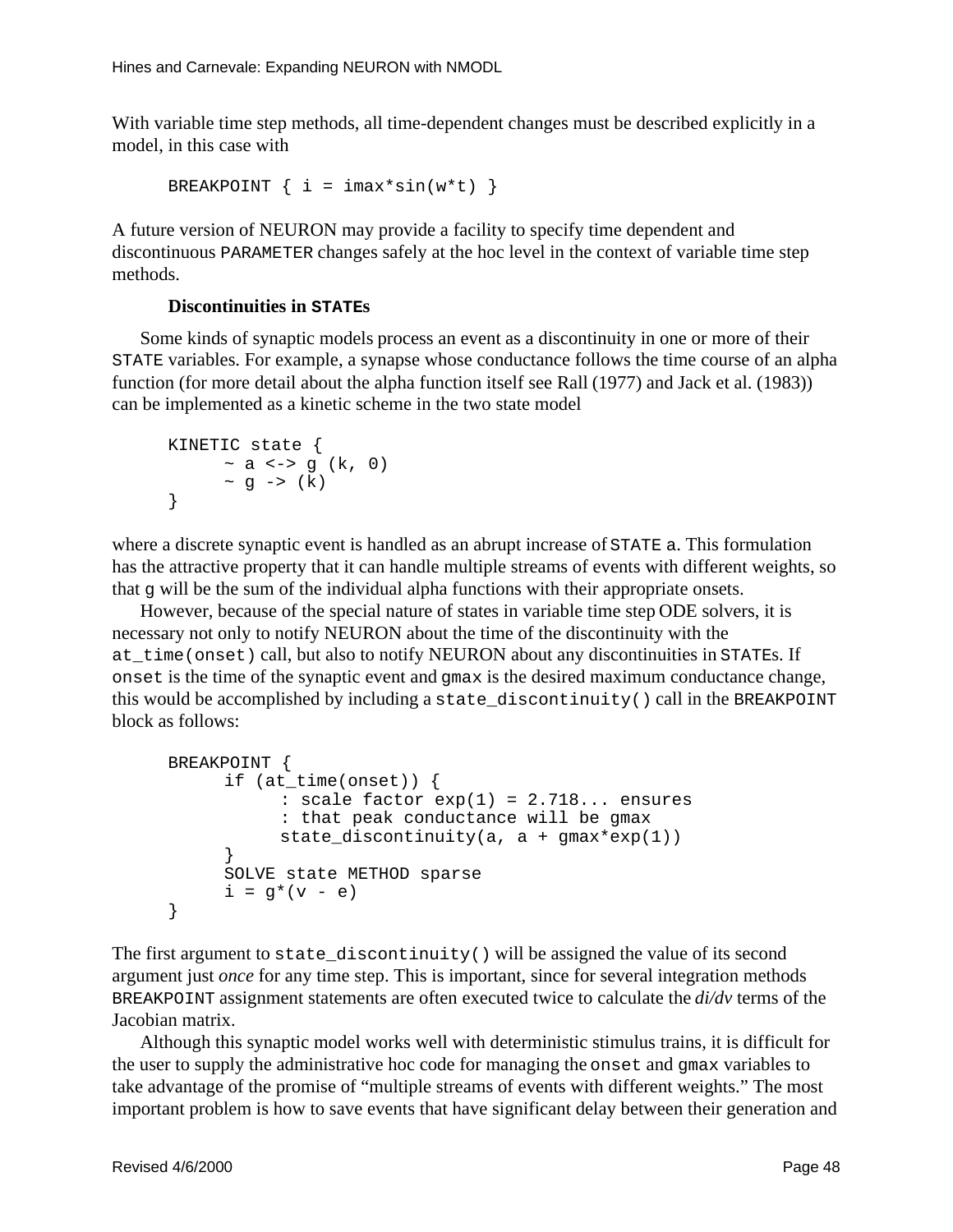With variable time step methods, all time-dependent changes must be described explicitly in a model, in this case with

```
BREAKPOINT { i = imax*sin(w*t) }
```

A future version of NEURON may provide a facility to specify time dependent and discontinuous PARAMETER changes safely at the hoc level in the context of variable time step methods.

### Discontinuities in STATEs

Some kinds of synaptic models process an event as a discontinuity in one or more of their STATE variables. For example, a synapse whose conductance follows the time course of an alpha function (for more detail about the alpha function itself see Rall (1977) and Jack et al. (1983)) can be implemented as a kinetic scheme in the two state model

```
KINETIC state {
      ~ a <-> g (k, 0)
      ~ g -> (k)
}
```

where a discrete synaptic event is handled as an abrupt increase of STATE a. This formulation has the attractive property that it can handle multiple streams of events with different weights, so that g will be the sum of the individual alpha functions with their appropriate onsets.

However, because of the special nature of states in variable time step ODE solvers, it is necessary not only to notify NEURON about the time of the discontinuity with the at_time(onset) call, but also to notify NEURON about any discontinuities in STATEs. If onset is the time of the synaptic event and gmax is the desired maximum conductance change, this would be accomplished by including a state_discontinuity() call in the BREAKPOINT block as follows:

```
BREAKPOINT {
      if (at_time(onset)) {
            : scale factor exp(1) = 2.718... ensures
            : that peak conductance will be gmax
            state_discontinuity(a, a + gmax*exp(1))
      }
      SOLVE state METHOD sparse
      i = g*(v - e)
}
```

The first argument to state_discontinuity() will be assigned the value of its second argument just *once* for any time step. This is important, since for several integration methods BREAKPOINT assignment statements are often executed twice to calculate the *di/dv* terms of the Jacobian matrix.

Although this synaptic model works well with deterministic stimulus trains, it is difficult for the user to supply the administrative hoc code for managing the onset and gmax variables to take advantage of the promise of "multiple streams of events with different weights." The most important problem is how to save events that have significant delay between their generation and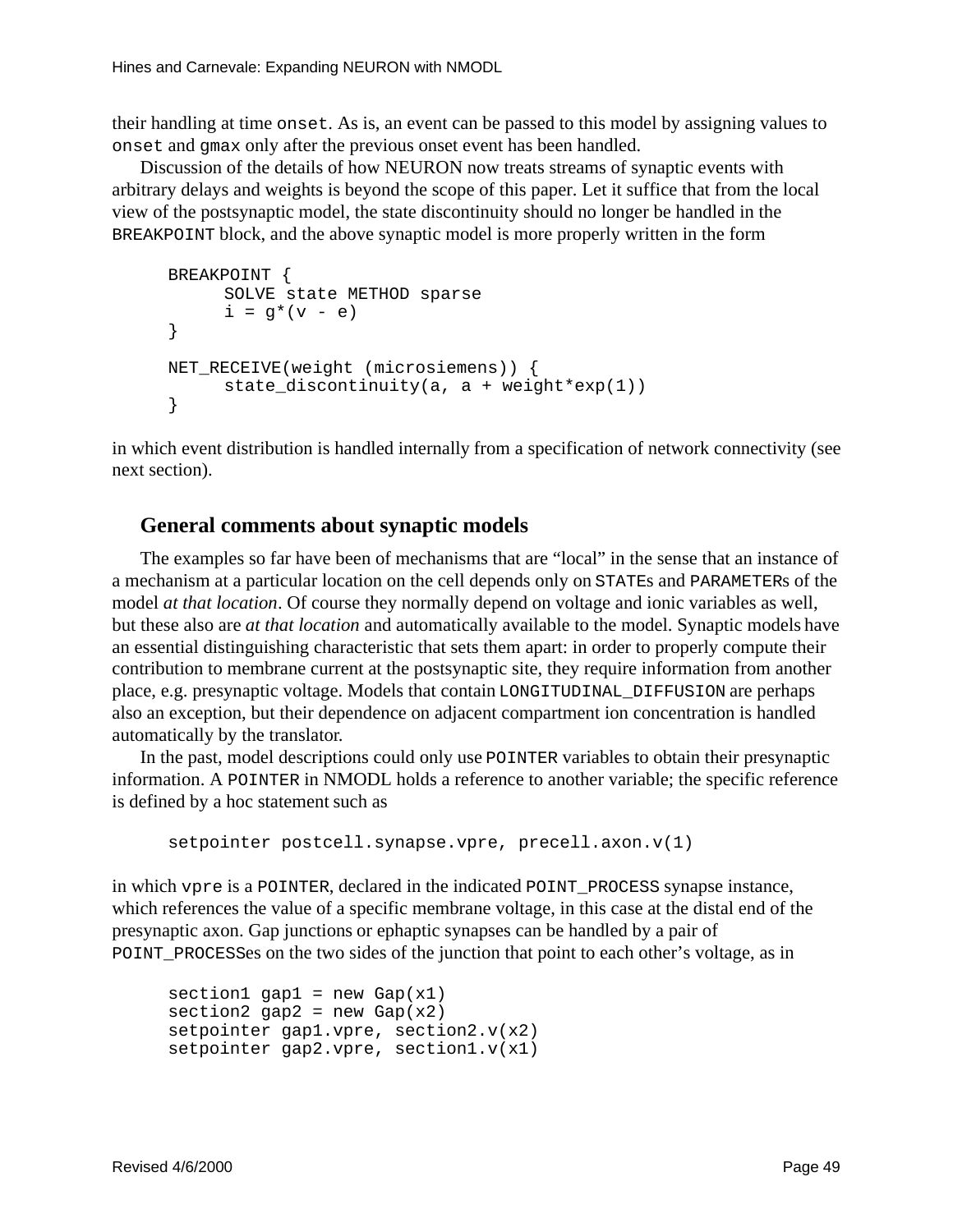their handling at time `onset`. As is, an event can be passed to this model by assigning values to `onset` and `gmax` only after the previous onset event has been handled.

Discussion of the details of how NEURON now treats streams of synaptic events with arbitrary delays and weights is beyond the scope of this paper. Let it suffice that from the local view of the postsynaptic model, the state discontinuity should no longer be handled in the `BREAKPOINT` block, and the above synaptic model is more properly written in the form

```
BREAKPOINT {
      SOLVE state METHOD sparse
      i = g*(v - e)
}

NET_RECEIVE(weight (microsiemens)) {
      state_discontinuity(a, a + weight*exp(1))
}
```

in which event distribution is handled internally from a specification of network connectivity (see next section).

## General comments about synaptic models

The examples so far have been of mechanisms that are "local" in the sense that an instance of a mechanism at a particular location on the cell depends only on `STATE`s and `PARAMETER`s of the model *at that location*. Of course they normally depend on voltage and ionic variables as well, but these also are *at that location* and automatically available to the model. Synaptic models have an essential distinguishing characteristic that sets them apart: in order to properly compute their contribution to membrane current at the postsynaptic site, they require information from another place, e.g. presynaptic voltage. Models that contain `LONGITUDINAL_DIFFUSION` are perhaps also an exception, but their dependence on adjacent compartment ion concentration is handled automatically by the translator.

In the past, model descriptions could only use `POINTER` variables to obtain their presynaptic information. A `POINTER` in NMODL holds a reference to another variable; the specific reference is defined by a hoc statement such as

```
setpointer postcell.synapse.vpre, precell.axon.v(1)
```

in which `vpre` is a `POINTER`, declared in the indicated `POINT_PROCESS` synapse instance, which references the value of a specific membrane voltage, in this case at the distal end of the presynaptic axon. Gap junctions or ephaptic synapses can be handled by a pair of `POINT_PROCESS`es on the two sides of the junction that point to each other's voltage, as in

```
section1 gap1 = new Gap(x1)
section2 gap2 = new Gap(x2)
setpointer gap1.vpre, section2.v(x2)
setpointer gap2.vpre, section1.v(x1)
```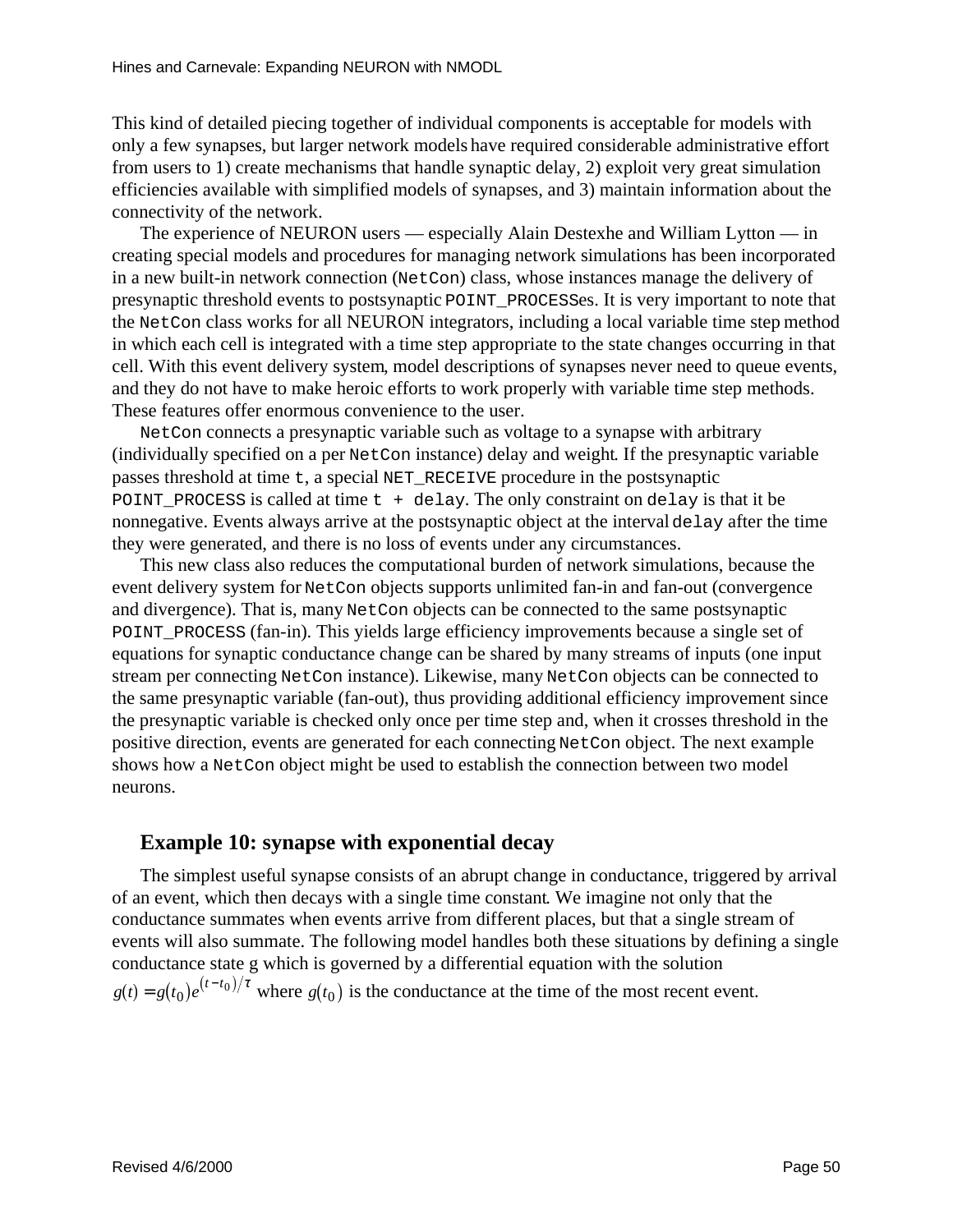This kind of detailed piecing together of individual components is acceptable for models with only a few synapses, but larger network models have required considerable administrative effort from users to 1) create mechanisms that handle synaptic delay, 2) exploit very great simulation efficiencies available with simplified models of synapses, and 3) maintain information about the connectivity of the network.

The experience of NEURON users — especially Alain Destexhe and William Lytton — in creating special models and procedures for managing network simulations has been incorporated in a new built-in network connection (`NetCon`) class, whose instances manage the delivery of presynaptic threshold events to postsynaptic `POINT_PROCESS`es. It is very important to note that the `NetCon` class works for all NEURON integrators, including a local variable time step method in which each cell is integrated with a time step appropriate to the state changes occurring in that cell. With this event delivery system, model descriptions of synapses never need to queue events, and they do not have to make heroic efforts to work properly with variable time step methods. These features offer enormous convenience to the user.

`NetCon` connects a presynaptic variable such as voltage to a synapse with arbitrary (individually specified on a per `NetCon` instance) delay and weight. If the presynaptic variable passes threshold at time `t`, a special `NET_RECEIVE` procedure in the postsynaptic `POINT_PROCESS` is called at time `t + delay`. The only constraint on `delay` is that it be nonnegative. Events always arrive at the postsynaptic object at the interval `delay` after the time they were generated, and there is no loss of events under any circumstances.

This new class also reduces the computational burden of network simulations, because the event delivery system for `NetCon` objects supports unlimited fan-in and fan-out (convergence and divergence). That is, many `NetCon` objects can be connected to the same postsynaptic `POINT_PROCESS` (fan-in). This yields large efficiency improvements because a single set of equations for synaptic conductance change can be shared by many streams of inputs (one input stream per connecting `NetCon` instance). Likewise, many `NetCon` objects can be connected to the same presynaptic variable (fan-out), thus providing additional efficiency improvement since the presynaptic variable is checked only once per time step and, when it crosses threshold in the positive direction, events are generated for each connecting `NetCon` object. The next example shows how a `NetCon` object might be used to establish the connection between two model neurons.

### Example 10: synapse with exponential decay

The simplest useful synapse consists of an abrupt change in conductance, triggered by arrival of an event, which then decays with a single time constant. We imagine not only that the conductance summates when events arrive from different places, but that a single stream of events will also summate. The following model handles both these situations by defining a single conductance state g which is governed by a differential equation with the solution $g(t) = g(t_0)e^{(t-t_0)/\tau}$ where $g(t_0)$ is the conductance at the time of the most recent event.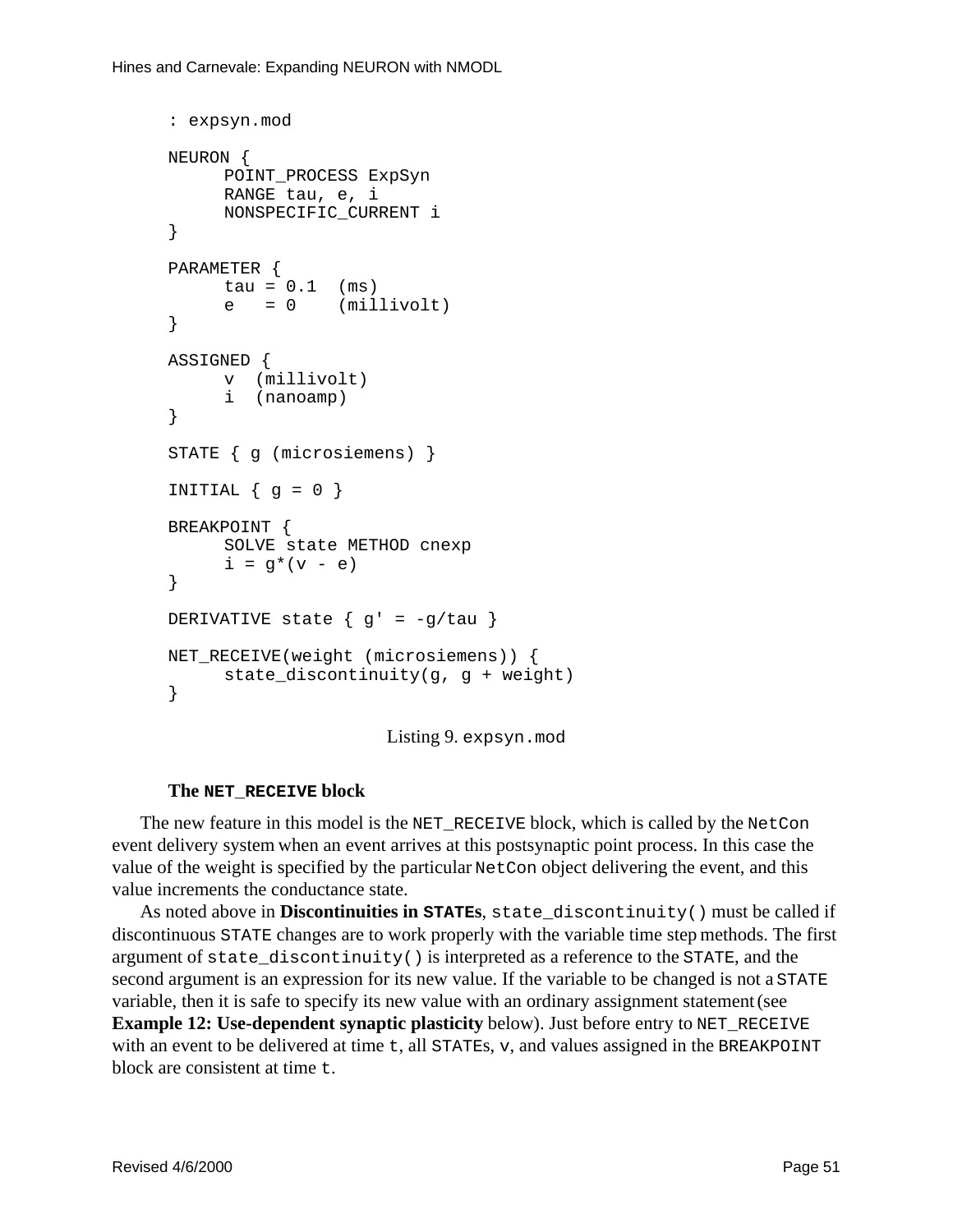```
: expsyn.mod

NEURON {
      POINT_PROCESS ExpSyn
      RANGE tau, e, i
      NONSPECIFIC_CURRENT i
}

PARAMETER {
      tau = 0.1  (ms)
      e   = 0    (millivolt)
}

ASSIGNED {
      v  (millivolt)
      i  (nanoamp)
}

STATE { g (microsiemens) }

INITIAL { g = 0 }

BREAKPOINT {
      SOLVE state METHOD cnexp
      i = g*(v - e)
}

DERIVATIVE state { g' = -g/tau }

NET_RECEIVE(weight (microsiemens)) {
      state_discontinuity(g, g + weight)
}
```

Listing 9. `expsyn.mod`

### The `NET_RECEIVE` block

The new feature in this model is the `NET_RECEIVE` block, which is called by the `NetCon` event delivery system when an event arrives at this postsynaptic point process. In this case the value of the weight is specified by the particular `NetCon` object delivering the event, and this value increments the conductance state.

As noted above in **Discontinuities in `STATE`s**, `state_discontinuity()` must be called if discontinuous `STATE` changes are to work properly with the variable time step methods. The first argument of `state_discontinuity()` is interpreted as a reference to the `STATE`, and the second argument is an expression for its new value. If the variable to be changed is not a `STATE` variable, then it is safe to specify its new value with an ordinary assignment statement (see **Example 12: Use-dependent synaptic plasticity** below). Just before entry to `NET_RECEIVE` with an event to be delivered at time `t`, all `STATE`s, `v`, and values assigned in the `BREAKPOINT` block are consistent at time `t`.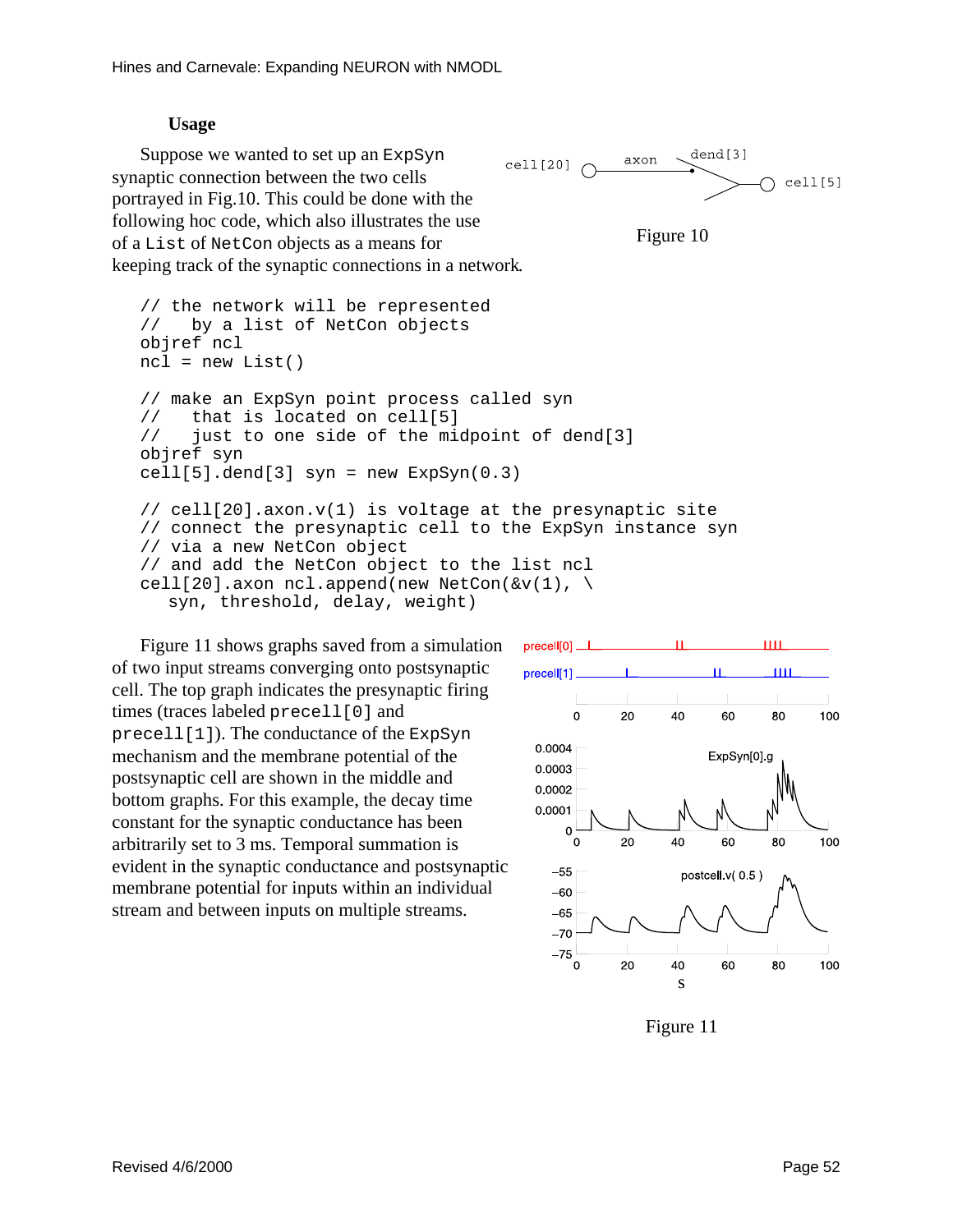### Usage

Suppose we wanted to set up an ExpSyn synaptic connection between the two cells portrayed in Fig.10. This could be done with the following hoc code, which also illustrates the use of a List of NetCon objects as a means for keeping track of the synaptic connections in a network.

Figure 10

```
// the network will be represented
//   by a list of NetCon objects
objref ncl
ncl = new List()

// make an ExpSyn point process called syn
//   that is located on cell[5]
//   just to one side of the midpoint of dend[3]
objref syn
cell[5].dend[3] syn = new ExpSyn(0.3)

// cell[20].axon.v(1) is voltage at the presynaptic site
// connect the presynaptic cell to the ExpSyn instance syn
// via a new NetCon object
// and add the NetCon object to the list ncl
cell[20].axon ncl.append(new NetCon(&v(1), \
   syn, threshold, delay, weight)
```

Figure 11 shows graphs saved from a simulation of two input streams converging onto postsynaptic cell. The top graph indicates the presynaptic firing times (traces labeled precell[0] and precell[1]). The conductance of the ExpSyn mechanism and the membrane potential of the postsynaptic cell are shown in the middle and bottom graphs. For this example, the decay time constant for the synaptic conductance has been arbitrarily set to 3 ms. Temporal summation is evident in the synaptic conductance and postsynaptic membrane potential for inputs within an individual stream and between inputs on multiple streams.

Figure 11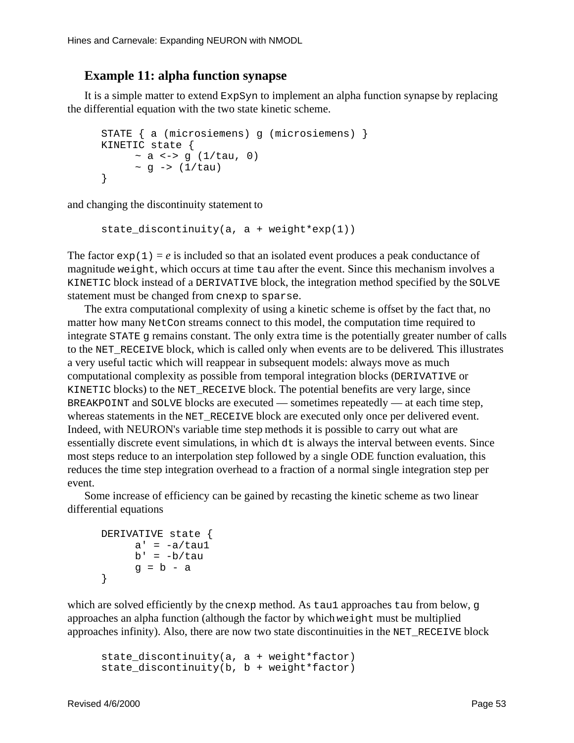### Example 11: alpha function synapse

It is a simple matter to extend ExpSyn to implement an alpha function synapse by replacing the differential equation with the two state kinetic scheme.

```
STATE { a (microsiemens) g (microsiemens) }
KINETIC state {
      ~ a <-> g (1/tau, 0)
      ~ g -> (1/tau)
}
```

and changing the discontinuity statement to

```
state_discontinuity(a, a + weight*exp(1))
```

The factor exp(1) = *e* is included so that an isolated event produces a peak conductance of magnitude weight, which occurs at time tau after the event. Since this mechanism involves a KINETIC block instead of a DERIVATIVE block, the integration method specified by the SOLVE statement must be changed from cnexp to sparse.

The extra computational complexity of using a kinetic scheme is offset by the fact that, no matter how many NetCon streams connect to this model, the computation time required to integrate STATE g remains constant. The only extra time is the potentially greater number of calls to the NET_RECEIVE block, which is called only when events are to be delivered. This illustrates a very useful tactic which will reappear in subsequent models: always move as much computational complexity as possible from temporal integration blocks (DERIVATIVE or KINETIC blocks) to the NET_RECEIVE block. The potential benefits are very large, since BREAKPOINT and SOLVE blocks are executed — sometimes repeatedly — at each time step, whereas statements in the NET_RECEIVE block are executed only once per delivered event. Indeed, with NEURON's variable time step methods it is possible to carry out what are essentially discrete event simulations, in which dt is always the interval between events. Since most steps reduce to an interpolation step followed by a single ODE function evaluation, this reduces the time step integration overhead to a fraction of a normal single integration step per event.

Some increase of efficiency can be gained by recasting the kinetic scheme as two linear differential equations

```
DERIVATIVE state {
      a' = -a/tau1
      b' = -b/tau
      g = b - a
}
```

which are solved efficiently by the cnexp method. As tau1 approaches tau from below, g approaches an alpha function (although the factor by which weight must be multiplied approaches infinity). Also, there are now two state discontinuities in the NET_RECEIVE block

```
state_discontinuity(a, a + weight*factor)
state_discontinuity(b, b + weight*factor)
```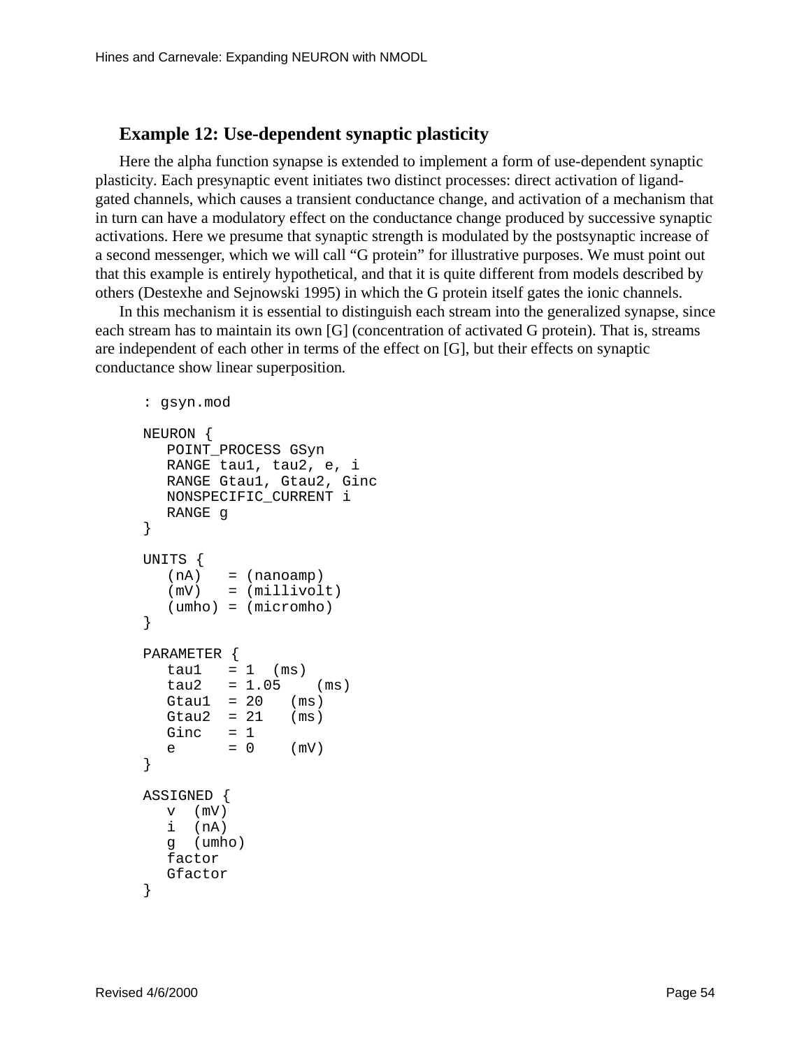## Example 12: Use-dependent synaptic plasticity

Here the alpha function synapse is extended to implement a form of use-dependent synaptic plasticity. Each presynaptic event initiates two distinct processes: direct activation of ligand-gated channels, which causes a transient conductance change, and activation of a mechanism that in turn can have a modulatory effect on the conductance change produced by successive synaptic activations. Here we presume that synaptic strength is modulated by the postsynaptic increase of a second messenger, which we will call "G protein" for illustrative purposes. We must point out that this example is entirely hypothetical, and that it is quite different from models described by others (Destexhe and Sejnowski 1995) in which the G protein itself gates the ionic channels.

In this mechanism it is essential to distinguish each stream into the generalized synapse, since each stream has to maintain its own [G] (concentration of activated G protein). That is, streams are independent of each other in terms of the effect on [G], but their effects on synaptic conductance show linear superposition.

```
: gsyn.mod

NEURON {
   POINT_PROCESS GSyn
   RANGE tau1, tau2, e, i
   RANGE Gtau1, Gtau2, Ginc
   NONSPECIFIC_CURRENT i
   RANGE g
}

UNITS {
   (nA)   = (nanoamp)
   (mV)   = (millivolt)
   (umho) = (micromho)
}

PARAMETER {
   tau1   = 1  (ms)
   tau2   = 1.05    (ms)
   Gtau1  = 20   (ms)
   Gtau2  = 21   (ms)
   Ginc   = 1
   e      = 0    (mV)
}

ASSIGNED {
   v  (mV)
   i  (nA)
   g  (umho)
   factor
   Gfactor
}
```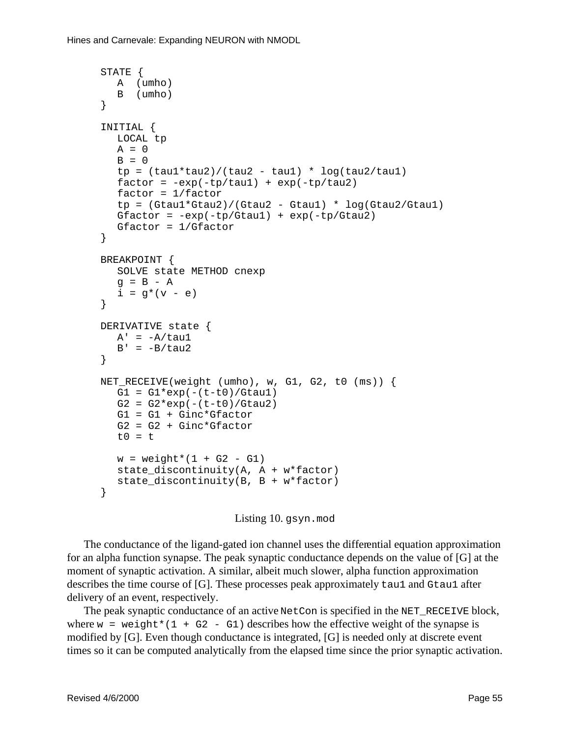```
STATE {
   A  (umho)
   B  (umho)
}

INITIAL {
   LOCAL tp
   A = 0
   B = 0
   tp = (tau1*tau2)/(tau2 - tau1) * log(tau2/tau1)
   factor = -exp(-tp/tau1) + exp(-tp/tau2)
   factor = 1/factor
   tp = (Gtau1*Gtau2)/(Gtau2 - Gtau1) * log(Gtau2/Gtau1)
   Gfactor = -exp(-tp/Gtau1) + exp(-tp/Gtau2)
   Gfactor = 1/Gfactor
}

BREAKPOINT {
   SOLVE state METHOD cnexp
   g = B - A
   i = g*(v - e)
}

DERIVATIVE state {
   A' = -A/tau1
   B' = -B/tau2
}

NET_RECEIVE(weight (umho), w, G1, G2, t0 (ms)) {
   G1 = G1*exp(-(t-t0)/Gtau1)
   G2 = G2*exp(-(t-t0)/Gtau2)
   G1 = G1 + Ginc*Gfactor
   G2 = G2 + Ginc*Gfactor
   t0 = t

   w = weight*(1 + G2 - G1)
   state_discontinuity(A, A + w*factor)
   state_discontinuity(B, B + w*factor)
}
```

Listing 10. `gsyn.mod`

The conductance of the ligand-gated ion channel uses the differential equation approximation for an alpha function synapse. The peak synaptic conductance depends on the value of [G] at the moment of synaptic activation. A similar, albeit much slower, alpha function approximation describes the time course of [G]. These processes peak approximately `tau1` and `Gtau1` after delivery of an event, respectively.

The peak synaptic conductance of an active `NetCon` is specified in the `NET_RECEIVE` block, where `w = weight*(1 + G2 - G1)` describes how the effective weight of the synapse is modified by [G]. Even though conductance is integrated, [G] is needed only at discrete event times so it can be computed analytically from the elapsed time since the prior synaptic activation.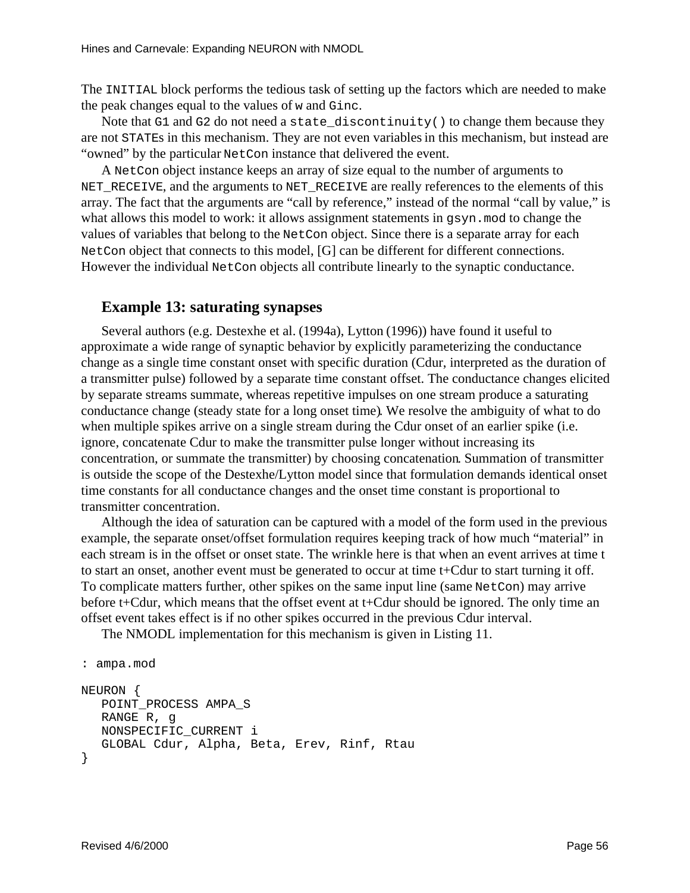The `INITIAL` block performs the tedious task of setting up the factors which are needed to make the peak changes equal to the values of `w` and `Ginc`.

Note that `G1` and `G2` do not need a `state_discontinuity()` to change them because they are not `STATE`s in this mechanism. They are not even variables in this mechanism, but instead are "owned" by the particular `NetCon` instance that delivered the event.

A `NetCon` object instance keeps an array of size equal to the number of arguments to `NET_RECEIVE`, and the arguments to `NET_RECEIVE` are really references to the elements of this array. The fact that the arguments are "call by reference," instead of the normal "call by value," is what allows this model to work: it allows assignment statements in `gsyn.mod` to change the values of variables that belong to the `NetCon` object. Since there is a separate array for each `NetCon` object that connects to this model, [G] can be different for different connections. However the individual `NetCon` objects all contribute linearly to the synaptic conductance.

### Example 13: saturating synapses

Several authors (e.g. Destexhe et al. (1994a), Lytton (1996)) have found it useful to approximate a wide range of synaptic behavior by explicitly parameterizing the conductance change as a single time constant onset with specific duration (Cdur, interpreted as the duration of a transmitter pulse) followed by a separate time constant offset. The conductance changes elicited by separate streams summate, whereas repetitive impulses on one stream produce a saturating conductance change (steady state for a long onset time). We resolve the ambiguity of what to do when multiple spikes arrive on a single stream during the Cdur onset of an earlier spike (i.e. ignore, concatenate Cdur to make the transmitter pulse longer without increasing its concentration, or summate the transmitter) by choosing concatenation. Summation of transmitter is outside the scope of the Destexhe/Lytton model since that formulation demands identical onset time constants for all conductance changes and the onset time constant is proportional to transmitter concentration.

Although the idea of saturation can be captured with a model of the form used in the previous example, the separate onset/offset formulation requires keeping track of how much "material" in each stream is in the offset or onset state. The wrinkle here is that when an event arrives at time t to start an onset, another event must be generated to occur at time t+Cdur to start turning it off. To complicate matters further, other spikes on the same input line (same `NetCon`) may arrive before t+Cdur, which means that the offset event at t+Cdur should be ignored. The only time an offset event takes effect is if no other spikes occurred in the previous Cdur interval.

The NMODL implementation for this mechanism is given in Listing 11.

```
: ampa.mod

NEURON {
   POINT_PROCESS AMPA_S
   RANGE R, g
   NONSPECIFIC_CURRENT i
   GLOBAL Cdur, Alpha, Beta, Erev, Rinf, Rtau
}
```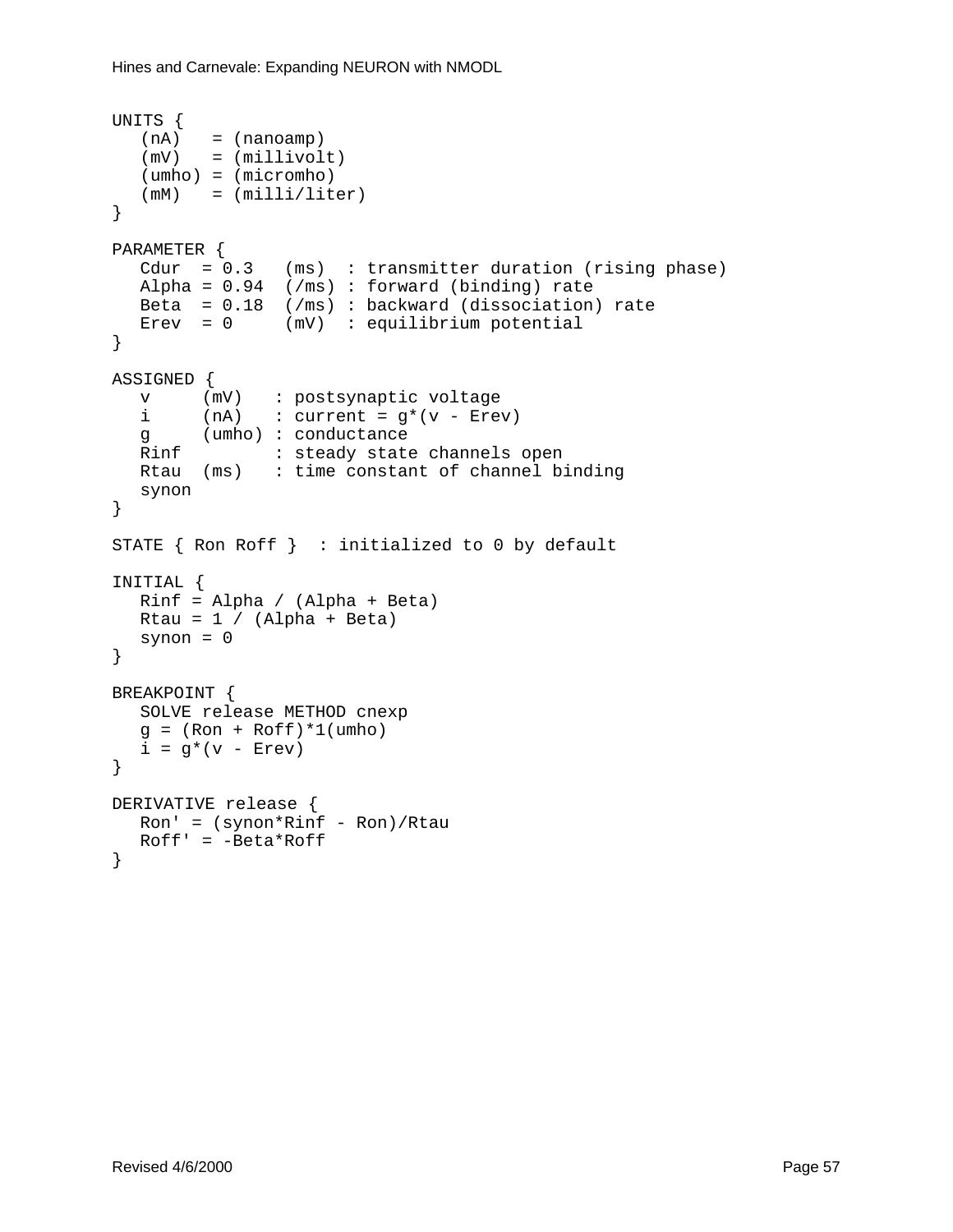```
UNITS {
   (nA)   = (nanoamp)
   (mV)   = (millivolt)
   (umho) = (micromho)
   (mM)   = (milli/liter)
}

PARAMETER {
   Cdur  = 0.3   (ms)  : transmitter duration (rising phase)
   Alpha = 0.94  (/ms) : forward (binding) rate
   Beta  = 0.18  (/ms) : backward (dissociation) rate
   Erev  = 0     (mV)  : equilibrium potential
}

ASSIGNED {
   v     (mV)   : postsynaptic voltage
   i     (nA)   : current = g*(v - Erev)
   g     (umho) : conductance
   Rinf         : steady state channels open
   Rtau  (ms)   : time constant of channel binding
   synon
}

STATE { Ron Roff }  : initialized to 0 by default

INITIAL {
   Rinf = Alpha / (Alpha + Beta)
   Rtau = 1 / (Alpha + Beta)
   synon = 0
}

BREAKPOINT {
   SOLVE release METHOD cnexp
   g = (Ron + Roff)*1(umho)
   i = g*(v - Erev)
}

DERIVATIVE release {
   Ron' = (synon*Rinf - Ron)/Rtau
   Roff' = -Beta*Roff
}
```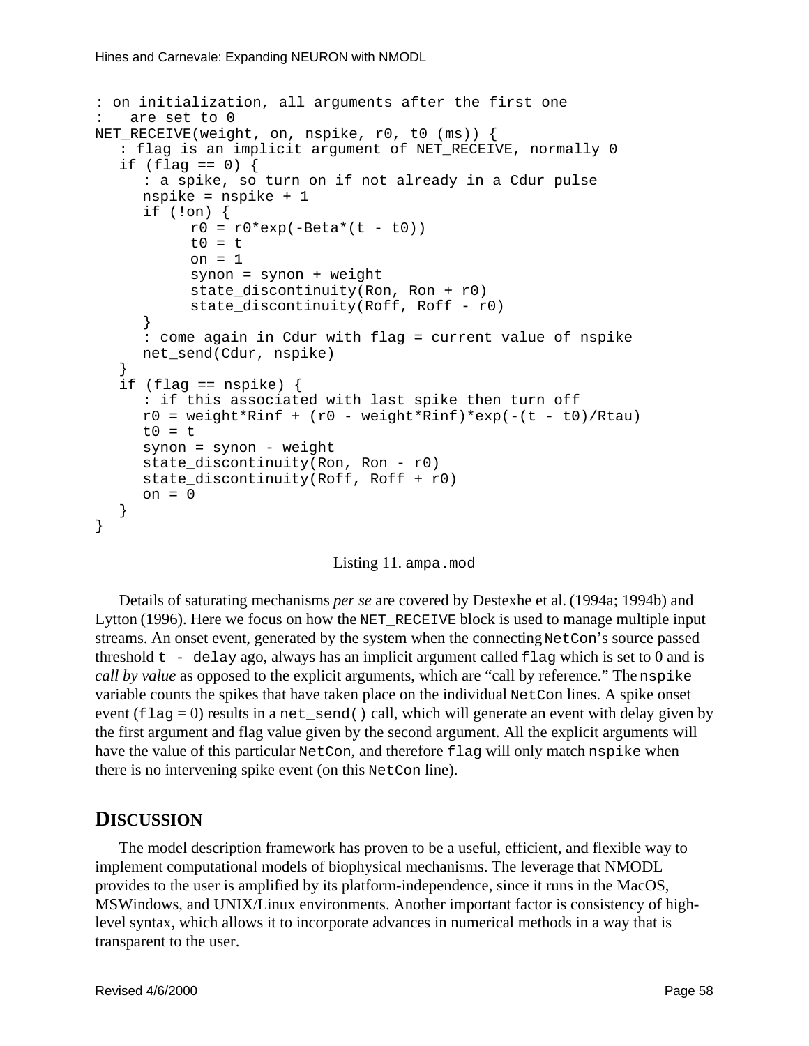```
: on initialization, all arguments after the first one
:   are set to 0
NET_RECEIVE(weight, on, nspike, r0, t0 (ms)) {
   : flag is an implicit argument of NET_RECEIVE, normally 0
   if (flag == 0) {
      : a spike, so turn on if not already in a Cdur pulse
      nspike = nspike + 1
      if (!on) {
            r0 = r0*exp(-Beta*(t - t0))
            t0 = t
            on = 1
            synon = synon + weight
            state_discontinuity(Ron, Ron + r0)
            state_discontinuity(Roff, Roff - r0)
      }
      : come again in Cdur with flag = current value of nspike
      net_send(Cdur, nspike)
   }
   if (flag == nspike) {
      : if this associated with last spike then turn off
      r0 = weight*Rinf + (r0 - weight*Rinf)*exp(-(t - t0)/Rtau)
      t0 = t
      synon = synon - weight
      state_discontinuity(Ron, Ron - r0)
      state_discontinuity(Roff, Roff + r0)
      on = 0
   }
}
```

Listing 11. `ampa.mod`

Details of saturating mechanisms *per se* are covered by Destexhe et al. (1994a; 1994b) and Lytton (1996). Here we focus on how the `NET_RECEIVE` block is used to manage multiple input streams. An onset event, generated by the system when the connecting `NetCon`'s source passed threshold `t - delay` ago, always has an implicit argument called `flag` which is set to 0 and is *call by value* as opposed to the explicit arguments, which are "call by reference." The `nspike` variable counts the spikes that have taken place on the individual `NetCon` lines. A spike onset event (`flag` = 0) results in a `net_send()` call, which will generate an event with delay given by the first argument and flag value given by the second argument. All the explicit arguments will have the value of this particular `NetCon`, and therefore `flag` will only match `nspike` when there is no intervening spike event (on this `NetCon` line).

## DISCUSSION

The model description framework has proven to be a useful, efficient, and flexible way to implement computational models of biophysical mechanisms. The leverage that NMODL provides to the user is amplified by its platform-independence, since it runs in the MacOS, MSWindows, and UNIX/Linux environments. Another important factor is consistency of high-level syntax, which allows it to incorporate advances in numerical methods in a way that is transparent to the user.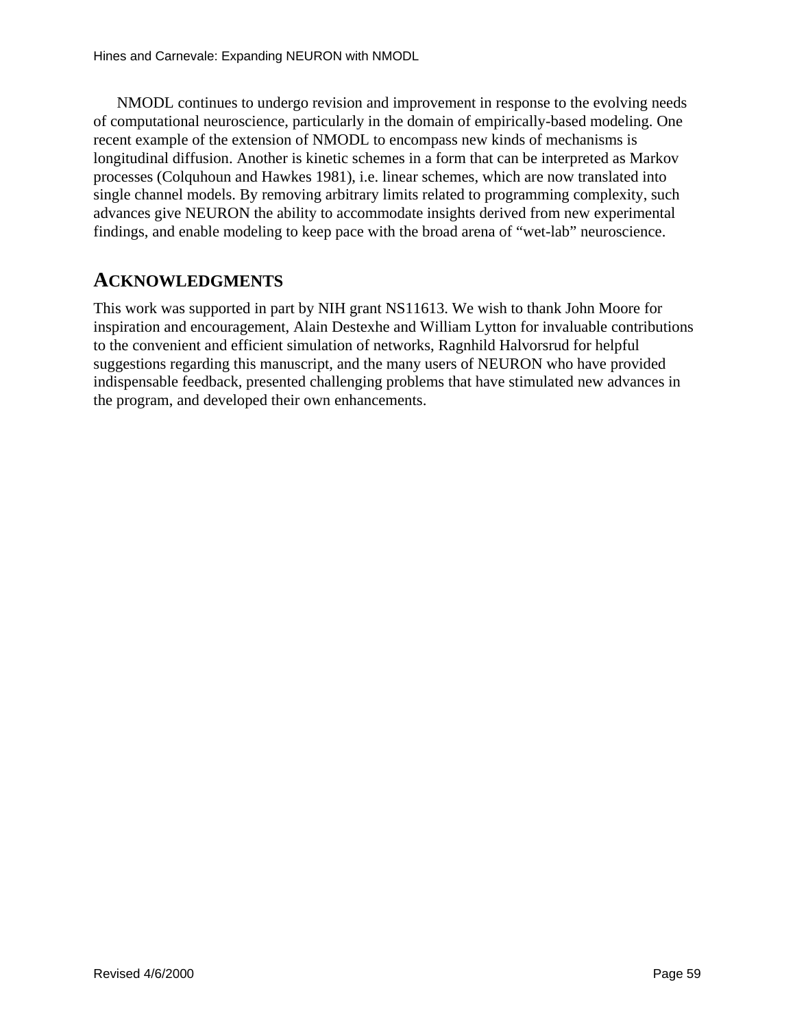NMODL continues to undergo revision and improvement in response to the evolving needs of computational neuroscience, particularly in the domain of empirically-based modeling. One recent example of the extension of NMODL to encompass new kinds of mechanisms is longitudinal diffusion. Another is kinetic schemes in a form that can be interpreted as Markov processes (Colquhoun and Hawkes 1981), i.e. linear schemes, which are now translated into single channel models. By removing arbitrary limits related to programming complexity, such advances give NEURON the ability to accommodate insights derived from new experimental findings, and enable modeling to keep pace with the broad arena of "wet-lab" neuroscience.

## ACKNOWLEDGMENTS

This work was supported in part by NIH grant NS11613. We wish to thank John Moore for inspiration and encouragement, Alain Destexhe and William Lytton for invaluable contributions to the convenient and efficient simulation of networks, Ragnhild Halvorsrud for helpful suggestions regarding this manuscript, and the many users of NEURON who have provided indispensable feedback, presented challenging problems that have stimulated new advances in the program, and developed their own enhancements.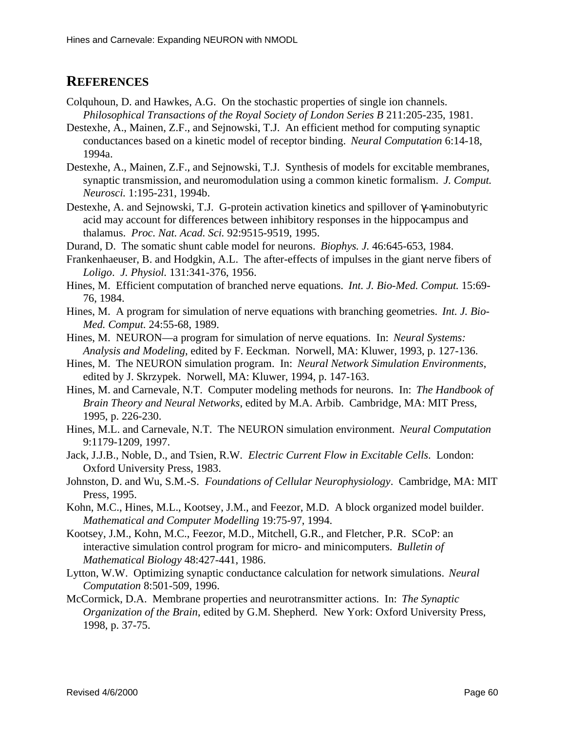## REFERENCES

Colquhoun, D. and Hawkes, A.G. On the stochastic properties of single ion channels. *Philosophical Transactions of the Royal Society of London Series B* 211:205-235, 1981.

Destexhe, A., Mainen, Z.F., and Sejnowski, T.J. An efficient method for computing synaptic conductances based on a kinetic model of receptor binding. *Neural Computation* 6:14-18, 1994a.

Destexhe, A., Mainen, Z.F., and Sejnowski, T.J. Synthesis of models for excitable membranes, synaptic transmission, and neuromodulation using a common kinetic formalism. *J. Comput. Neurosci.* 1:195-231, 1994b.

Destexhe, A. and Sejnowski, T.J. G-protein activation kinetics and spillover of γ-aminobutyric acid may account for differences between inhibitory responses in the hippocampus and thalamus. *Proc. Nat. Acad. Sci.* 92:9515-9519, 1995.

Durand, D. The somatic shunt cable model for neurons. *Biophys. J.* 46:645-653, 1984.

Frankenhaeuser, B. and Hodgkin, A.L. The after-effects of impulses in the giant nerve fibers of *Loligo*. *J. Physiol.* 131:341-376, 1956.

Hines, M. Efficient computation of branched nerve equations. *Int. J. Bio-Med. Comput.* 15:69-76, 1984.

Hines, M. A program for simulation of nerve equations with branching geometries. *Int. J. Bio-Med. Comput.* 24:55-68, 1989.

Hines, M. NEURON—a program for simulation of nerve equations. In: *Neural Systems: Analysis and Modeling*, edited by F. Eeckman. Norwell, MA: Kluwer, 1993, p. 127-136.

Hines, M. The NEURON simulation program. In: *Neural Network Simulation Environments*, edited by J. Skrzypek. Norwell, MA: Kluwer, 1994, p. 147-163.

Hines, M. and Carnevale, N.T. Computer modeling methods for neurons. In: *The Handbook of Brain Theory and Neural Networks*, edited by M.A. Arbib. Cambridge, MA: MIT Press, 1995, p. 226-230.

Hines, M.L. and Carnevale, N.T. The NEURON simulation environment. *Neural Computation* 9:1179-1209, 1997.

Jack, J.J.B., Noble, D., and Tsien, R.W. *Electric Current Flow in Excitable Cells*. London: Oxford University Press, 1983.

Johnston, D. and Wu, S.M.-S. *Foundations of Cellular Neurophysiology*. Cambridge, MA: MIT Press, 1995.

Kohn, M.C., Hines, M.L., Kootsey, J.M., and Feezor, M.D. A block organized model builder. *Mathematical and Computer Modelling* 19:75-97, 1994.

Kootsey, J.M., Kohn, M.C., Feezor, M.D., Mitchell, G.R., and Fletcher, P.R. SCoP: an interactive simulation control program for micro- and minicomputers. *Bulletin of Mathematical Biology* 48:427-441, 1986.

Lytton, W.W. Optimizing synaptic conductance calculation for network simulations. *Neural Computation* 8:501-509, 1996.

McCormick, D.A. Membrane properties and neurotransmitter actions. In: *The Synaptic Organization of the Brain*, edited by G.M. Shepherd. New York: Oxford University Press, 1998, p. 37-75.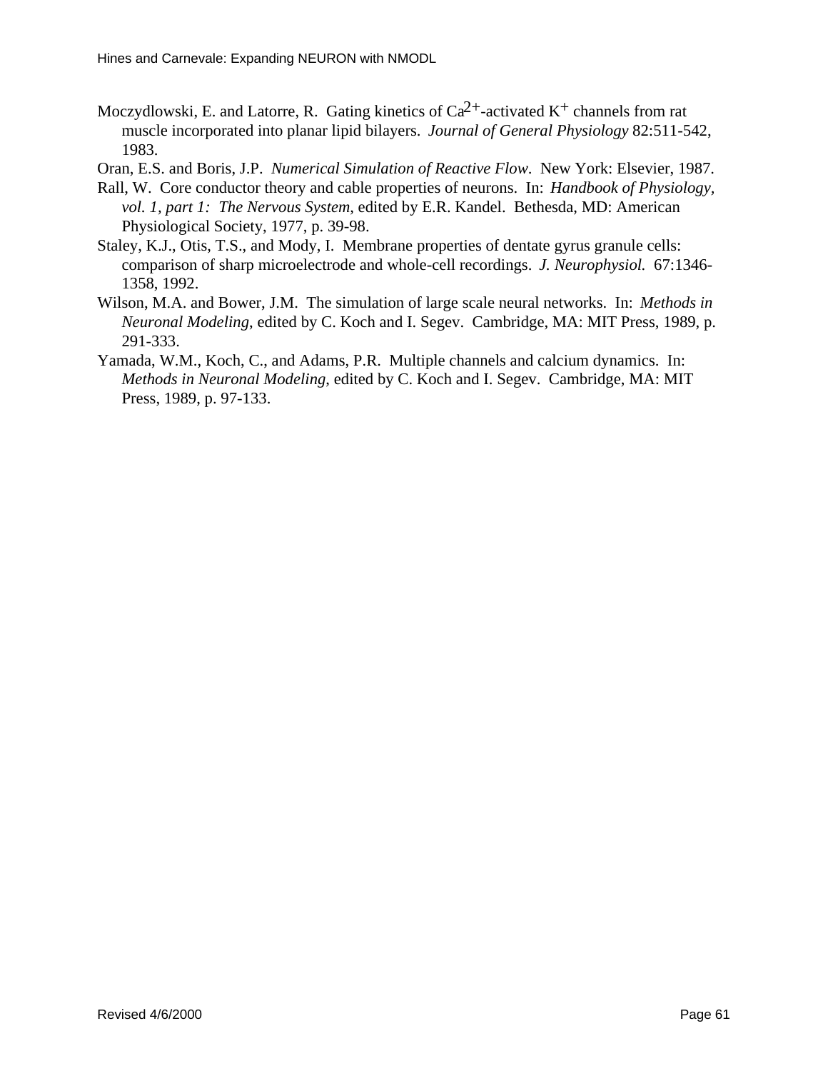Moczydlowski, E. and Latorre, R. Gating kinetics of $Ca^{2+}$-activated $K^+$ channels from rat muscle incorporated into planar lipid bilayers. *Journal of General Physiology* 82:511-542, 1983.

Oran, E.S. and Boris, J.P. *Numerical Simulation of Reactive Flow*. New York: Elsevier, 1987.

Rall, W. Core conductor theory and cable properties of neurons. In: *Handbook of Physiology, vol. 1, part 1: The Nervous System*, edited by E.R. Kandel. Bethesda, MD: American Physiological Society, 1977, p. 39-98.

Staley, K.J., Otis, T.S., and Mody, I. Membrane properties of dentate gyrus granule cells: comparison of sharp microelectrode and whole-cell recordings. *J. Neurophysiol.* 67:1346-1358, 1992.

Wilson, M.A. and Bower, J.M. The simulation of large scale neural networks. In: *Methods in Neuronal Modeling*, edited by C. Koch and I. Segev. Cambridge, MA: MIT Press, 1989, p. 291-333.

Yamada, W.M., Koch, C., and Adams, P.R. Multiple channels and calcium dynamics. In: *Methods in Neuronal Modeling*, edited by C. Koch and I. Segev. Cambridge, MA: MIT Press, 1989, p. 97-133.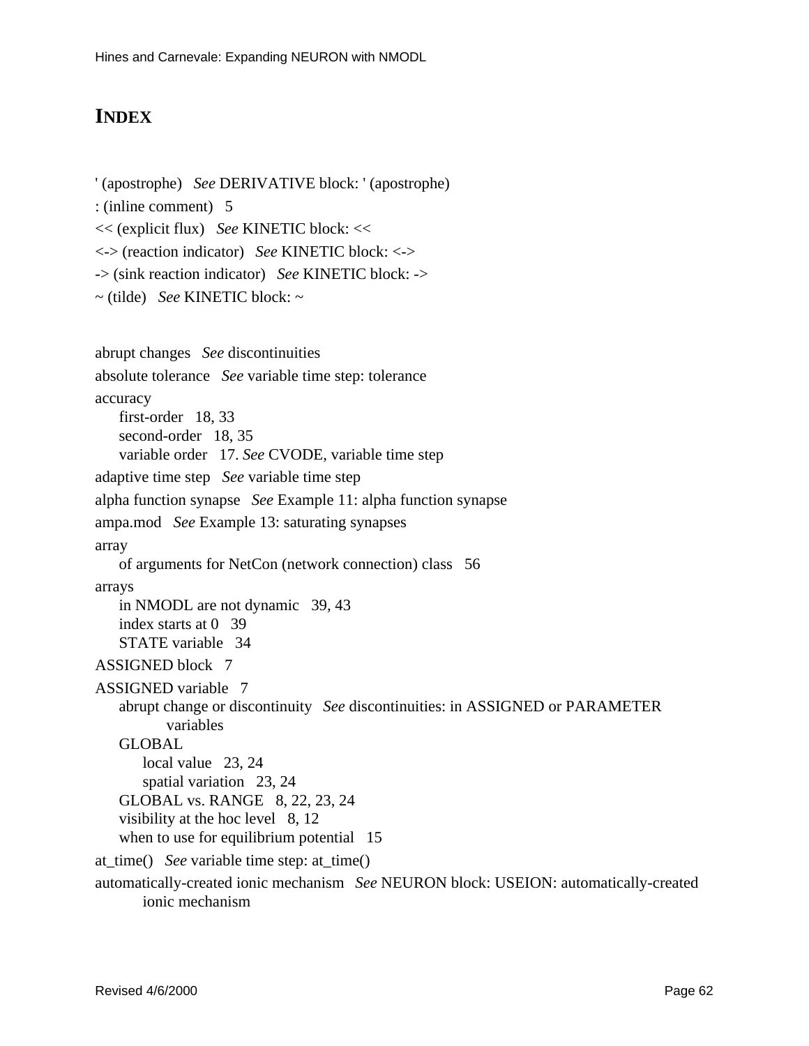# INDEX

' (apostrophe)   *See* DERIVATIVE block: ' (apostrophe)

: (inline comment)   5

<< (explicit flux)   *See* KINETIC block: <<

<-> (reaction indicator)   *See* KINETIC block: <->

-> (sink reaction indicator)   *See* KINETIC block: ->

~ (tilde)   *See* KINETIC block: ~

abrupt changes   *See* discontinuities

absolute tolerance   *See* variable time step: tolerance

accuracy
- first-order   18, 33
- second-order   18, 35
- variable order   17. *See* CVODE, variable time step

adaptive time step   *See* variable time step

alpha function synapse   *See* Example 11: alpha function synapse

ampa.mod   *See* Example 13: saturating synapses

array
- of arguments for NetCon (network connection) class   56

arrays
- in NMODL are not dynamic   39, 43
- index starts at 0   39
- STATE variable   34

ASSIGNED block   7

ASSIGNED variable   7
- abrupt change or discontinuity   *See* discontinuities: in ASSIGNED or PARAMETER variables
- GLOBAL
  - local value   23, 24
  - spatial variation   23, 24
- GLOBAL vs. RANGE   8, 22, 23, 24
- visibility at the hoc level   8, 12
- when to use for equilibrium potential   15

at_time()   *See* variable time step: at_time()

automatically-created ionic mechanism   *See* NEURON block: USEION: automatically-created ionic mechanism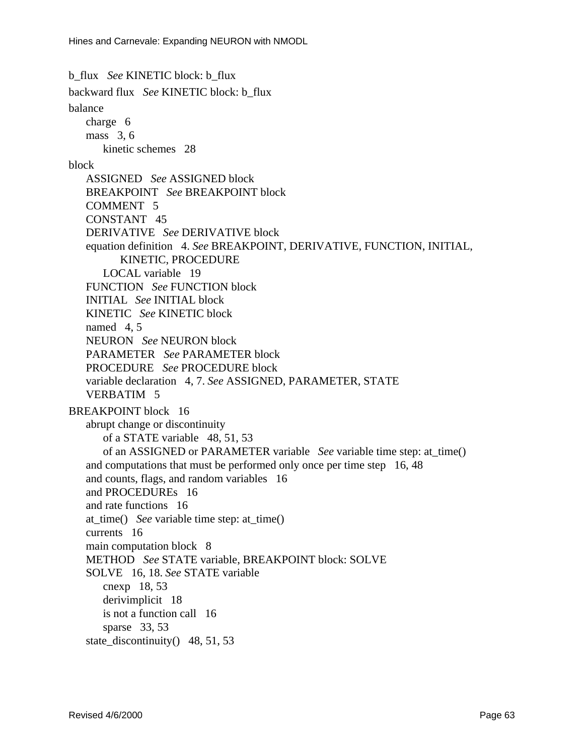b_flux *See* KINETIC block: b_flux

backward flux *See* KINETIC block: b_flux

balance
- charge 6
- mass 3, 6
  - kinetic schemes 28

block
- ASSIGNED *See* ASSIGNED block
- BREAKPOINT *See* BREAKPOINT block
- COMMENT 5
- CONSTANT 45
- DERIVATIVE *See* DERIVATIVE block
- equation definition 4. *See* BREAKPOINT, DERIVATIVE, FUNCTION, INITIAL, KINETIC, PROCEDURE
  - LOCAL variable 19
- FUNCTION *See* FUNCTION block
- INITIAL *See* INITIAL block
- KINETIC *See* KINETIC block
- named 4, 5
- NEURON *See* NEURON block
- PARAMETER *See* PARAMETER block
- PROCEDURE *See* PROCEDURE block
- variable declaration 4, 7. *See* ASSIGNED, PARAMETER, STATE
- VERBATIM 5

BREAKPOINT block 16
- abrupt change or discontinuity
  - of a STATE variable 48, 51, 53
  - of an ASSIGNED or PARAMETER variable *See* variable time step: at_time()
- and computations that must be performed only once per time step 16, 48
- and counts, flags, and random variables 16
- and PROCEDUREs 16
- and rate functions 16
- at_time() *See* variable time step: at_time()
- currents 16
- main computation block 8
- METHOD *See* STATE variable, BREAKPOINT block: SOLVE
- SOLVE 16, 18. *See* STATE variable
  - cnexp 18, 53
  - derivimplicit 18
  - is not a function call 16
  - sparse 33, 53
- state_discontinuity() 48, 51, 53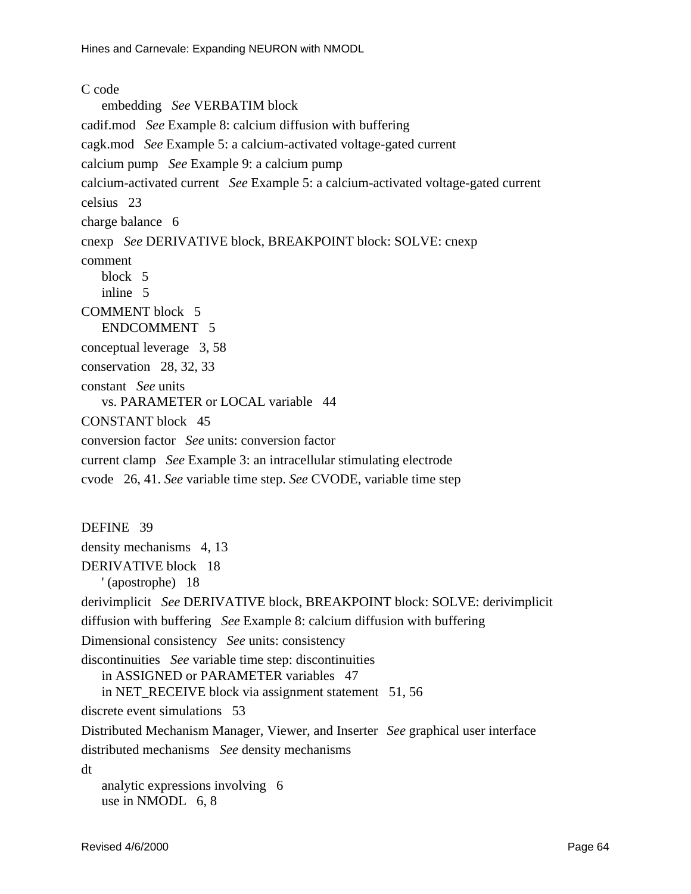C code
  embedding *See* VERBATIM block

cadif.mod *See* Example 8: calcium diffusion with buffering

cagk.mod *See* Example 5: a calcium-activated voltage-gated current

calcium pump *See* Example 9: a calcium pump

calcium-activated current *See* Example 5: a calcium-activated voltage-gated current

celsius 23

charge balance 6

cnexp *See* DERIVATIVE block, BREAKPOINT block: SOLVE: cnexp

comment
  block 5
  inline 5

COMMENT block 5
  ENDCOMMENT 5

conceptual leverage 3, 58

conservation 28, 32, 33

constant *See* units
  vs. PARAMETER or LOCAL variable 44

CONSTANT block 45

conversion factor *See* units: conversion factor

current clamp *See* Example 3: an intracellular stimulating electrode

cvode 26, 41. *See* variable time step. *See* CVODE, variable time step

DEFINE 39

density mechanisms 4, 13

DERIVATIVE block 18
  ' (apostrophe) 18

derivimplicit *See* DERIVATIVE block, BREAKPOINT block: SOLVE: derivimplicit

diffusion with buffering *See* Example 8: calcium diffusion with buffering

Dimensional consistency *See* units: consistency

discontinuities *See* variable time step: discontinuities
  in ASSIGNED or PARAMETER variables 47
  in NET_RECEIVE block via assignment statement 51, 56

discrete event simulations 53

Distributed Mechanism Manager, Viewer, and Inserter *See* graphical user interface

distributed mechanisms *See* density mechanisms

dt
  analytic expressions involving 6
  use in NMODL 6, 8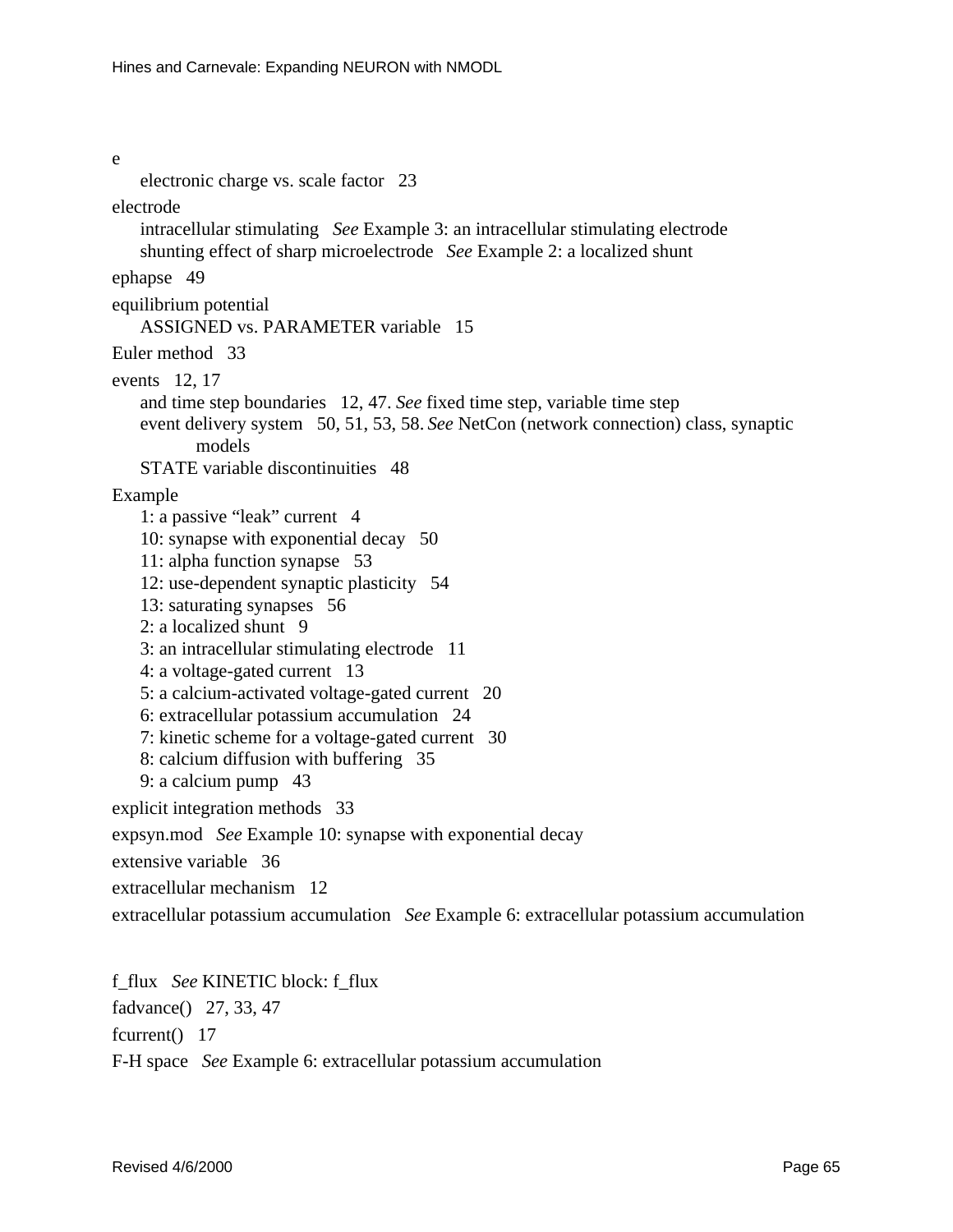e

- electronic charge vs. scale factor   23

electrode

- intracellular stimulating   *See* Example 3: an intracellular stimulating electrode
- shunting effect of sharp microelectrode   *See* Example 2: a localized shunt

ephapse   49

equilibrium potential

- ASSIGNED vs. PARAMETER variable   15

Euler method   33

events   12, 17

- and time step boundaries   12, 47. *See* fixed time step, variable time step
- event delivery system   50, 51, 53, 58. *See* NetCon (network connection) class, synaptic models
- STATE variable discontinuities   48

Example

- 1: a passive "leak" current   4
- 10: synapse with exponential decay   50
- 11: alpha function synapse   53
- 12: use-dependent synaptic plasticity   54
- 13: saturating synapses   56
- 2: a localized shunt   9
- 3: an intracellular stimulating electrode   11
- 4: a voltage-gated current   13
- 5: a calcium-activated voltage-gated current   20
- 6: extracellular potassium accumulation   24
- 7: kinetic scheme for a voltage-gated current   30
- 8: calcium diffusion with buffering   35
- 9: a calcium pump   43

explicit integration methods   33

expsyn.mod   *See* Example 10: synapse with exponential decay

extensive variable   36

extracellular mechanism   12

extracellular potassium accumulation   *See* Example 6: extracellular potassium accumulation

f_flux   *See* KINETIC block: f_flux

fadvance()   27, 33, 47

fcurrent()   17

F-H space   *See* Example 6: extracellular potassium accumulation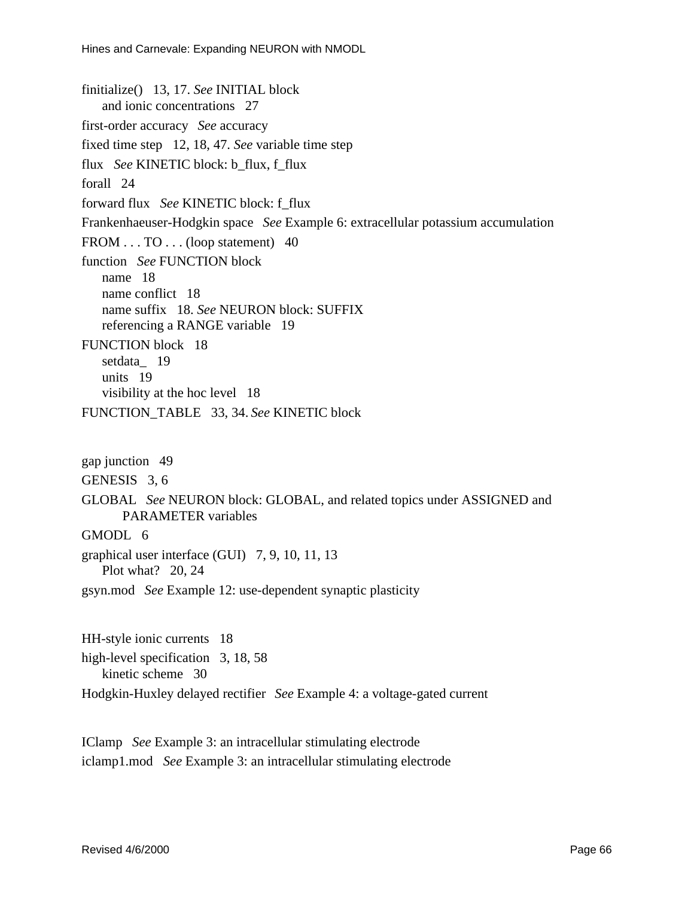finitialize() 13, 17. *See* INITIAL block
    and ionic concentrations 27

first-order accuracy *See* accuracy

fixed time step 12, 18, 47. *See* variable time step

flux *See* KINETIC block: b_flux, f_flux

forall 24

forward flux *See* KINETIC block: f_flux

Frankenhaeuser-Hodgkin space *See* Example 6: extracellular potassium accumulation

FROM . . . TO . . . (loop statement) 40

function *See* FUNCTION block
    name 18
    name conflict 18
    name suffix 18. *See* NEURON block: SUFFIX
    referencing a RANGE variable 19

FUNCTION block 18
    setdata_ 19
    units 19
    visibility at the hoc level 18

FUNCTION_TABLE 33, 34. *See* KINETIC block

gap junction 49

GENESIS 3, 6

GLOBAL *See* NEURON block: GLOBAL, and related topics under ASSIGNED and PARAMETER variables

GMODL 6

graphical user interface (GUI) 7, 9, 10, 11, 13
    Plot what? 20, 24

gsyn.mod *See* Example 12: use-dependent synaptic plasticity

HH-style ionic currents 18

high-level specification 3, 18, 58
    kinetic scheme 30

Hodgkin-Huxley delayed rectifier *See* Example 4: a voltage-gated current

IClamp *See* Example 3: an intracellular stimulating electrode

iclamp1.mod *See* Example 3: an intracellular stimulating electrode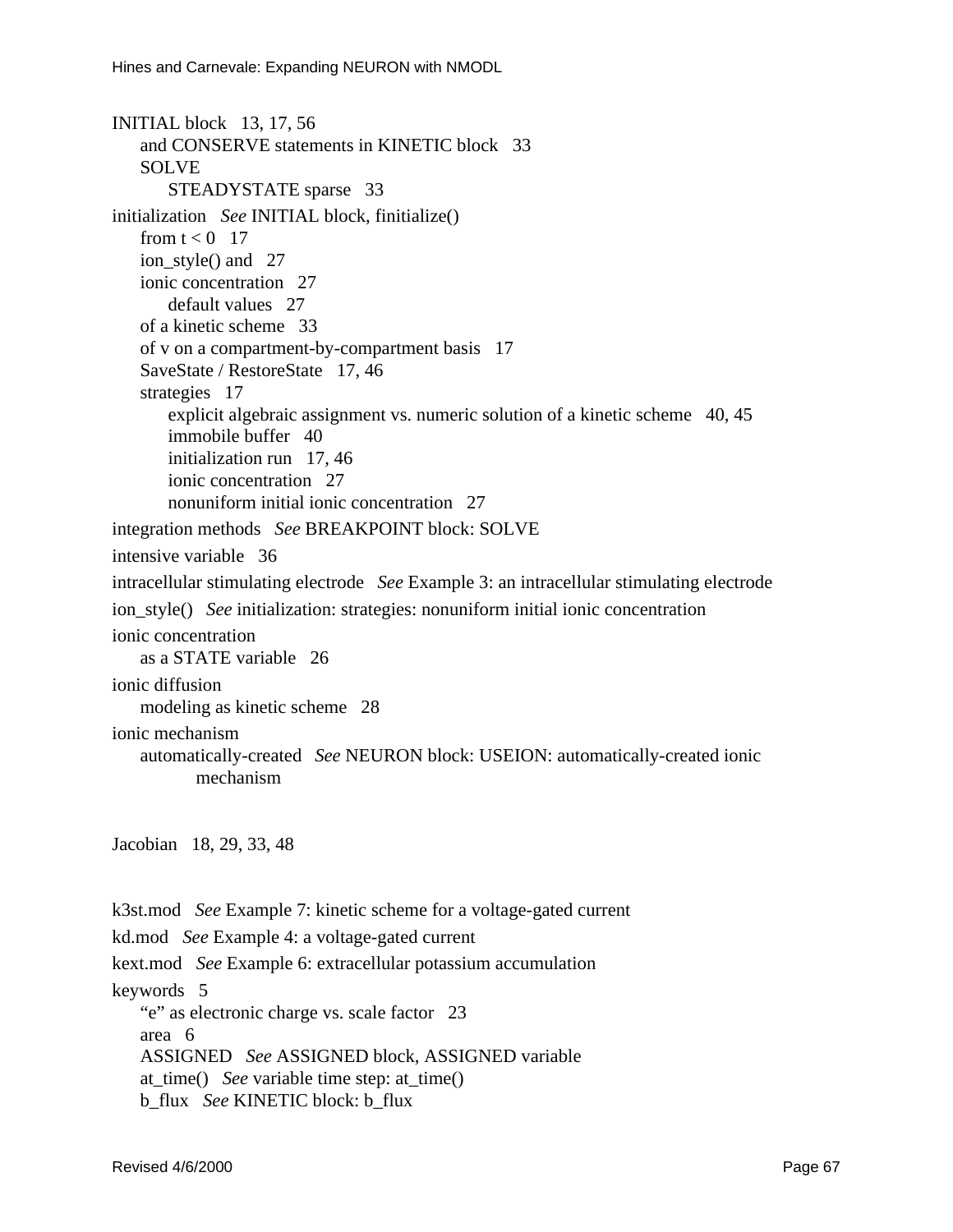INITIAL block   13, 17, 56

- and CONSERVE statements in KINETIC block   33
- SOLVE
    - STEADYSTATE sparse   33

initialization   *See* INITIAL block, finitialize()

- from t < 0   17
- ion_style() and   27
- ionic concentration   27
    - default values   27
- of a kinetic scheme   33
- of v on a compartment-by-compartment basis   17
- SaveState / RestoreState   17, 46
- strategies   17
    - explicit algebraic assignment vs. numeric solution of a kinetic scheme   40, 45
    - immobile buffer   40
    - initialization run   17, 46
    - ionic concentration   27
    - nonuniform initial ionic concentration   27

integration methods   *See* BREAKPOINT block: SOLVE

intensive variable   36

intracellular stimulating electrode   *See* Example 3: an intracellular stimulating electrode

ion_style()   *See* initialization: strategies: nonuniform initial ionic concentration

ionic concentration

- as a STATE variable   26

ionic diffusion

- modeling as kinetic scheme   28

ionic mechanism

- automatically-created   *See* NEURON block: USEION: automatically-created ionic mechanism

Jacobian   18, 29, 33, 48

k3st.mod   *See* Example 7: kinetic scheme for a voltage-gated current

kd.mod   *See* Example 4: a voltage-gated current

kext.mod   *See* Example 6: extracellular potassium accumulation

keywords   5

- "e" as electronic charge vs. scale factor   23
- area   6
- ASSIGNED   *See* ASSIGNED block, ASSIGNED variable
- at_time()   *See* variable time step: at_time()
- b_flux   *See* KINETIC block: b_flux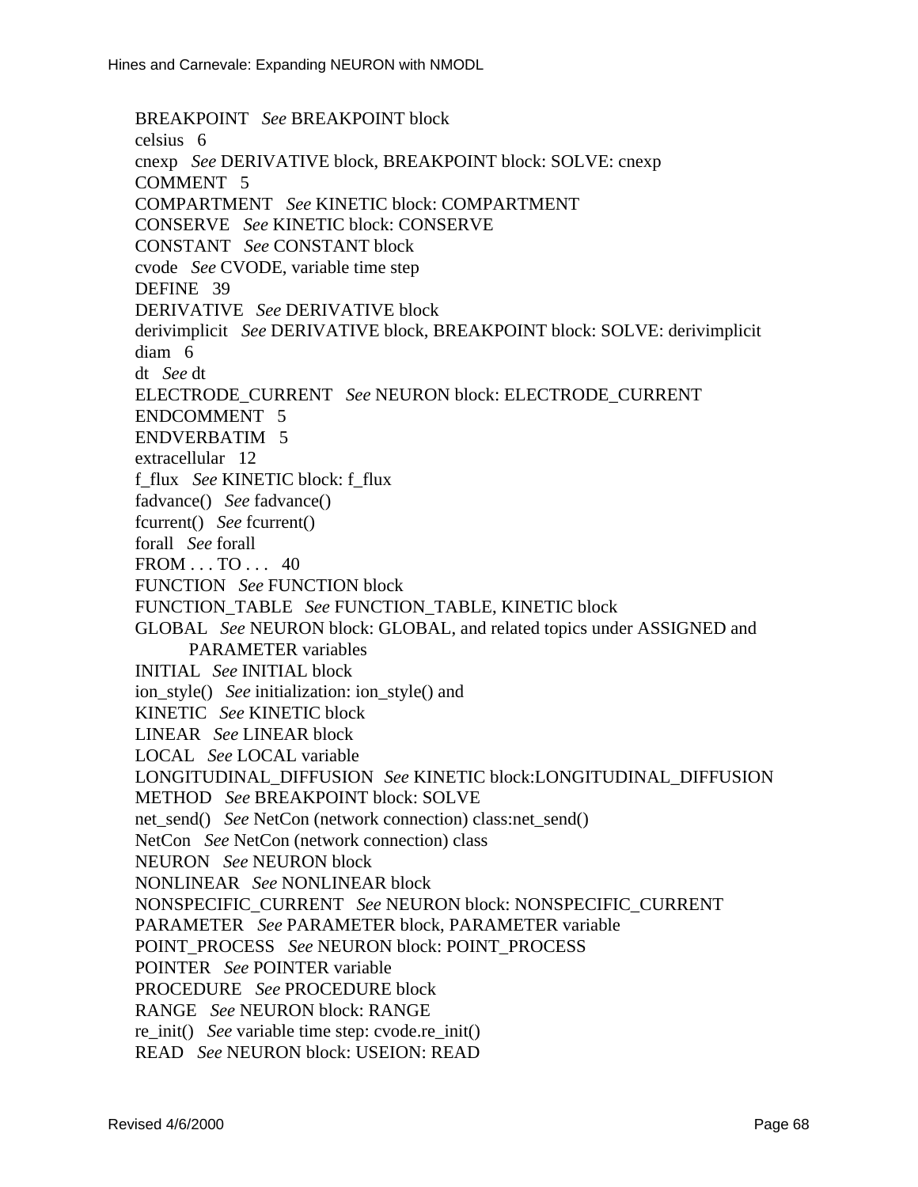BREAKPOINT   *See* BREAKPOINT block  
celsius   6  
cnexp   *See* DERIVATIVE block, BREAKPOINT block: SOLVE: cnexp  
COMMENT   5  
COMPARTMENT   *See* KINETIC block: COMPARTMENT  
CONSERVE   *See* KINETIC block: CONSERVE  
CONSTANT   *See* CONSTANT block  
cvode   *See* CVODE, variable time step  
DEFINE   39  
DERIVATIVE   *See* DERIVATIVE block  
derivimplicit   *See* DERIVATIVE block, BREAKPOINT block: SOLVE: derivimplicit  
diam   6  
dt   *See* dt  
ELECTRODE_CURRENT   *See* NEURON block: ELECTRODE_CURRENT  
ENDCOMMENT   5  
ENDVERBATIM   5  
extracellular   12  
f_flux   *See* KINETIC block: f_flux  
fadvance()   *See* fadvance()  
fcurrent()   *See* fcurrent()  
forall   *See* forall  
FROM . . . TO . . .   40  
FUNCTION   *See* FUNCTION block  
FUNCTION_TABLE   *See* FUNCTION_TABLE, KINETIC block  
GLOBAL   *See* NEURON block: GLOBAL, and related topics under ASSIGNED and PARAMETER variables  
INITIAL   *See* INITIAL block  
ion_style()   *See* initialization: ion_style() and  
KINETIC   *See* KINETIC block  
LINEAR   *See* LINEAR block  
LOCAL   *See* LOCAL variable  
LONGITUDINAL_DIFFUSION   *See* KINETIC block:LONGITUDINAL_DIFFUSION  
METHOD   *See* BREAKPOINT block: SOLVE  
net_send()   *See* NetCon (network connection) class:net_send()  
NetCon   *See* NetCon (network connection) class  
NEURON   *See* NEURON block  
NONLINEAR   *See* NONLINEAR block  
NONSPECIFIC_CURRENT   *See* NEURON block: NONSPECIFIC_CURRENT  
PARAMETER   *See* PARAMETER block, PARAMETER variable  
POINT_PROCESS   *See* NEURON block: POINT_PROCESS  
POINTER   *See* POINTER variable  
PROCEDURE   *See* PROCEDURE block  
RANGE   *See* NEURON block: RANGE  
re_init()   *See* variable time step: cvode.re_init()  
READ   *See* NEURON block: USEION: READ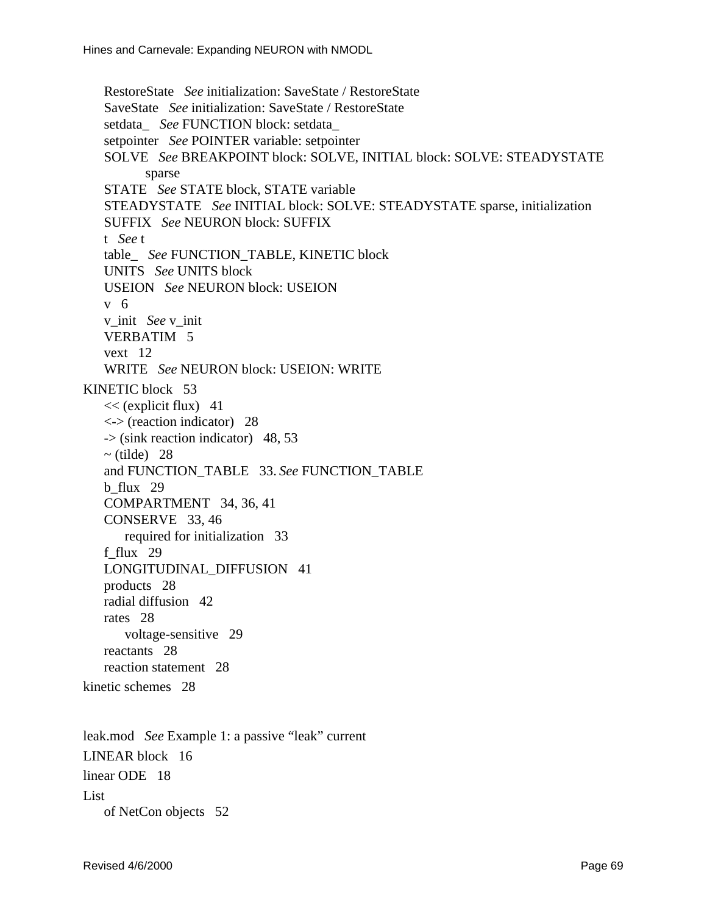RestoreState *See* initialization: SaveState / RestoreState
SaveState *See* initialization: SaveState / RestoreState
setdata_ *See* FUNCTION block: setdata_
setpointer *See* POINTER variable: setpointer
SOLVE *See* BREAKPOINT block: SOLVE, INITIAL block: SOLVE: STEADYSTATE sparse
STATE *See* STATE block, STATE variable
STEADYSTATE *See* INITIAL block: SOLVE: STEADYSTATE sparse, initialization
SUFFIX *See* NEURON block: SUFFIX
t *See* t
table_ *See* FUNCTION_TABLE, KINETIC block
UNITS *See* UNITS block
USEION *See* NEURON block: USEION
v 6
v_init *See* v_init
VERBATIM 5
vext 12
WRITE *See* NEURON block: USEION: WRITE

KINETIC block 53
- << (explicit flux) 41
- <-> (reaction indicator) 28
- -> (sink reaction indicator) 48, 53
- ~ (tilde) 28
- and FUNCTION_TABLE 33. *See* FUNCTION_TABLE
- b_flux 29
- COMPARTMENT 34, 36, 41
- CONSERVE 33, 46
  - required for initialization 33
- f_flux 29
- LONGITUDINAL_DIFFUSION 41
- products 28
- radial diffusion 42
- rates 28
  - voltage-sensitive 29
- reactants 28
- reaction statement 28

kinetic schemes 28

leak.mod *See* Example 1: a passive “leak” current

LINEAR block 16

linear ODE 18

List
- of NetCon objects 52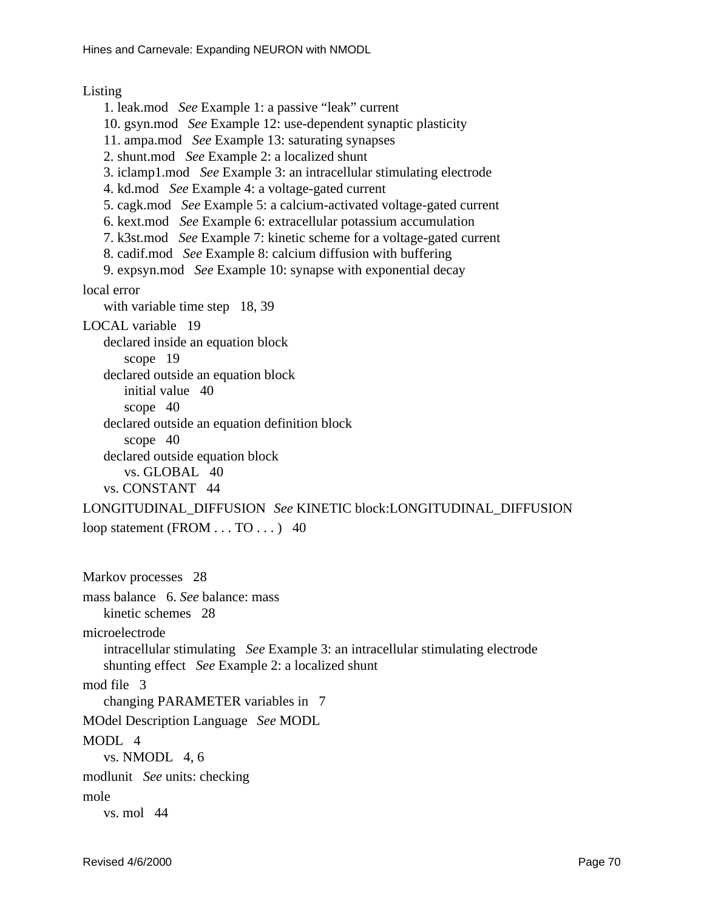Listing
- 1. leak.mod *See* Example 1: a passive “leak” current
- 10. gsyn.mod *See* Example 12: use-dependent synaptic plasticity
- 11. ampa.mod *See* Example 13: saturating synapses
- 2. shunt.mod *See* Example 2: a localized shunt
- 3. iclamp1.mod *See* Example 3: an intracellular stimulating electrode
- 4. kd.mod *See* Example 4: a voltage-gated current
- 5. cagk.mod *See* Example 5: a calcium-activated voltage-gated current
- 6. kext.mod *See* Example 6: extracellular potassium accumulation
- 7. k3st.mod *See* Example 7: kinetic scheme for a voltage-gated current
- 8. cadif.mod *See* Example 8: calcium diffusion with buffering
- 9. expsyn.mod *See* Example 10: synapse with exponential decay

local error
- with variable time step 18, 39

LOCAL variable 19
- declared inside an equation block
  - scope 19
- declared outside an equation block
  - initial value 40
  - scope 40
- declared outside an equation definition block
  - scope 40
- declared outside equation block
  - vs. GLOBAL 40
- vs. CONSTANT 44

LONGITUDINAL_DIFFUSION *See* KINETIC block:LONGITUDINAL_DIFFUSION

loop statement (FROM . . . TO . . . ) 40

Markov processes 28

mass balance 6. *See* balance: mass
- kinetic schemes 28

microelectrode
- intracellular stimulating *See* Example 3: an intracellular stimulating electrode
- shunting effect *See* Example 2: a localized shunt

mod file 3
- changing PARAMETER variables in 7

MOdel Description Language *See* MODL

MODL 4
- vs. NMODL 4, 6

modlunit *See* units: checking

mole
- vs. mol 44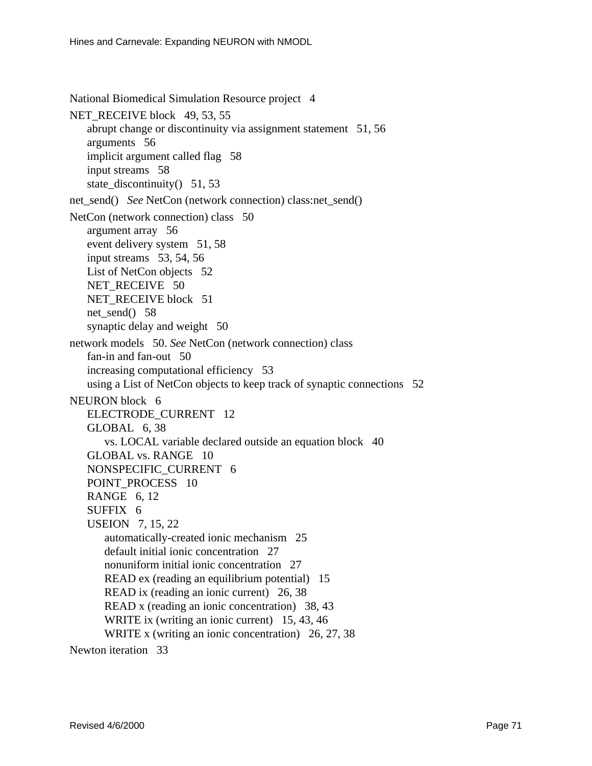National Biomedical Simulation Resource project   4

NET_RECEIVE block   49, 53, 55
- abrupt change or discontinuity via assignment statement   51, 56
- arguments   56
- implicit argument called flag   58
- input streams   58
- state_discontinuity()   51, 53

net_send()   *See* NetCon (network connection) class:net_send()

NetCon (network connection) class   50
- argument array   56
- event delivery system   51, 58
- input streams   53, 54, 56
- List of NetCon objects   52
- NET_RECEIVE   50
- NET_RECEIVE block   51
- net_send()   58
- synaptic delay and weight   50

network models   50. *See* NetCon (network connection) class
- fan-in and fan-out   50
- increasing computational efficiency   53
- using a List of NetCon objects to keep track of synaptic connections   52

NEURON block   6
- ELECTRODE_CURRENT   12
- GLOBAL   6, 38
  - vs. LOCAL variable declared outside an equation block   40
- GLOBAL vs. RANGE   10
- NONSPECIFIC_CURRENT   6
- POINT_PROCESS   10
- RANGE   6, 12
- SUFFIX   6
- USEION   7, 15, 22
  - automatically-created ionic mechanism   25
  - default initial ionic concentration   27
  - nonuniform initial ionic concentration   27
  - READ ex (reading an equilibrium potential)   15
  - READ ix (reading an ionic current)   26, 38
  - READ x (reading an ionic concentration)   38, 43
  - WRITE ix (writing an ionic current)   15, 43, 46
  - WRITE x (writing an ionic concentration)   26, 27, 38

Newton iteration   33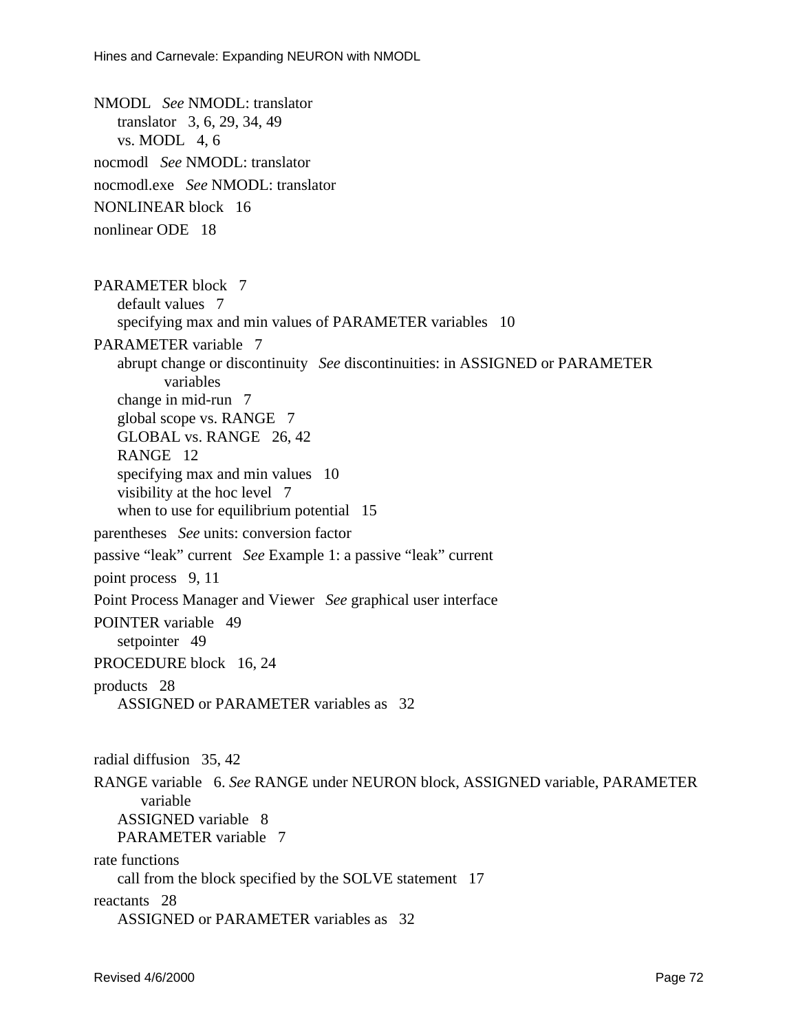NMODL *See* NMODL: translator
- translator 3, 6, 29, 34, 49
- vs. MODL 4, 6

nocmodl *See* NMODL: translator

nocmodl.exe *See* NMODL: translator

NONLINEAR block 16

nonlinear ODE 18

PARAMETER block 7
- default values 7
- specifying max and min values of PARAMETER variables 10

PARAMETER variable 7
- abrupt change or discontinuity *See* discontinuities: in ASSIGNED or PARAMETER variables
- change in mid-run 7
- global scope vs. RANGE 7
- GLOBAL vs. RANGE 26, 42
- RANGE 12
- specifying max and min values 10
- visibility at the hoc level 7
- when to use for equilibrium potential 15

parentheses *See* units: conversion factor

passive "leak" current *See* Example 1: a passive "leak" current

point process 9, 11

Point Process Manager and Viewer *See* graphical user interface

POINTER variable 49
- setpointer 49

PROCEDURE block 16, 24

products 28
- ASSIGNED or PARAMETER variables as 32

radial diffusion 35, 42

RANGE variable 6. *See* RANGE under NEURON block, ASSIGNED variable, PARAMETER variable
- ASSIGNED variable 8
- PARAMETER variable 7

rate functions
- call from the block specified by the SOLVE statement 17

reactants 28
- ASSIGNED or PARAMETER variables as 32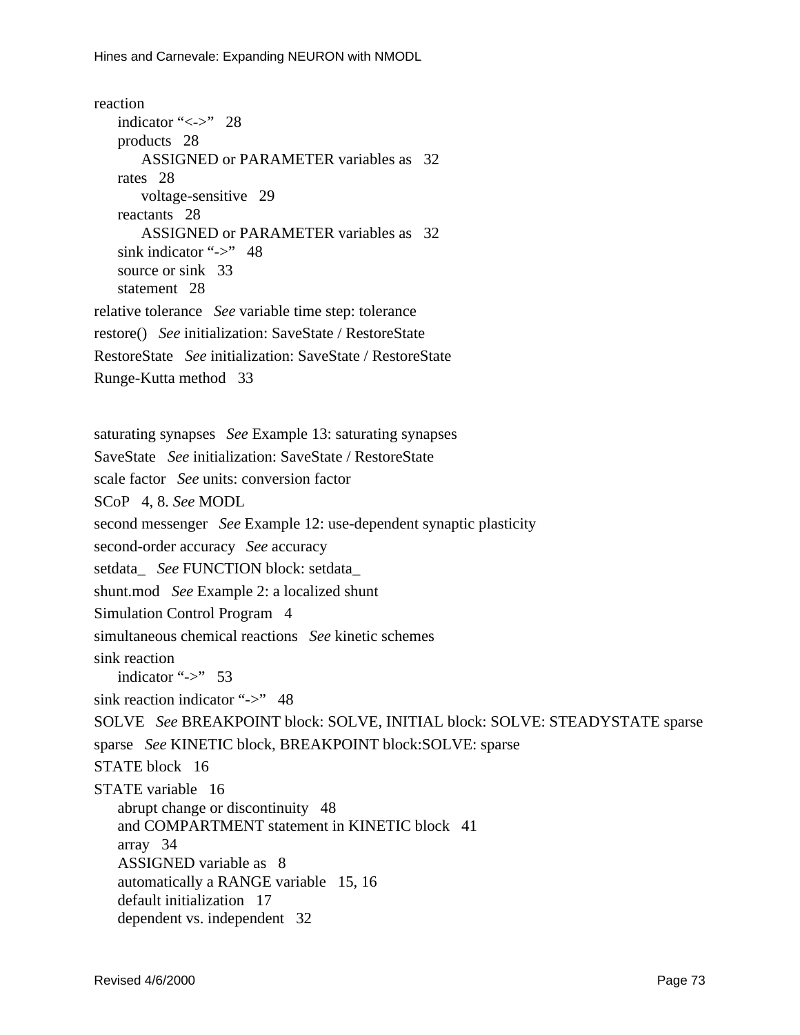reaction
- indicator "<->"   28
- products   28
  - ASSIGNED or PARAMETER variables as   32
- rates   28
  - voltage-sensitive   29
- reactants   28
  - ASSIGNED or PARAMETER variables as   32
- sink indicator "->"   48
- source or sink   33
- statement   28

relative tolerance   *See* variable time step: tolerance

restore()   *See* initialization: SaveState / RestoreState

RestoreState   *See* initialization: SaveState / RestoreState

Runge-Kutta method   33

saturating synapses   *See* Example 13: saturating synapses

SaveState   *See* initialization: SaveState / RestoreState

scale factor   *See* units: conversion factor

SCoP   4, 8. *See* MODL

second messenger   *See* Example 12: use-dependent synaptic plasticity

second-order accuracy   *See* accuracy

setdata_   *See* FUNCTION block: setdata_

shunt.mod   *See* Example 2: a localized shunt

Simulation Control Program   4

simultaneous chemical reactions   *See* kinetic schemes

sink reaction
- indicator "->"   53

sink reaction indicator "->"   48

SOLVE   *See* BREAKPOINT block: SOLVE, INITIAL block: SOLVE: STEADYSTATE sparse

sparse   *See* KINETIC block, BREAKPOINT block:SOLVE: sparse

STATE block   16

STATE variable   16
- abrupt change or discontinuity   48
- and COMPARTMENT statement in KINETIC block   41
- array   34
- ASSIGNED variable as   8
- automatically a RANGE variable   15, 16
- default initialization   17
- dependent vs. independent   32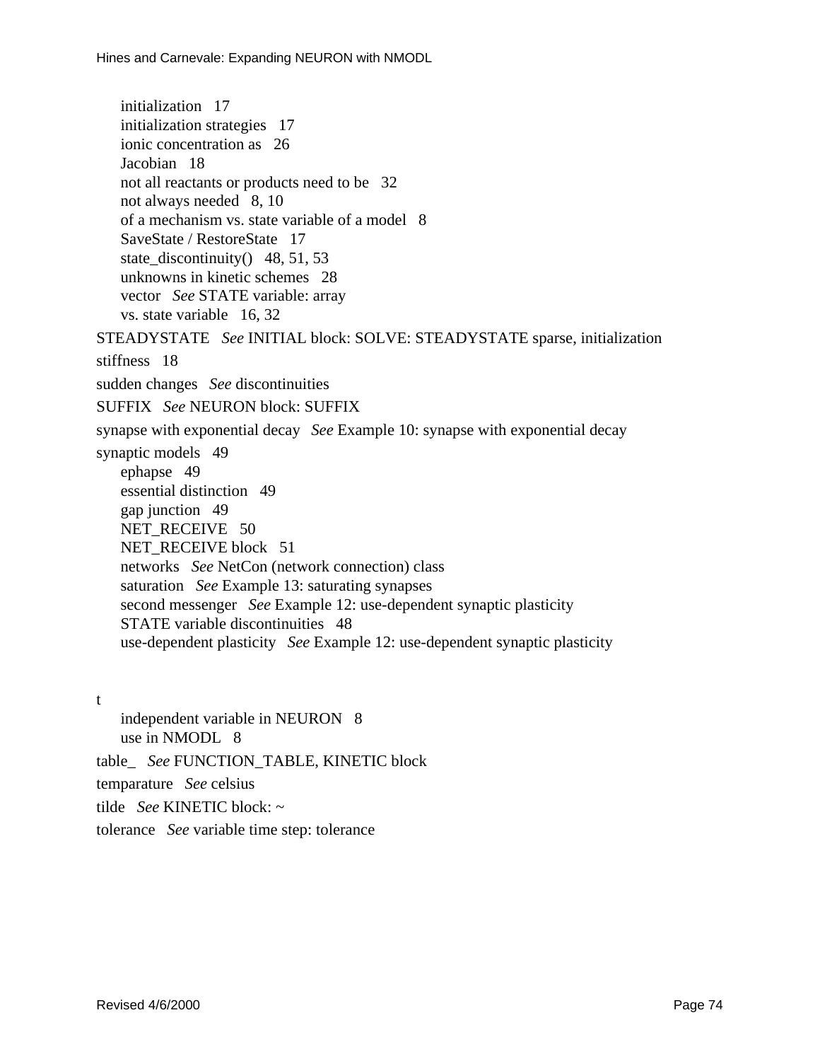initialization 17
initialization strategies 17
ionic concentration as 26
Jacobian 18
not all reactants or products need to be 32
not always needed 8, 10
of a mechanism vs. state variable of a model 8
SaveState / RestoreState 17
state_discontinuity() 48, 51, 53
unknowns in kinetic schemes 28
vector *See* STATE variable: array
vs. state variable 16, 32

STEADYSTATE *See* INITIAL block: SOLVE: STEADYSTATE sparse, initialization

stiffness 18

sudden changes *See* discontinuities

SUFFIX *See* NEURON block: SUFFIX

synapse with exponential decay *See* Example 10: synapse with exponential decay

synaptic models 49
ephapse 49
essential distinction 49
gap junction 49
NET_RECEIVE 50
NET_RECEIVE block 51
networks *See* NetCon (network connection) class
saturation *See* Example 13: saturating synapses
second messenger *See* Example 12: use-dependent synaptic plasticity
STATE variable discontinuities 48
use-dependent plasticity *See* Example 12: use-dependent synaptic plasticity

t
independent variable in NEURON 8
use in NMODL 8

table_ *See* FUNCTION_TABLE, KINETIC block

temparature *See* celsius

tilde *See* KINETIC block: ~

tolerance *See* variable time step: tolerance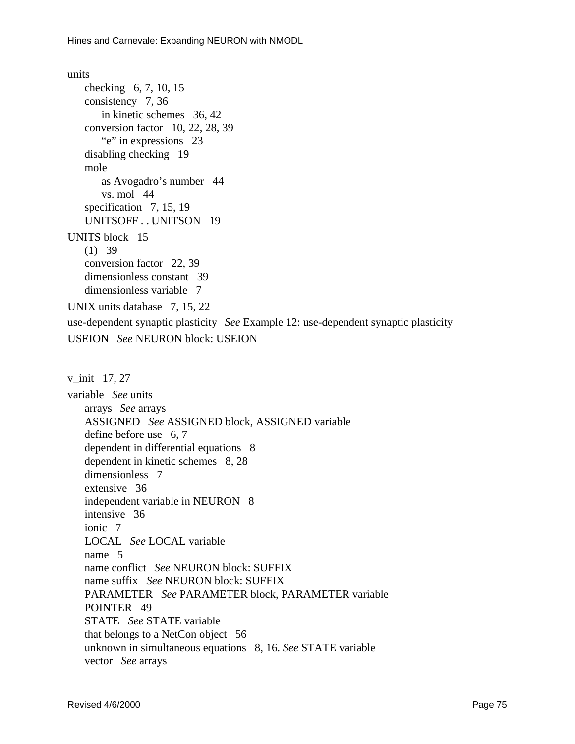units
- checking 6, 7, 10, 15
- consistency 7, 36
  - in kinetic schemes 36, 42
- conversion factor 10, 22, 28, 39
  - "e" in expressions 23
- disabling checking 19
- mole
  - as Avogadro's number 44
  - vs. mol 44
- specification 7, 15, 19
- UNITSOFF . . UNITSON 19

UNITS block 15
- (1) 39
- conversion factor 22, 39
- dimensionless constant 39
- dimensionless variable 7

UNIX units database 7, 15, 22

use-dependent synaptic plasticity *See* Example 12: use-dependent synaptic plasticity

USEION *See* NEURON block: USEION

v_init 17, 27

variable *See* units
- arrays *See* arrays
- ASSIGNED *See* ASSIGNED block, ASSIGNED variable
- define before use 6, 7
- dependent in differential equations 8
- dependent in kinetic schemes 8, 28
- dimensionless 7
- extensive 36
- independent variable in NEURON 8
- intensive 36
- ionic 7
- LOCAL *See* LOCAL variable
- name 5
- name conflict *See* NEURON block: SUFFIX
- name suffix *See* NEURON block: SUFFIX
- PARAMETER *See* PARAMETER block, PARAMETER variable
- POINTER 49
- STATE *See* STATE variable
- that belongs to a NetCon object 56
- unknown in simultaneous equations 8, 16. *See* STATE variable
- vector *See* arrays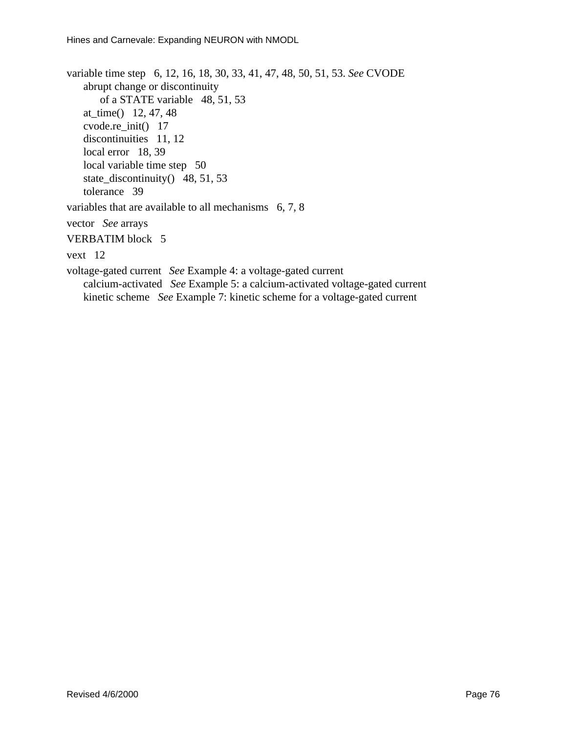variable time step   6, 12, 16, 18, 30, 33, 41, 47, 48, 50, 51, 53. *See* CVODE
- abrupt change or discontinuity
  - of a STATE variable   48, 51, 53
- at_time()   12, 47, 48
- cvode.re_init()   17
- discontinuities   11, 12
- local error   18, 39
- local variable time step   50
- state_discontinuity()   48, 51, 53
- tolerance   39

variables that are available to all mechanisms   6, 7, 8

vector   *See* arrays

VERBATIM block   5

vext   12

voltage-gated current   *See* Example 4: a voltage-gated current
- calcium-activated   *See* Example 5: a calcium-activated voltage-gated current
- kinetic scheme   *See* Example 7: kinetic scheme for a voltage-gated current